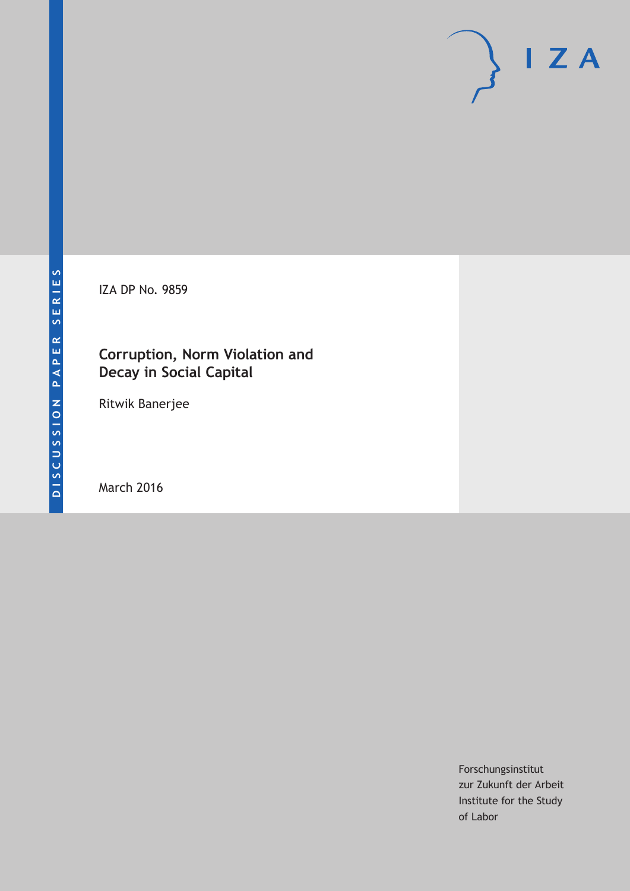DISCUSSION PAPER SERIES

IZA DP No. 9859

# Corruption, Norm Violation and Decay in Social Capital

Ritwik Banerjee

March 2016

Forschungsinstitut
zur Zukunft der Arbeit
Institute for the Study
of Labor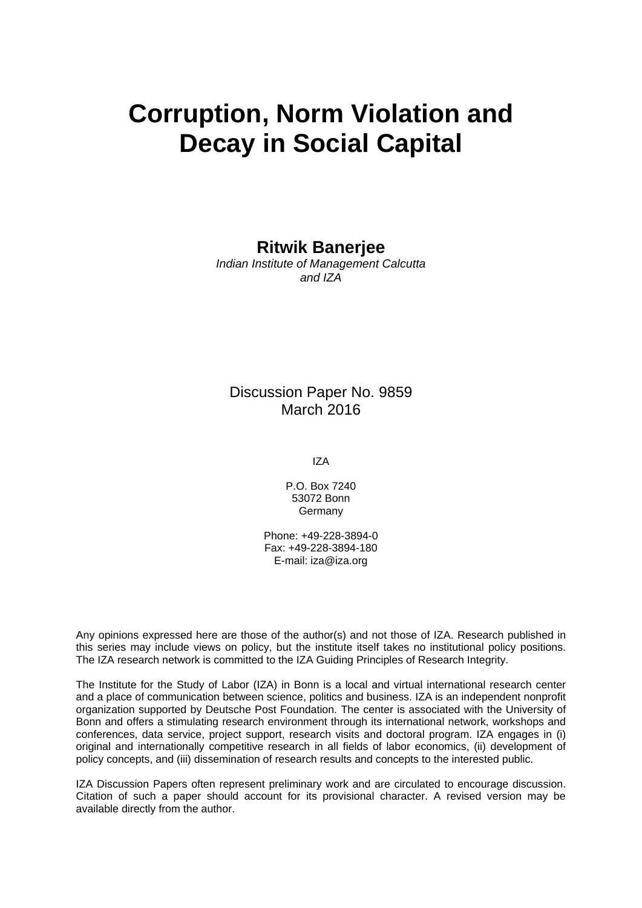# Corruption, Norm Violation and Decay in Social Capital

**Ritwik Banerjee**
*Indian Institute of Management Calcutta*
*and IZA*

Discussion Paper No. 9859
March 2016

IZA

P.O. Box 7240
53072 Bonn
Germany

Phone: +49-228-3894-0
Fax: +49-228-3894-180
E-mail: iza@iza.org

Any opinions expressed here are those of the author(s) and not those of IZA. Research published in this series may include views on policy, but the institute itself takes no institutional policy positions. The IZA research network is committed to the IZA Guiding Principles of Research Integrity.

The Institute for the Study of Labor (IZA) in Bonn is a local and virtual international research center and a place of communication between science, politics and business. IZA is an independent nonprofit organization supported by Deutsche Post Foundation. The center is associated with the University of Bonn and offers a stimulating research environment through its international network, workshops and conferences, data service, project support, research visits and doctoral program. IZA engages in (i) original and internationally competitive research in all fields of labor economics, (ii) development of policy concepts, and (iii) dissemination of research results and concepts to the interested public.

IZA Discussion Papers often represent preliminary work and are circulated to encourage discussion. Citation of such a paper should account for its provisional character. A revised version may be available directly from the author.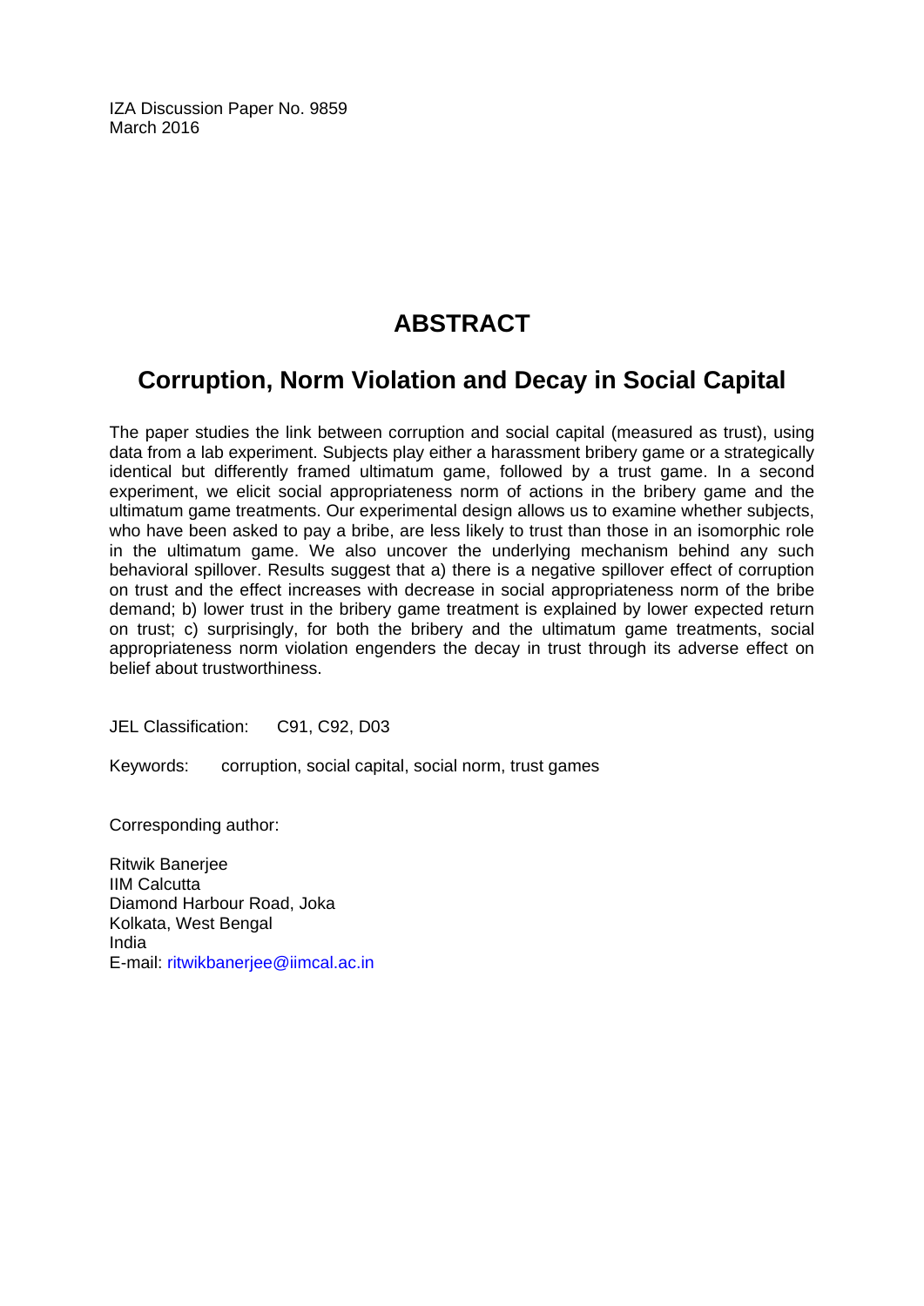IZA Discussion Paper No. 9859
March 2016

# ABSTRACT

## Corruption, Norm Violation and Decay in Social Capital

The paper studies the link between corruption and social capital (measured as trust), using data from a lab experiment. Subjects play either a harassment bribery game or a strategically identical but differently framed ultimatum game, followed by a trust game. In a second experiment, we elicit social appropriateness norm of actions in the bribery game and the ultimatum game treatments. Our experimental design allows us to examine whether subjects, who have been asked to pay a bribe, are less likely to trust than those in an isomorphic role in the ultimatum game. We also uncover the underlying mechanism behind any such behavioral spillover. Results suggest that a) there is a negative spillover effect of corruption on trust and the effect increases with decrease in social appropriateness norm of the bribe demand; b) lower trust in the bribery game treatment is explained by lower expected return on trust; c) surprisingly, for both the bribery and the ultimatum game treatments, social appropriateness norm violation engenders the decay in trust through its adverse effect on belief about trustworthiness.

JEL Classification: C91, C92, D03

Keywords: corruption, social capital, social norm, trust games

Corresponding author:

Ritwik Banerjee
IIM Calcutta
Diamond Harbour Road, Joka
Kolkata, West Bengal
India
E-mail: ritwikbanerjee@iimcal.ac.in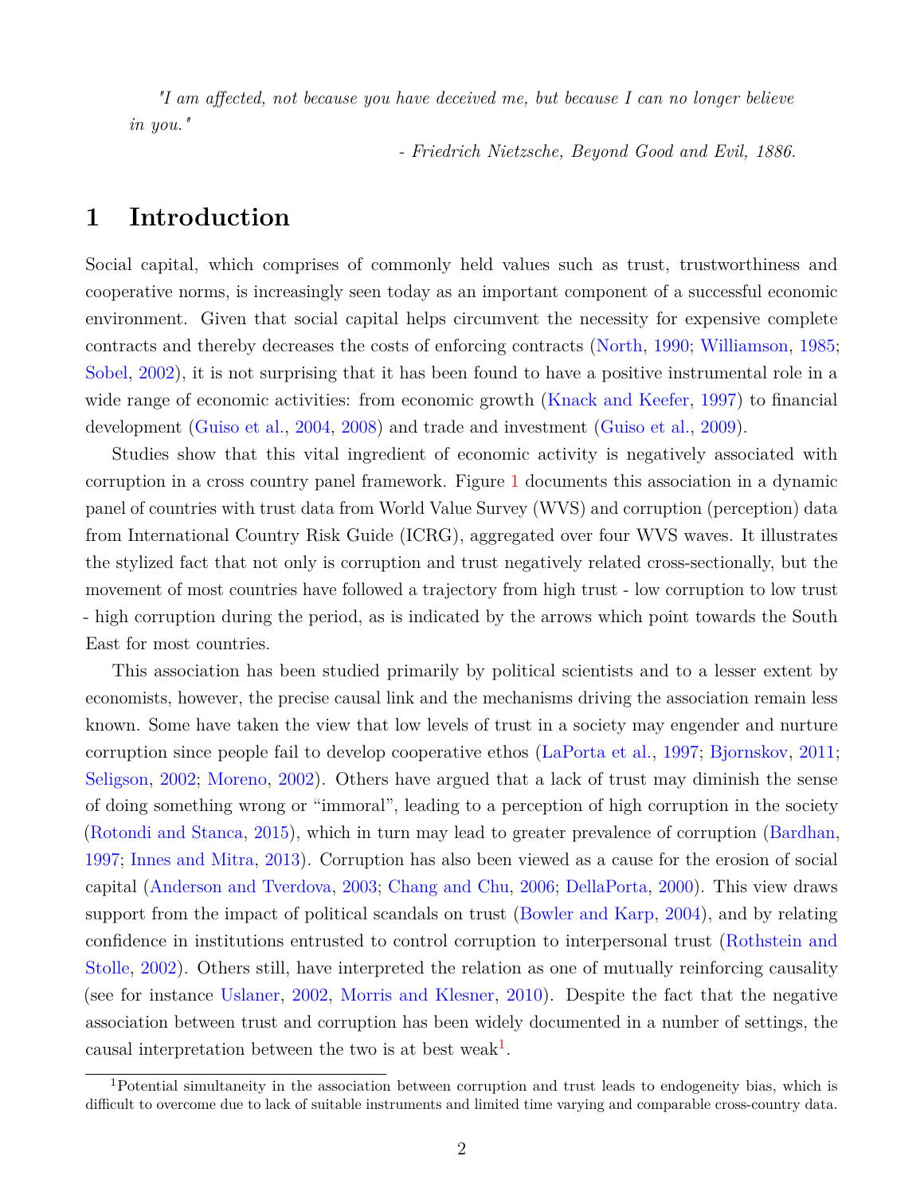*"I am affected, not because you have deceived me, but because I can no longer believe in you."*

*- Friedrich Nietzsche, Beyond Good and Evil, 1886.*

# 1 Introduction

Social capital, which comprises of commonly held values such as trust, trustworthiness and cooperative norms, is increasingly seen today as an important component of a successful economic environment. Given that social capital helps circumvent the necessity for expensive complete contracts and thereby decreases the costs of enforcing contracts (North, 1990; Williamson, 1985; Sobel, 2002), it is not surprising that it has been found to have a positive instrumental role in a wide range of economic activities: from economic growth (Knack and Keefer, 1997) to financial development (Guiso et al., 2004, 2008) and trade and investment (Guiso et al., 2009).

Studies show that this vital ingredient of economic activity is negatively associated with corruption in a cross country panel framework. Figure 1 documents this association in a dynamic panel of countries with trust data from World Value Survey (WVS) and corruption (perception) data from International Country Risk Guide (ICRG), aggregated over four WVS waves. It illustrates the stylized fact that not only is corruption and trust negatively related cross-sectionally, but the movement of most countries have followed a trajectory from high trust - low corruption to low trust - high corruption during the period, as is indicated by the arrows which point towards the South East for most countries.

This association has been studied primarily by political scientists and to a lesser extent by economists, however, the precise causal link and the mechanisms driving the association remain less known. Some have taken the view that low levels of trust in a society may engender and nurture corruption since people fail to develop cooperative ethos (LaPorta et al., 1997; Bjornskov, 2011; Seligson, 2002; Moreno, 2002). Others have argued that a lack of trust may diminish the sense of doing something wrong or "immoral", leading to a perception of high corruption in the society (Rotondi and Stanca, 2015), which in turn may lead to greater prevalence of corruption (Bardhan, 1997; Innes and Mitra, 2013). Corruption has also been viewed as a cause for the erosion of social capital (Anderson and Tverdova, 2003; Chang and Chu, 2006; DellaPorta, 2000). This view draws support from the impact of political scandals on trust (Bowler and Karp, 2004), and by relating confidence in institutions entrusted to control corruption to interpersonal trust (Rothstein and Stolle, 2002). Others still, have interpreted the relation as one of mutually reinforcing causality (see for instance Uslaner, 2002, Morris and Klesner, 2010). Despite the fact that the negative association between trust and corruption has been widely documented in a number of settings, the causal interpretation between the two is at best weak[1].

[1] Potential simultaneity in the association between corruption and trust leads to endogeneity bias, which is difficult to overcome due to lack of suitable instruments and limited time varying and comparable cross-country data.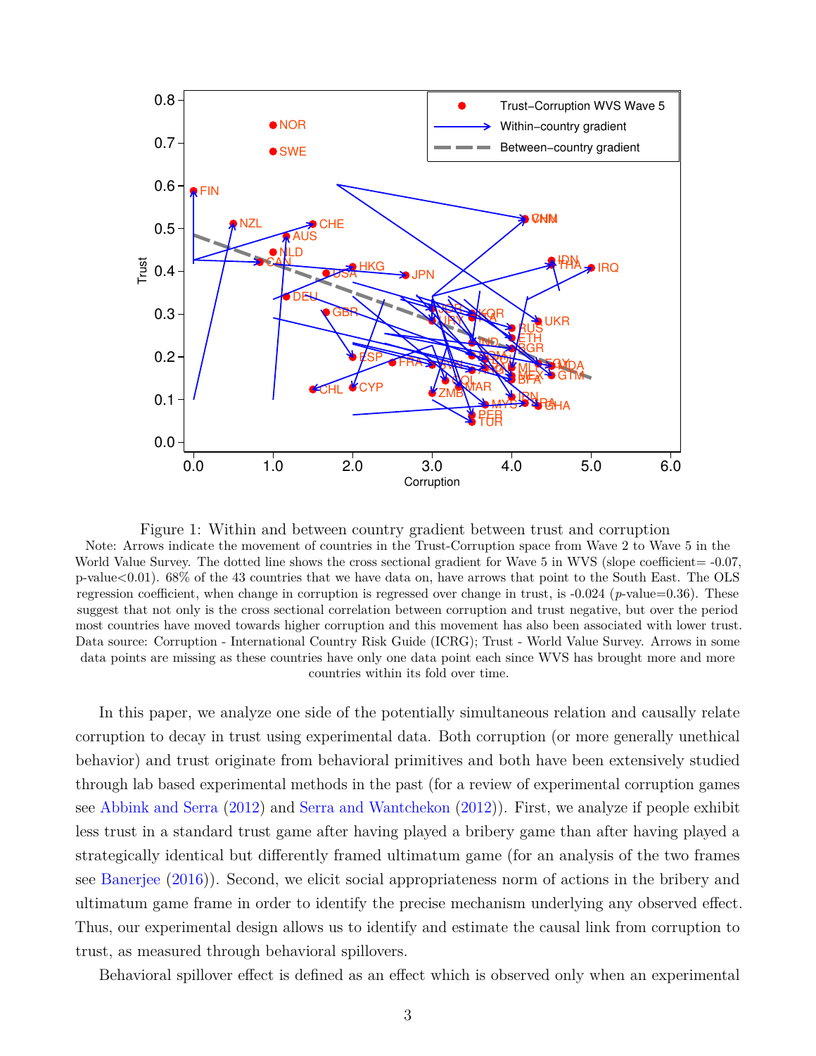Figure 1: Within and between country gradient between trust and corruption

Note: Arrows indicate the movement of countries in the Trust-Corruption space from Wave 2 to Wave 5 in the World Value Survey. The dotted line shows the cross sectional gradient for Wave 5 in WVS (slope coefficient= -0.07, p-value<0.01). 68% of the 43 countries that we have data on, have arrows that point to the South East. The OLS regression coefficient, when change in corruption is regressed over change in trust, is -0.024 (*p*-value=0.36). These suggest that not only is the cross sectional correlation between corruption and trust negative, but over the period most countries have moved towards higher corruption and this movement has also been associated with lower trust. Data source: Corruption - International Country Risk Guide (ICRG); Trust - World Value Survey. Arrows in some data points are missing as these countries have only one data point each since WVS has brought more and more countries within its fold over time.

In this paper, we analyze one side of the potentially simultaneous relation and causally relate corruption to decay in trust using experimental data. Both corruption (or more generally unethical behavior) and trust originate from behavioral primitives and both have been extensively studied through lab based experimental methods in the past (for a review of experimental corruption games see Abbink and Serra (2012) and Serra and Wantchekon (2012)). First, we analyze if people exhibit less trust in a standard trust game after having played a bribery game than after having played a strategically identical but differently framed ultimatum game (for an analysis of the two frames see Banerjee (2016)). Second, we elicit social appropriateness norm of actions in the bribery and ultimatum game frame in order to identify the precise mechanism underlying any observed effect. Thus, our experimental design allows us to identify and estimate the causal link from corruption to trust, as measured through behavioral spillovers.

Behavioral spillover effect is defined as an effect which is observed only when an experimental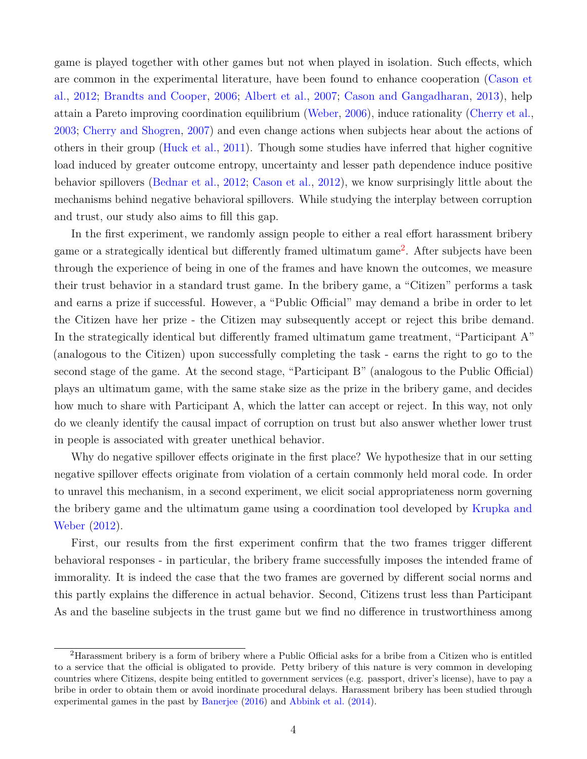game is played together with other games but not when played in isolation. Such effects, which are common in the experimental literature, have been found to enhance cooperation (Cason et al., 2012; Brandts and Cooper, 2006; Albert et al., 2007; Cason and Gangadharan, 2013), help attain a Pareto improving coordination equilibrium (Weber, 2006), induce rationality (Cherry et al., 2003; Cherry and Shogren, 2007) and even change actions when subjects hear about the actions of others in their group (Huck et al., 2011). Though some studies have inferred that higher cognitive load induced by greater outcome entropy, uncertainty and lesser path dependence induce positive behavior spillovers (Bednar et al., 2012; Cason et al., 2012), we know surprisingly little about the mechanisms behind negative behavioral spillovers. While studying the interplay between corruption and trust, our study also aims to fill this gap.

In the first experiment, we randomly assign people to either a real effort harassment bribery game or a strategically identical but differently framed ultimatum game[2]. After subjects have been through the experience of being in one of the frames and have known the outcomes, we measure their trust behavior in a standard trust game. In the bribery game, a "Citizen" performs a task and earns a prize if successful. However, a "Public Official" may demand a bribe in order to let the Citizen have her prize - the Citizen may subsequently accept or reject this bribe demand. In the strategically identical but differently framed ultimatum game treatment, "Participant A" (analogous to the Citizen) upon successfully completing the task - earns the right to go to the second stage of the game. At the second stage, "Participant B" (analogous to the Public Official) plays an ultimatum game, with the same stake size as the prize in the bribery game, and decides how much to share with Participant A, which the latter can accept or reject. In this way, not only do we cleanly identify the causal impact of corruption on trust but also answer whether lower trust in people is associated with greater unethical behavior.

Why do negative spillover effects originate in the first place? We hypothesize that in our setting negative spillover effects originate from violation of a certain commonly held moral code. In order to unravel this mechanism, in a second experiment, we elicit social appropriateness norm governing the bribery game and the ultimatum game using a coordination tool developed by Krupka and Weber (2012).

First, our results from the first experiment confirm that the two frames trigger different behavioral responses - in particular, the bribery frame successfully imposes the intended frame of immorality. It is indeed the case that the two frames are governed by different social norms and this partly explains the difference in actual behavior. Second, Citizens trust less than Participant As and the baseline subjects in the trust game but we find no difference in trustworthiness among

[2]Harassment bribery is a form of bribery where a Public Official asks for a bribe from a Citizen who is entitled to a service that the official is obligated to provide. Petty bribery of this nature is very common in developing countries where Citizens, despite being entitled to government services (e.g. passport, driver's license), have to pay a bribe in order to obtain them or avoid inordinate procedural delays. Harassment bribery has been studied through experimental games in the past by Banerjee (2016) and Abbink et al. (2014).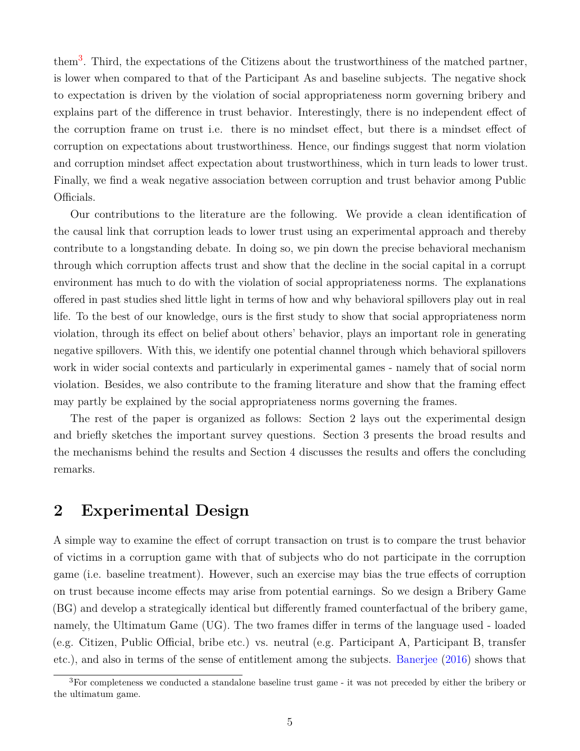them[3]. Third, the expectations of the Citizens about the trustworthiness of the matched partner, is lower when compared to that of the Participant As and baseline subjects. The negative shock to expectation is driven by the violation of social appropriateness norm governing bribery and explains part of the difference in trust behavior. Interestingly, there is no independent effect of the corruption frame on trust i.e. there is no mindset effect, but there is a mindset effect of corruption on expectations about trustworthiness. Hence, our findings suggest that norm violation and corruption mindset affect expectation about trustworthiness, which in turn leads to lower trust. Finally, we find a weak negative association between corruption and trust behavior among Public Officials.

Our contributions to the literature are the following. We provide a clean identification of the causal link that corruption leads to lower trust using an experimental approach and thereby contribute to a longstanding debate. In doing so, we pin down the precise behavioral mechanism through which corruption affects trust and show that the decline in the social capital in a corrupt environment has much to do with the violation of social appropriateness norms. The explanations offered in past studies shed little light in terms of how and why behavioral spillovers play out in real life. To the best of our knowledge, ours is the first study to show that social appropriateness norm violation, through its effect on belief about others' behavior, plays an important role in generating negative spillovers. With this, we identify one potential channel through which behavioral spillovers work in wider social contexts and particularly in experimental games - namely that of social norm violation. Besides, we also contribute to the framing literature and show that the framing effect may partly be explained by the social appropriateness norms governing the frames.

The rest of the paper is organized as follows: Section 2 lays out the experimental design and briefly sketches the important survey questions. Section 3 presents the broad results and the mechanisms behind the results and Section 4 discusses the results and offers the concluding remarks.

## 2 Experimental Design

A simple way to examine the effect of corrupt transaction on trust is to compare the trust behavior of victims in a corruption game with that of subjects who do not participate in the corruption game (i.e. baseline treatment). However, such an exercise may bias the true effects of corruption on trust because income effects may arise from potential earnings. So we design a Bribery Game (BG) and develop a strategically identical but differently framed counterfactual of the bribery game, namely, the Ultimatum Game (UG). The two frames differ in terms of the language used - loaded (e.g. Citizen, Public Official, bribe etc.) vs. neutral (e.g. Participant A, Participant B, transfer etc.), and also in terms of the sense of entitlement among the subjects. Banerjee (2016) shows that

[3]For completeness we conducted a standalone baseline trust game - it was not preceded by either the bribery or the ultimatum game.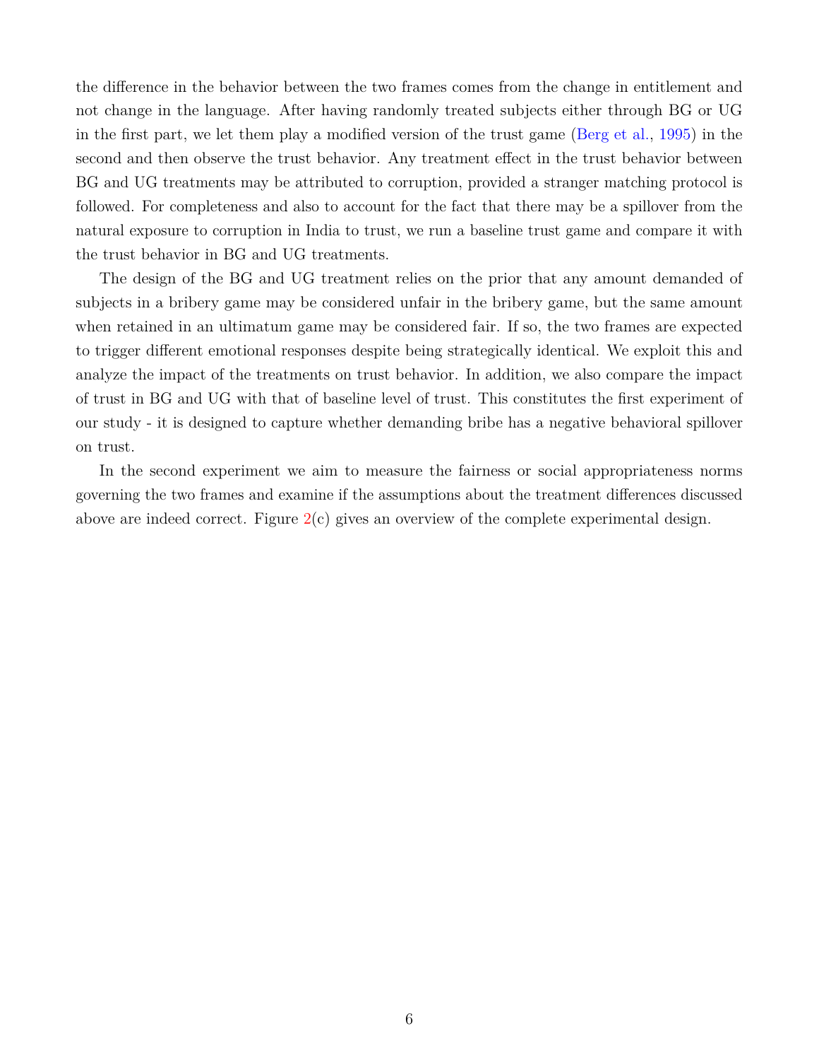the difference in the behavior between the two frames comes from the change in entitlement and not change in the language. After having randomly treated subjects either through BG or UG in the first part, we let them play a modified version of the trust game (Berg et al., 1995) in the second and then observe the trust behavior. Any treatment effect in the trust behavior between BG and UG treatments may be attributed to corruption, provided a stranger matching protocol is followed. For completeness and also to account for the fact that there may be a spillover from the natural exposure to corruption in India to trust, we run a baseline trust game and compare it with the trust behavior in BG and UG treatments.

The design of the BG and UG treatment relies on the prior that any amount demanded of subjects in a bribery game may be considered unfair in the bribery game, but the same amount when retained in an ultimatum game may be considered fair. If so, the two frames are expected to trigger different emotional responses despite being strategically identical. We exploit this and analyze the impact of the treatments on trust behavior. In addition, we also compare the impact of trust in BG and UG with that of baseline level of trust. This constitutes the first experiment of our study - it is designed to capture whether demanding bribe has a negative behavioral spillover on trust.

In the second experiment we aim to measure the fairness or social appropriateness norms governing the two frames and examine if the assumptions about the treatment differences discussed above are indeed correct. Figure 2(c) gives an overview of the complete experimental design.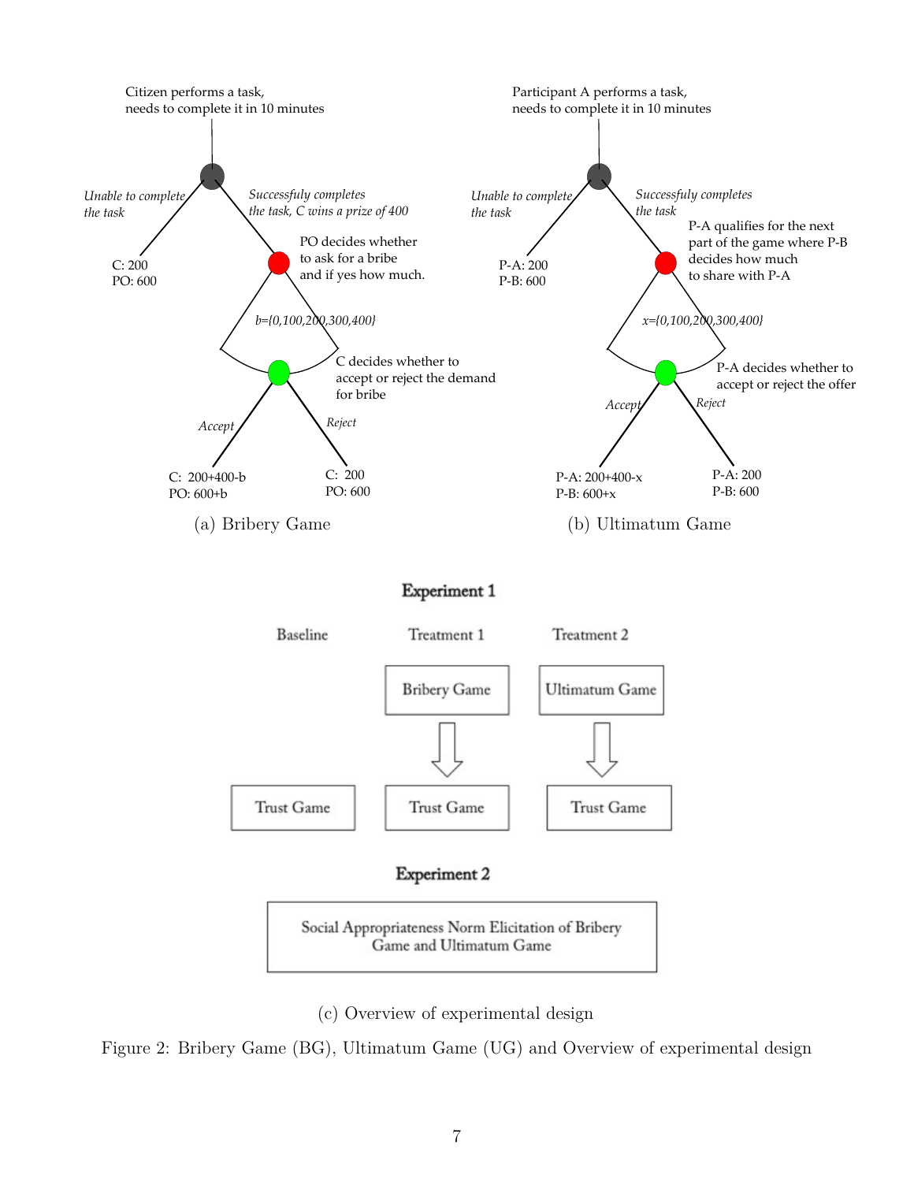Citizen performs a task, needs to complete it in 10 minutes

*Unable to complete the task*

C: 200
PO: 600

*Successfuly completes the task, C wins a prize of 400*

PO decides whether to ask for a bribe and if yes how much.

*b={0,100,200,300,400}*

C decides whether to accept or reject the demand for bribe

*Accept*

C: 200+400-b
PO: 600+b

*Reject*

C: 200
PO: 600

(a) Bribery Game

Participant A performs a task, needs to complete it in 10 minutes

*Unable to complete the task*

P-A: 200
P-B: 600

*Successfuly completes the task*

P-A qualifies for the next part of the game where P-B decides how much to share with P-A

*x={0,100,200,300,400}*

P-A decides whether to accept or reject the offer

*Accept*

P-A: 200+400-x
P-B: 600+x

*Reject*

P-A: 200
P-B: 600

(b) Ultimatum Game

**Experiment 1**

Baseline: Trust Game

Treatment 1: Bribery Game → Trust Game

Treatment 2: Ultimatum Game → Trust Game

**Experiment 2**

Social Appropriateness Norm Elicitation of Bribery Game and Ultimatum Game

(c) Overview of experimental design

Figure 2: Bribery Game (BG), Ultimatum Game (UG) and Overview of experimental design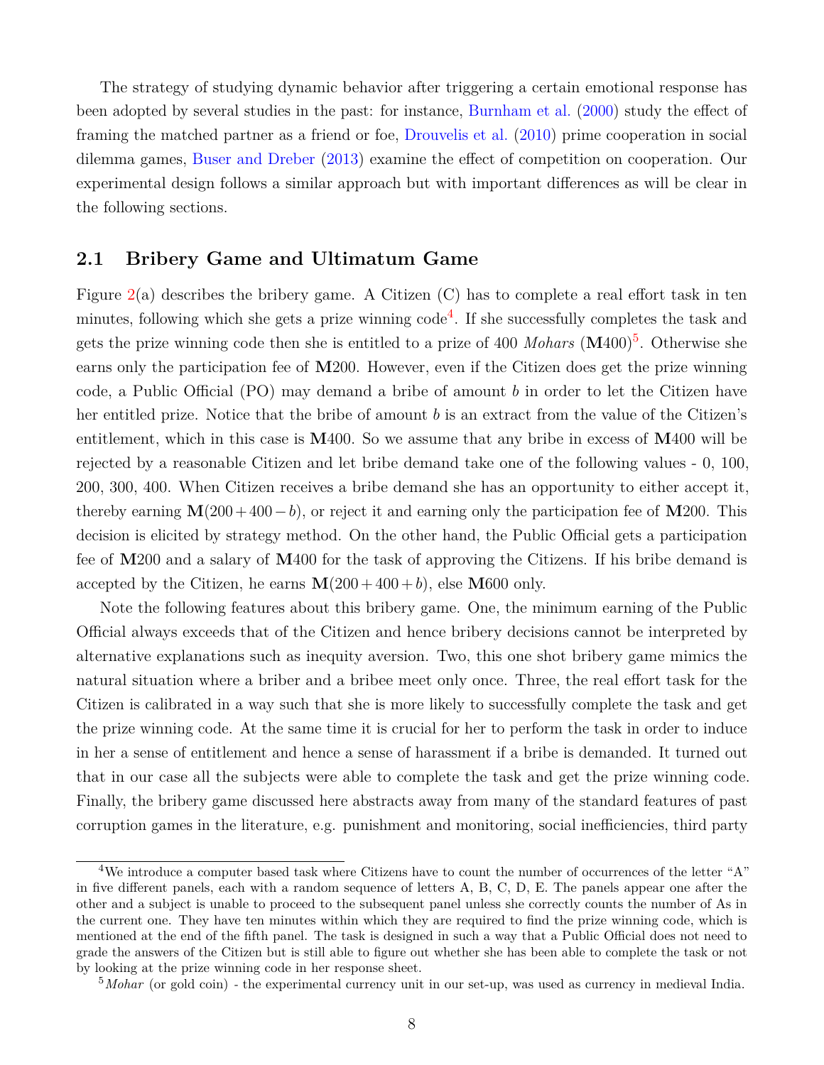The strategy of studying dynamic behavior after triggering a certain emotional response has been adopted by several studies in the past: for instance, Burnham et al. (2000) study the effect of framing the matched partner as a friend or foe, Drouvelis et al. (2010) prime cooperation in social dilemma games, Buser and Dreber (2013) examine the effect of competition on cooperation. Our experimental design follows a similar approach but with important differences as will be clear in the following sections.

## 2.1 Bribery Game and Ultimatum Game

Figure 2(a) describes the bribery game. A Citizen (C) has to complete a real effort task in ten minutes, following which she gets a prize winning code[4]. If she successfully completes the task and gets the prize winning code then she is entitled to a prize of 400 *Mohars* (**M**400)[5]. Otherwise she earns only the participation fee of **M**200. However, even if the Citizen does get the prize winning code, a Public Official (PO) may demand a bribe of amount $b$ in order to let the Citizen have her entitled prize. Notice that the bribe of amount $b$ is an extract from the value of the Citizen's entitlement, which in this case is **M**400. So we assume that any bribe in excess of **M**400 will be rejected by a reasonable Citizen and let bribe demand take one of the following values - 0, 100, 200, 300, 400. When Citizen receives a bribe demand she has an opportunity to either accept it, thereby earning $\mathbf{M}(200 + 400 - b)$, or reject it and earning only the participation fee of **M**200. This decision is elicited by strategy method. On the other hand, the Public Official gets a participation fee of **M**200 and a salary of **M**400 for the task of approving the Citizens. If his bribe demand is accepted by the Citizen, he earns $\mathbf{M}(200 + 400 + b)$, else **M**600 only.

Note the following features about this bribery game. One, the minimum earning of the Public Official always exceeds that of the Citizen and hence bribery decisions cannot be interpreted by alternative explanations such as inequity aversion. Two, this one shot bribery game mimics the natural situation where a briber and a bribee meet only once. Three, the real effort task for the Citizen is calibrated in a way such that she is more likely to successfully complete the task and get the prize winning code. At the same time it is crucial for her to perform the task in order to induce in her a sense of entitlement and hence a sense of harassment if a bribe is demanded. It turned out that in our case all the subjects were able to complete the task and get the prize winning code. Finally, the bribery game discussed here abstracts away from many of the standard features of past corruption games in the literature, e.g. punishment and monitoring, social inefficiencies, third party

---

[4] We introduce a computer based task where Citizens have to count the number of occurrences of the letter "A" in five different panels, each with a random sequence of letters A, B, C, D, E. The panels appear one after the other and a subject is unable to proceed to the subsequent panel unless she correctly counts the number of As in the current one. They have ten minutes within which they are required to find the prize winning code, which is mentioned at the end of the fifth panel. The task is designed in such a way that a Public Official does not need to grade the answers of the Citizen but is still able to figure out whether she has been able to complete the task or not by looking at the prize winning code in her response sheet.

[5] *Mohar* (or gold coin) - the experimental currency unit in our set-up, was used as currency in medieval India.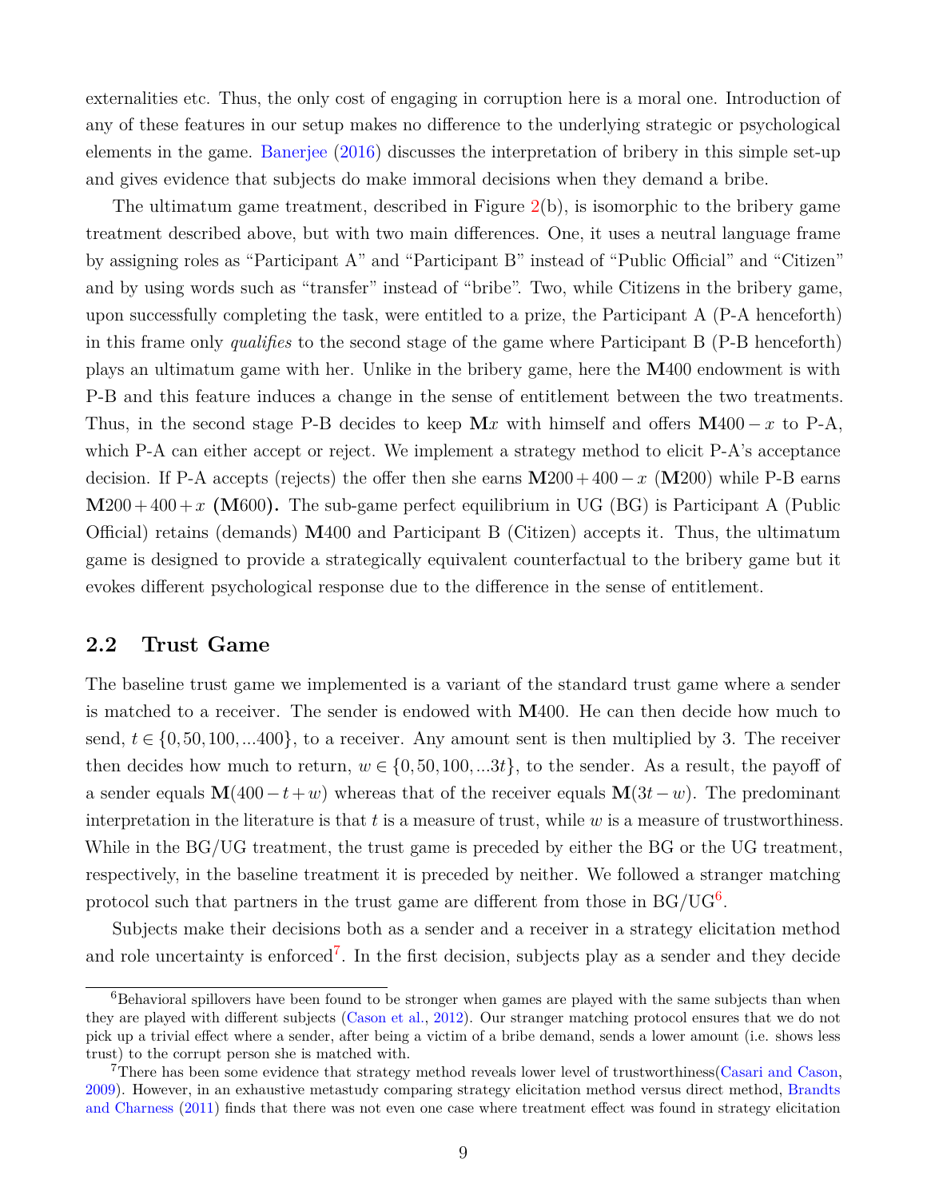externalities etc. Thus, the only cost of engaging in corruption here is a moral one. Introduction of any of these features in our setup makes no difference to the underlying strategic or psychological elements in the game. Banerjee (2016) discusses the interpretation of bribery in this simple set-up and gives evidence that subjects do make immoral decisions when they demand a bribe.

The ultimatum game treatment, described in Figure 2(b), is isomorphic to the bribery game treatment described above, but with two main differences. One, it uses a neutral language frame by assigning roles as "Participant A" and "Participant B" instead of "Public Official" and "Citizen" and by using words such as "transfer" instead of "bribe". Two, while Citizens in the bribery game, upon successfully completing the task, were entitled to a prize, the Participant A (P-A henceforth) in this frame only *qualifies* to the second stage of the game where Participant B (P-B henceforth) plays an ultimatum game with her. Unlike in the bribery game, here the **M**400 endowment is with P-B and this feature induces a change in the sense of entitlement between the two treatments. Thus, in the second stage P-B decides to keep $\mathbf{M}x$ with himself and offers $\mathbf{M}400-x$ to P-A, which P-A can either accept or reject. We implement a strategy method to elicit P-A's acceptance decision. If P-A accepts (rejects) the offer then she earns $\mathbf{M}200+400-x$ ($\mathbf{M}200$) while P-B earns $\mathbf{M}200+400+x$ **(**$\mathbf{M}600$**).** The sub-game perfect equilibrium in UG (BG) is Participant A (Public Official) retains (demands) **M**400 and Participant B (Citizen) accepts it. Thus, the ultimatum game is designed to provide a strategically equivalent counterfactual to the bribery game but it evokes different psychological response due to the difference in the sense of entitlement.

## 2.2 Trust Game

The baseline trust game we implemented is a variant of the standard trust game where a sender is matched to a receiver. The sender is endowed with **M**400. He can then decide how much to send, $t \in \{0, 50, 100, ...400\}$, to a receiver. Any amount sent is then multiplied by 3. The receiver then decides how much to return, $w \in \{0, 50, 100, ...3t\}$, to the sender. As a result, the payoff of a sender equals $\mathbf{M}(400-t+w)$ whereas that of the receiver equals $\mathbf{M}(3t-w)$. The predominant interpretation in the literature is that $t$ is a measure of trust, while $w$ is a measure of trustworthiness. While in the BG/UG treatment, the trust game is preceded by either the BG or the UG treatment, respectively, in the baseline treatment it is preceded by neither. We followed a stranger matching protocol such that partners in the trust game are different from those in BG/UG[6].

Subjects make their decisions both as a sender and a receiver in a strategy elicitation method and role uncertainty is enforced[7]. In the first decision, subjects play as a sender and they decide

[6] Behavioral spillovers have been found to be stronger when games are played with the same subjects than when they are played with different subjects (Cason et al., 2012). Our stranger matching protocol ensures that we do not pick up a trivial effect where a sender, after being a victim of a bribe demand, sends a lower amount (i.e. shows less trust) to the corrupt person she is matched with.

[7] There has been some evidence that strategy method reveals lower level of trustworthiness(Casari and Cason, 2009). However, in an exhaustive metastudy comparing strategy elicitation method versus direct method, Brandts and Charness (2011) finds that there was not even one case where treatment effect was found in strategy elicitation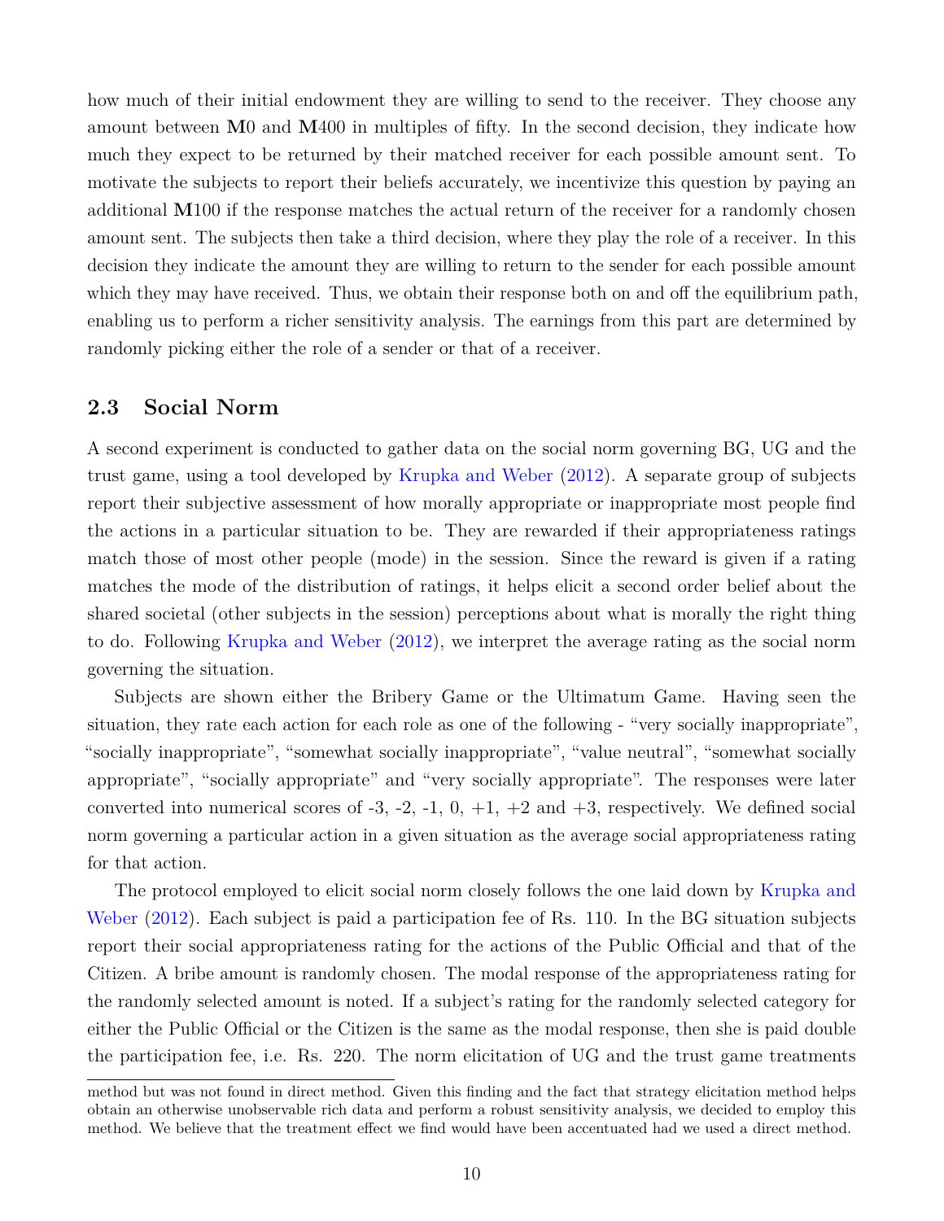how much of their initial endowment they are willing to send to the receiver. They choose any amount between **M**0 and **M**400 in multiples of fifty. In the second decision, they indicate how much they expect to be returned by their matched receiver for each possible amount sent. To motivate the subjects to report their beliefs accurately, we incentivize this question by paying an additional **M**100 if the response matches the actual return of the receiver for a randomly chosen amount sent. The subjects then take a third decision, where they play the role of a receiver. In this decision they indicate the amount they are willing to return to the sender for each possible amount which they may have received. Thus, we obtain their response both on and off the equilibrium path, enabling us to perform a richer sensitivity analysis. The earnings from this part are determined by randomly picking either the role of a sender or that of a receiver.

## 2.3 Social Norm

A second experiment is conducted to gather data on the social norm governing BG, UG and the trust game, using a tool developed by Krupka and Weber (2012). A separate group of subjects report their subjective assessment of how morally appropriate or inappropriate most people find the actions in a particular situation to be. They are rewarded if their appropriateness ratings match those of most other people (mode) in the session. Since the reward is given if a rating matches the mode of the distribution of ratings, it helps elicit a second order belief about the shared societal (other subjects in the session) perceptions about what is morally the right thing to do. Following Krupka and Weber (2012), we interpret the average rating as the social norm governing the situation.

Subjects are shown either the Bribery Game or the Ultimatum Game. Having seen the situation, they rate each action for each role as one of the following - "very socially inappropriate", "socially inappropriate", "somewhat socially inappropriate", "value neutral", "somewhat socially appropriate", "socially appropriate" and "very socially appropriate". The responses were later converted into numerical scores of -3, -2, -1, 0, +1, +2 and +3, respectively. We defined social norm governing a particular action in a given situation as the average social appropriateness rating for that action.

The protocol employed to elicit social norm closely follows the one laid down by Krupka and Weber (2012). Each subject is paid a participation fee of Rs. 110. In the BG situation subjects report their social appropriateness rating for the actions of the Public Official and that of the Citizen. A bribe amount is randomly chosen. The modal response of the appropriateness rating for the randomly selected amount is noted. If a subject's rating for the randomly selected category for either the Public Official or the Citizen is the same as the modal response, then she is paid double the participation fee, i.e. Rs. 220. The norm elicitation of UG and the trust game treatments

method but was not found in direct method. Given this finding and the fact that strategy elicitation method helps obtain an otherwise unobservable rich data and perform a robust sensitivity analysis, we decided to employ this method. We believe that the treatment effect we find would have been accentuated had we used a direct method.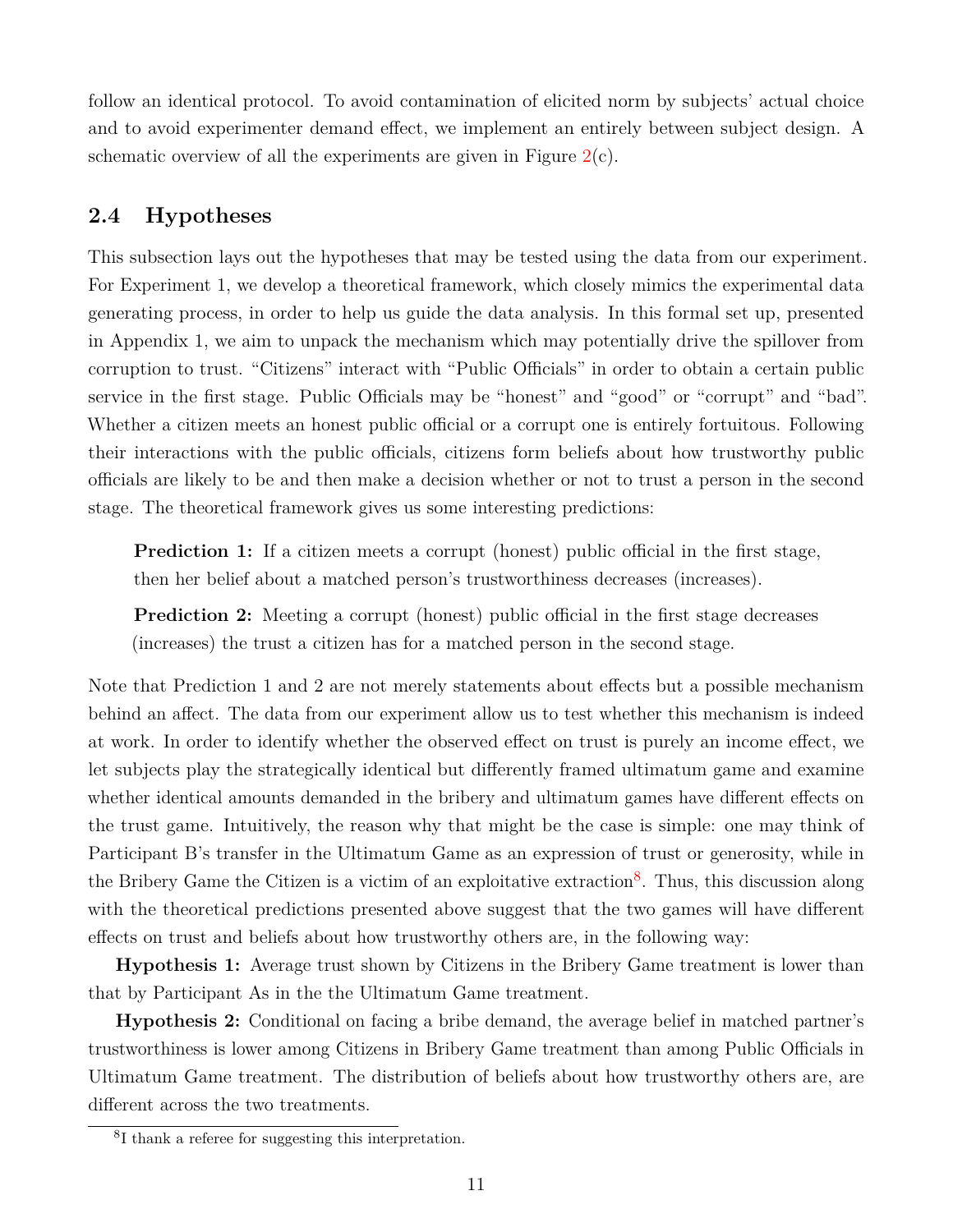follow an identical protocol. To avoid contamination of elicited norm by subjects' actual choice and to avoid experimenter demand effect, we implement an entirely between subject design. A schematic overview of all the experiments are given in Figure 2(c).

## 2.4 Hypotheses

This subsection lays out the hypotheses that may be tested using the data from our experiment. For Experiment 1, we develop a theoretical framework, which closely mimics the experimental data generating process, in order to help us guide the data analysis. In this formal set up, presented in Appendix 1, we aim to unpack the mechanism which may potentially drive the spillover from corruption to trust. "Citizens" interact with "Public Officials" in order to obtain a certain public service in the first stage. Public Officials may be "honest" and "good" or "corrupt" and "bad". Whether a citizen meets an honest public official or a corrupt one is entirely fortuitous. Following their interactions with the public officials, citizens form beliefs about how trustworthy public officials are likely to be and then make a decision whether or not to trust a person in the second stage. The theoretical framework gives us some interesting predictions:

> **Prediction 1:** If a citizen meets a corrupt (honest) public official in the first stage, then her belief about a matched person's trustworthiness decreases (increases).
>
> **Prediction 2:** Meeting a corrupt (honest) public official in the first stage decreases (increases) the trust a citizen has for a matched person in the second stage.

Note that Prediction 1 and 2 are not merely statements about effects but a possible mechanism behind an affect. The data from our experiment allow us to test whether this mechanism is indeed at work. In order to identify whether the observed effect on trust is purely an income effect, we let subjects play the strategically identical but differently framed ultimatum game and examine whether identical amounts demanded in the bribery and ultimatum games have different effects on the trust game. Intuitively, the reason why that might be the case is simple: one may think of Participant B's transfer in the Ultimatum Game as an expression of trust or generosity, while in the Bribery Game the Citizen is a victim of an exploitative extraction[8]. Thus, this discussion along with the theoretical predictions presented above suggest that the two games will have different effects on trust and beliefs about how trustworthy others are, in the following way:

**Hypothesis 1:** Average trust shown by Citizens in the Bribery Game treatment is lower than that by Participant As in the the Ultimatum Game treatment.

**Hypothesis 2:** Conditional on facing a bribe demand, the average belief in matched partner's trustworthiness is lower among Citizens in Bribery Game treatment than among Public Officials in Ultimatum Game treatment. The distribution of beliefs about how trustworthy others are, are different across the two treatments.

[8] I thank a referee for suggesting this interpretation.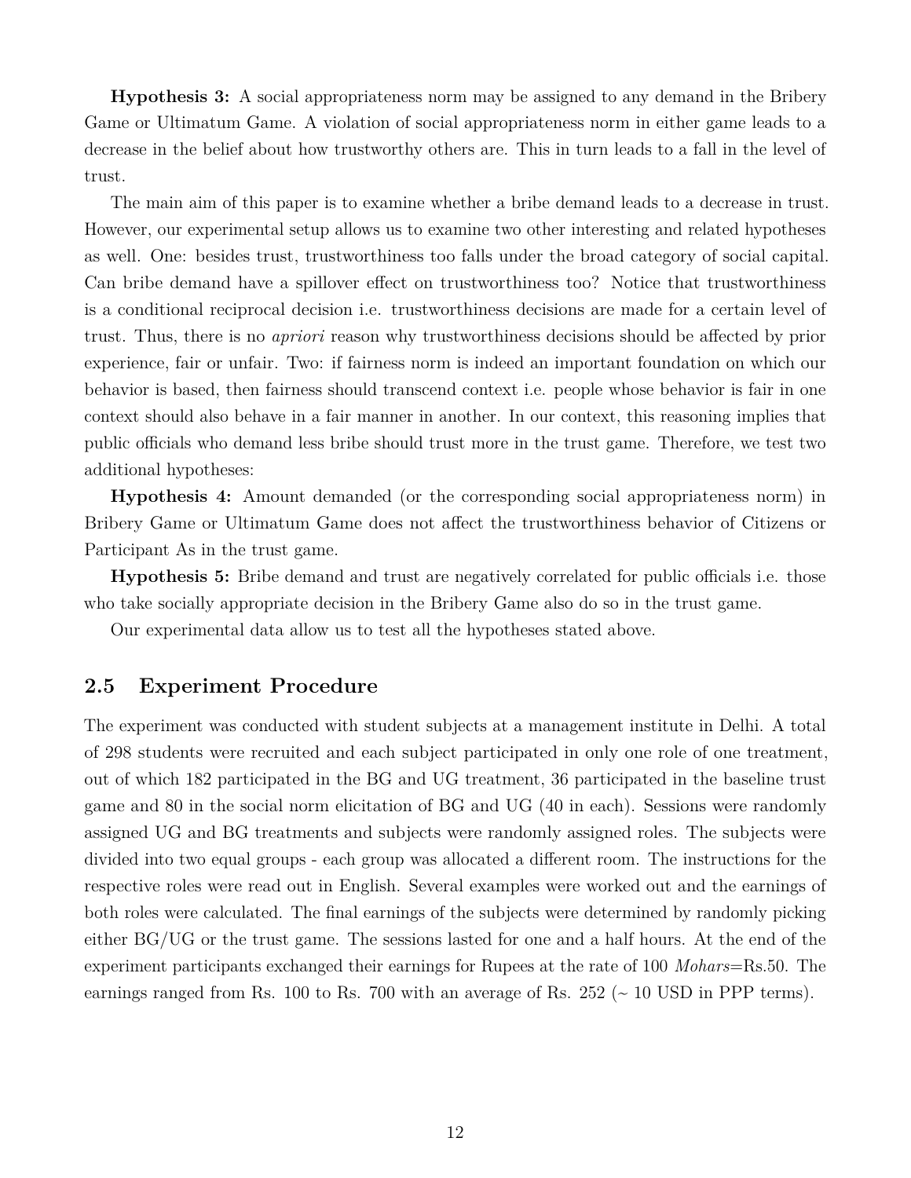**Hypothesis 3:** A social appropriateness norm may be assigned to any demand in the Bribery Game or Ultimatum Game. A violation of social appropriateness norm in either game leads to a decrease in the belief about how trustworthy others are. This in turn leads to a fall in the level of trust.

The main aim of this paper is to examine whether a bribe demand leads to a decrease in trust. However, our experimental setup allows us to examine two other interesting and related hypotheses as well. One: besides trust, trustworthiness too falls under the broad category of social capital. Can bribe demand have a spillover effect on trustworthiness too? Notice that trustworthiness is a conditional reciprocal decision i.e. trustworthiness decisions are made for a certain level of trust. Thus, there is no *apriori* reason why trustworthiness decisions should be affected by prior experience, fair or unfair. Two: if fairness norm is indeed an important foundation on which our behavior is based, then fairness should transcend context i.e. people whose behavior is fair in one context should also behave in a fair manner in another. In our context, this reasoning implies that public officials who demand less bribe should trust more in the trust game. Therefore, we test two additional hypotheses:

**Hypothesis 4:** Amount demanded (or the corresponding social appropriateness norm) in Bribery Game or Ultimatum Game does not affect the trustworthiness behavior of Citizens or Participant As in the trust game.

**Hypothesis 5:** Bribe demand and trust are negatively correlated for public officials i.e. those who take socially appropriate decision in the Bribery Game also do so in the trust game.

Our experimental data allow us to test all the hypotheses stated above.

## 2.5 Experiment Procedure

The experiment was conducted with student subjects at a management institute in Delhi. A total of 298 students were recruited and each subject participated in only one role of one treatment, out of which 182 participated in the BG and UG treatment, 36 participated in the baseline trust game and 80 in the social norm elicitation of BG and UG (40 in each). Sessions were randomly assigned UG and BG treatments and subjects were randomly assigned roles. The subjects were divided into two equal groups - each group was allocated a different room. The instructions for the respective roles were read out in English. Several examples were worked out and the earnings of both roles were calculated. The final earnings of the subjects were determined by randomly picking either BG/UG or the trust game. The sessions lasted for one and a half hours. At the end of the experiment participants exchanged their earnings for Rupees at the rate of 100 *Mohars*=Rs.50. The earnings ranged from Rs. 100 to Rs. 700 with an average of Rs. 252 (~ 10 USD in PPP terms).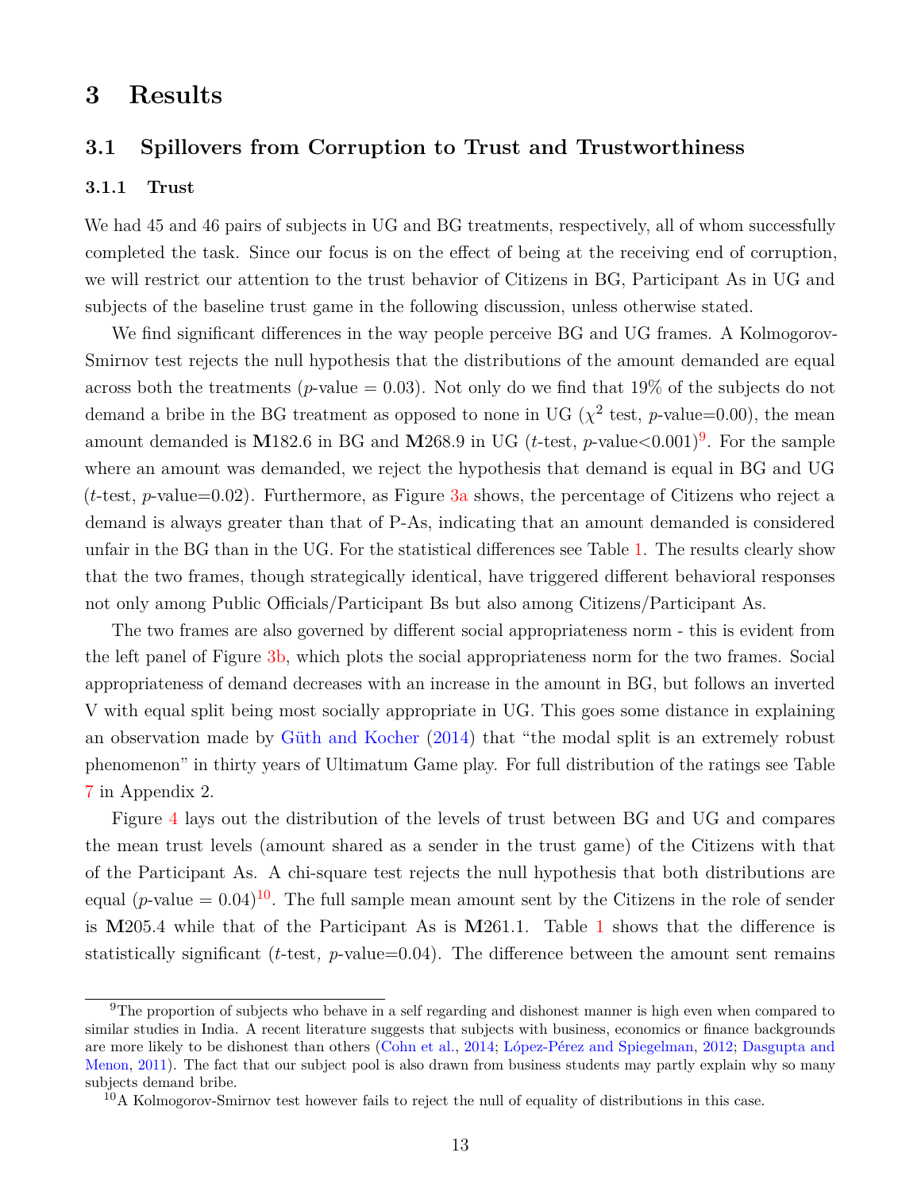# 3 Results

## 3.1 Spillovers from Corruption to Trust and Trustworthiness

### 3.1.1 Trust

We had 45 and 46 pairs of subjects in UG and BG treatments, respectively, all of whom successfully completed the task. Since our focus is on the effect of being at the receiving end of corruption, we will restrict our attention to the trust behavior of Citizens in BG, Participant As in UG and subjects of the baseline trust game in the following discussion, unless otherwise stated.

We find significant differences in the way people perceive BG and UG frames. A Kolmogorov-Smirnov test rejects the null hypothesis that the distributions of the amount demanded are equal across both the treatments ($p$-value = 0.03). Not only do we find that 19% of the subjects do not demand a bribe in the BG treatment as opposed to none in UG ($\chi^2$ test, $p$-value=0.00), the mean amount demanded is **M**182.6 in BG and **M**268.9 in UG ($t$-test, $p$-value<0.001)[9]. For the sample where an amount was demanded, we reject the hypothesis that demand is equal in BG and UG ($t$-test, $p$-value=0.02). Furthermore, as Figure 3a shows, the percentage of Citizens who reject a demand is always greater than that of P-As, indicating that an amount demanded is considered unfair in the BG than in the UG. For the statistical differences see Table 1. The results clearly show that the two frames, though strategically identical, have triggered different behavioral responses not only among Public Officials/Participant Bs but also among Citizens/Participant As.

The two frames are also governed by different social appropriateness norm - this is evident from the left panel of Figure 3b, which plots the social appropriateness norm for the two frames. Social appropriateness of demand decreases with an increase in the amount in BG, but follows an inverted V with equal split being most socially appropriate in UG. This goes some distance in explaining an observation made by Güth and Kocher (2014) that "the modal split is an extremely robust phenomenon" in thirty years of Ultimatum Game play. For full distribution of the ratings see Table 7 in Appendix 2.

Figure 4 lays out the distribution of the levels of trust between BG and UG and compares the mean trust levels (amount shared as a sender in the trust game) of the Citizens with that of the Participant As. A chi-square test rejects the null hypothesis that both distributions are equal ($p$-value = 0.04)[10]. The full sample mean amount sent by the Citizens in the role of sender is **M**205.4 while that of the Participant As is **M**261.1. Table 1 shows that the difference is statistically significant ($t$-test, $p$-value=0.04). The difference between the amount sent remains

[9] The proportion of subjects who behave in a self regarding and dishonest manner is high even when compared to similar studies in India. A recent literature suggests that subjects with business, economics or finance backgrounds are more likely to be dishonest than others (Cohn et al., 2014; López-Pérez and Spiegelman, 2012; Dasgupta and Menon, 2011). The fact that our subject pool is also drawn from business students may partly explain why so many subjects demand bribe.

[10] A Kolmogorov-Smirnov test however fails to reject the null of equality of distributions in this case.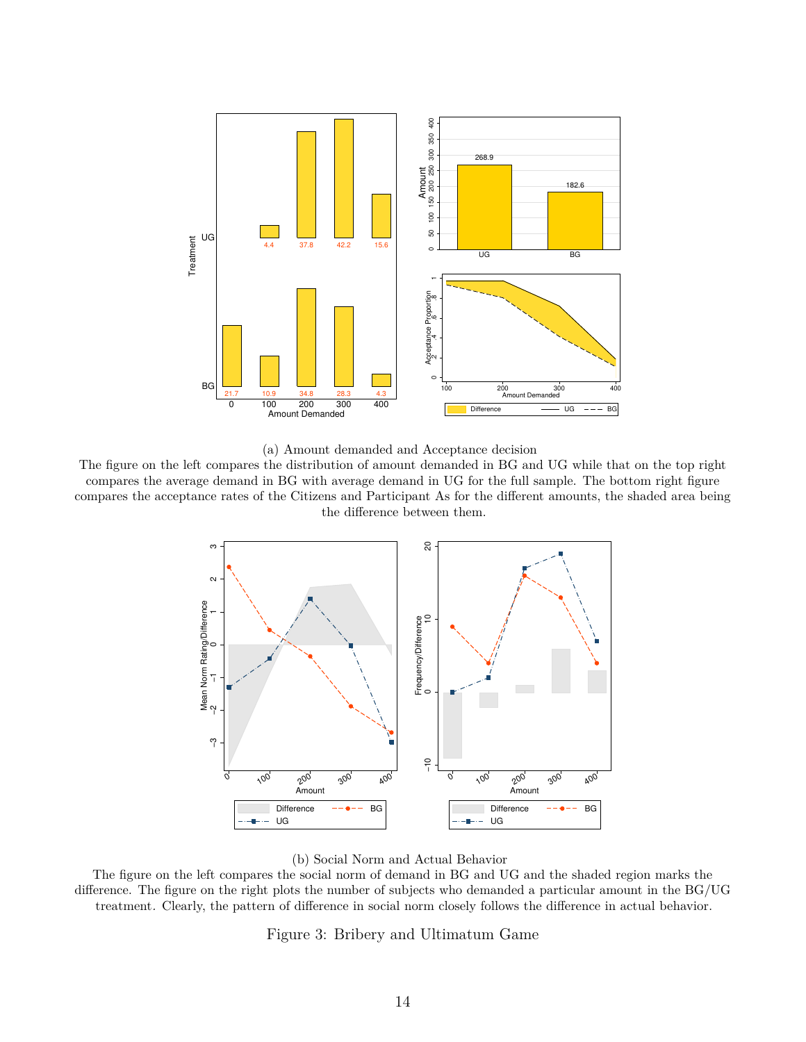(a) Amount demanded and Acceptance decision
The figure on the left compares the distribution of amount demanded in BG and UG while that on the top right compares the average demand in BG with average demand in UG for the full sample. The bottom right figure compares the acceptance rates of the Citizens and Participant As for the different amounts, the shaded area being the difference between them.

(b) Social Norm and Actual Behavior
The figure on the left compares the social norm of demand in BG and UG and the shaded region marks the difference. The figure on the right plots the number of subjects who demanded a particular amount in the BG/UG treatment. Clearly, the pattern of difference in social norm closely follows the difference in actual behavior.

Figure 3: Bribery and Ultimatum Game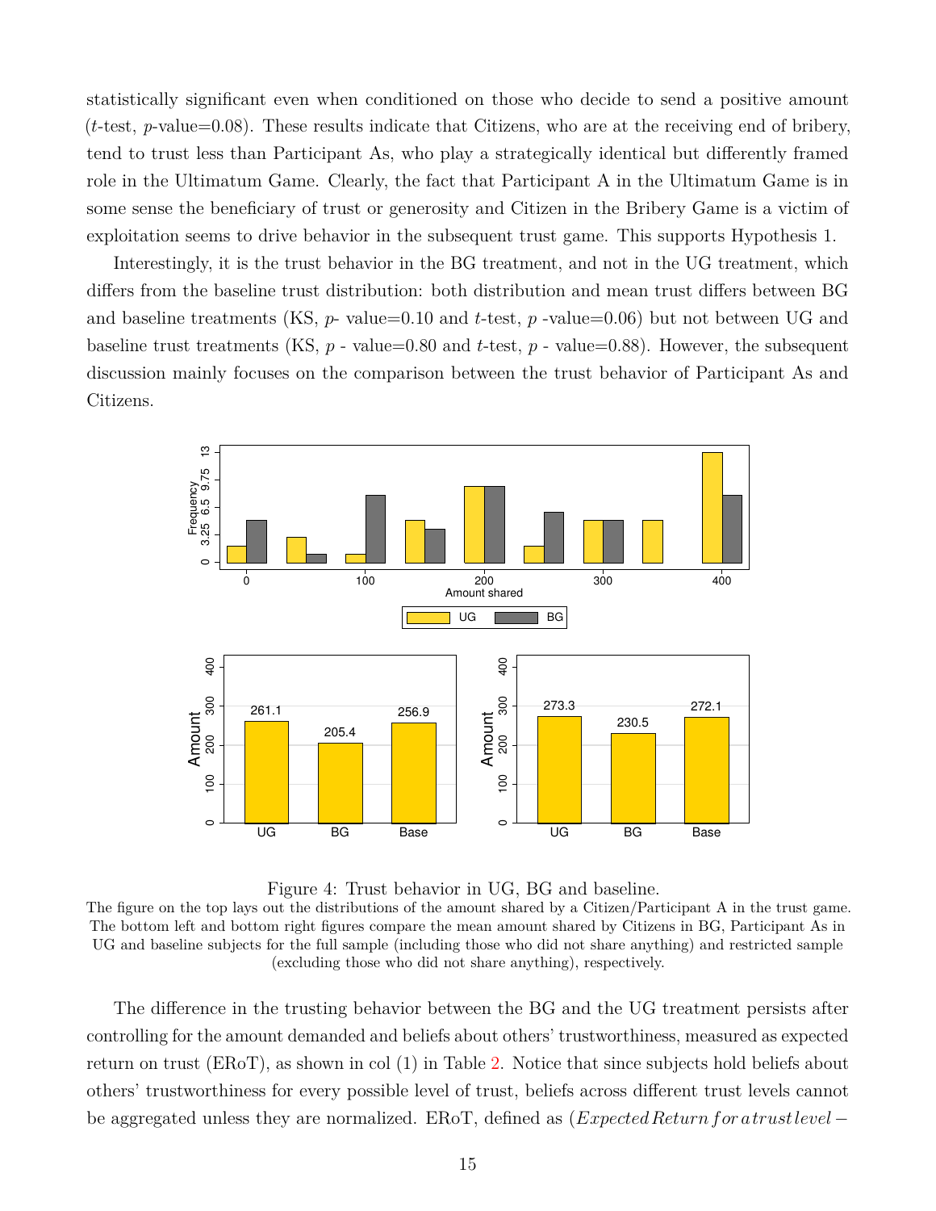statistically significant even when conditioned on those who decide to send a positive amount ($t$-test, $p$-value=0.08). These results indicate that Citizens, who are at the receiving end of bribery, tend to trust less than Participant As, who play a strategically identical but differently framed role in the Ultimatum Game. Clearly, the fact that Participant A in the Ultimatum Game is in some sense the beneficiary of trust or generosity and Citizen in the Bribery Game is a victim of exploitation seems to drive behavior in the subsequent trust game. This supports Hypothesis 1.

Interestingly, it is the trust behavior in the BG treatment, and not in the UG treatment, which differs from the baseline trust distribution: both distribution and mean trust differs between BG and baseline treatments (KS, $p$- value=0.10 and $t$-test, $p$ -value=0.06) but not between UG and baseline trust treatments (KS, $p$ - value=0.80 and $t$-test, $p$ - value=0.88). However, the subsequent discussion mainly focuses on the comparison between the trust behavior of Participant As and Citizens.

Figure 4: Trust behavior in UG, BG and baseline.

The figure on the top lays out the distributions of the amount shared by a Citizen/Participant A in the trust game. The bottom left and bottom right figures compare the mean amount shared by Citizens in BG, Participant As in UG and baseline subjects for the full sample (including those who did not share anything) and restricted sample (excluding those who did not share anything), respectively.

The difference in the trusting behavior between the BG and the UG treatment persists after controlling for the amount demanded and beliefs about others' trustworthiness, measured as expected return on trust (ERoT), as shown in col (1) in Table 2. Notice that since subjects hold beliefs about others' trustworthiness for every possible level of trust, beliefs across different trust levels cannot be aggregated unless they are normalized. ERoT, defined as ($Expected\, Return\, for\, a\, trust\, level\, -$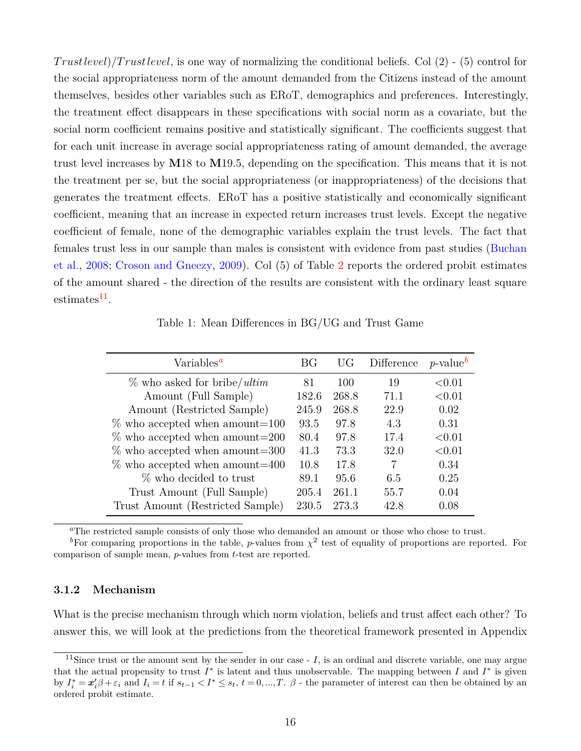$Trustlevel)/Trustlevel$, is one way of normalizing the conditional beliefs. Col (2) - (5) control for the social appropriateness norm of the amount demanded from the Citizens instead of the amount themselves, besides other variables such as ERoT, demographics and preferences. Interestingly, the treatment effect disappears in these specifications with social norm as a covariate, but the social norm coefficient remains positive and statistically significant. The coefficients suggest that for each unit increase in average social appropriateness rating of amount demanded, the average trust level increases by **M**18 to **M**19.5, depending on the specification. This means that it is not the treatment per se, but the social appropriateness (or inappropriateness) of the decisions that generates the treatment effects. ERoT has a positive statistically and economically significant coefficient, meaning that an increase in expected return increases trust levels. Except the negative coefficient of female, none of the demographic variables explain the trust levels. The fact that females trust less in our sample than males is consistent with evidence from past studies (Buchan et al., 2008; Croson and Gneezy, 2009). Col (5) of Table 2 reports the ordered probit estimates of the amount shared - the direction of the results are consistent with the ordinary least square estimates[11].

Table 1: Mean Differences in BG/UG and Trust Game

| Variables[a] | BG | UG | Difference | $p$-value[b] |
|---|---|---|---|---|
| % who asked for bribe/*ultim* | 81 | 100 | 19 | <0.01 |
| Amount (Full Sample) | 182.6 | 268.8 | 71.1 | <0.01 |
| Amount (Restricted Sample) | 245.9 | 268.8 | 22.9 | 0.02 |
| % who accepted when amount=100 | 93.5 | 97.8 | 4.3 | 0.31 |
| % who accepted when amount=200 | 80.4 | 97.8 | 17.4 | <0.01 |
| % who accepted when amount=300 | 41.3 | 73.3 | 32.0 | <0.01 |
| % who accepted when amount=400 | 10.8 | 17.8 | 7 | 0.34 |
| % who decided to trust | 89.1 | 95.6 | 6.5 | 0.25 |
| Trust Amount (Full Sample) | 205.4 | 261.1 | 55.7 | 0.04 |
| Trust Amount (Restricted Sample) | 230.5 | 273.3 | 42.8 | 0.08 |

[a]The restricted sample consists of only those who demanded an amount or those who chose to trust.

[b]For comparing proportions in the table, $p$-values from $\chi^2$ test of equality of proportions are reported. For comparison of sample mean, $p$-values from $t$-test are reported.

### 3.1.2 Mechanism

What is the precise mechanism through which norm violation, beliefs and trust affect each other? To answer this, we will look at the predictions from the theoretical framework presented in Appendix

[11]Since trust or the amount sent by the sender in our case - $I$, is an ordinal and discrete variable, one may argue that the actual propensity to trust $I^*$ is latent and thus unobservable. The mapping between $I$ and $I^*$ is given by $I_i^* = \boldsymbol{x}_i'\beta + \varepsilon_i$ and $I_i = t$ if $s_{t-1} < I^* \leq s_t$, $t = 0, ..., T$. $\beta$ - the parameter of interest can then be obtained by an ordered probit estimate.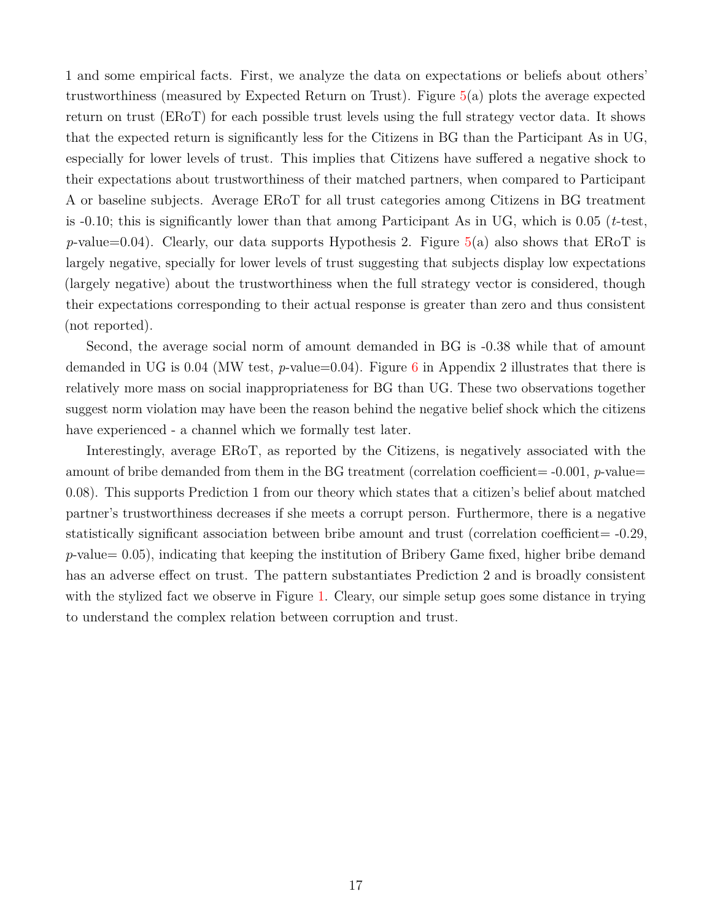1 and some empirical facts. First, we analyze the data on expectations or beliefs about others' trustworthiness (measured by Expected Return on Trust). Figure 5(a) plots the average expected return on trust (ERoT) for each possible trust levels using the full strategy vector data. It shows that the expected return is significantly less for the Citizens in BG than the Participant As in UG, especially for lower levels of trust. This implies that Citizens have suffered a negative shock to their expectations about trustworthiness of their matched partners, when compared to Participant A or baseline subjects. Average ERoT for all trust categories among Citizens in BG treatment is -0.10; this is significantly lower than that among Participant As in UG, which is 0.05 (*t*-test, *p*-value=0.04). Clearly, our data supports Hypothesis 2. Figure 5(a) also shows that ERoT is largely negative, specially for lower levels of trust suggesting that subjects display low expectations (largely negative) about the trustworthiness when the full strategy vector is considered, though their expectations corresponding to their actual response is greater than zero and thus consistent (not reported).

Second, the average social norm of amount demanded in BG is -0.38 while that of amount demanded in UG is 0.04 (MW test, *p*-value=0.04). Figure 6 in Appendix 2 illustrates that there is relatively more mass on social inappropriateness for BG than UG. These two observations together suggest norm violation may have been the reason behind the negative belief shock which the citizens have experienced - a channel which we formally test later.

Interestingly, average ERoT, as reported by the Citizens, is negatively associated with the amount of bribe demanded from them in the BG treatment (correlation coefficient= -0.001, *p*-value= 0.08). This supports Prediction 1 from our theory which states that a citizen's belief about matched partner's trustworthiness decreases if she meets a corrupt person. Furthermore, there is a negative statistically significant association between bribe amount and trust (correlation coefficient= -0.29, *p*-value= 0.05), indicating that keeping the institution of Bribery Game fixed, higher bribe demand has an adverse effect on trust. The pattern substantiates Prediction 2 and is broadly consistent with the stylized fact we observe in Figure 1. Cleary, our simple setup goes some distance in trying to understand the complex relation between corruption and trust.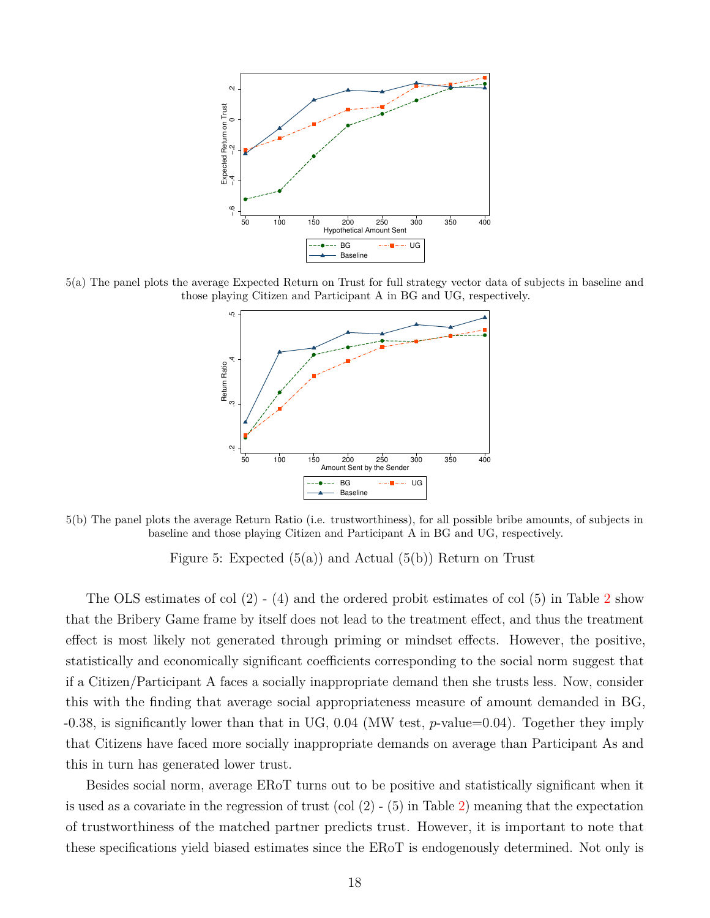5(a) The panel plots the average Expected Return on Trust for full strategy vector data of subjects in baseline and those playing Citizen and Participant A in BG and UG, respectively.

5(b) The panel plots the average Return Ratio (i.e. trustworthiness), for all possible bribe amounts, of subjects in baseline and those playing Citizen and Participant A in BG and UG, respectively.

Figure 5: Expected (5(a)) and Actual (5(b)) Return on Trust

The OLS estimates of col (2) - (4) and the ordered probit estimates of col (5) in Table 2 show that the Bribery Game frame by itself does not lead to the treatment effect, and thus the treatment effect is most likely not generated through priming or mindset effects. However, the positive, statistically and economically significant coefficients corresponding to the social norm suggest that if a Citizen/Participant A faces a socially inappropriate demand then she trusts less. Now, consider this with the finding that average social appropriateness measure of amount demanded in BG, -0.38, is significantly lower than that in UG, 0.04 (MW test, $p$-value=0.04). Together they imply that Citizens have faced more socially inappropriate demands on average than Participant As and this in turn has generated lower trust.

Besides social norm, average ERoT turns out to be positive and statistically significant when it is used as a covariate in the regression of trust (col (2) - (5) in Table 2) meaning that the expectation of trustworthiness of the matched partner predicts trust. However, it is important to note that these specifications yield biased estimates since the ERoT is endogenously determined. Not only is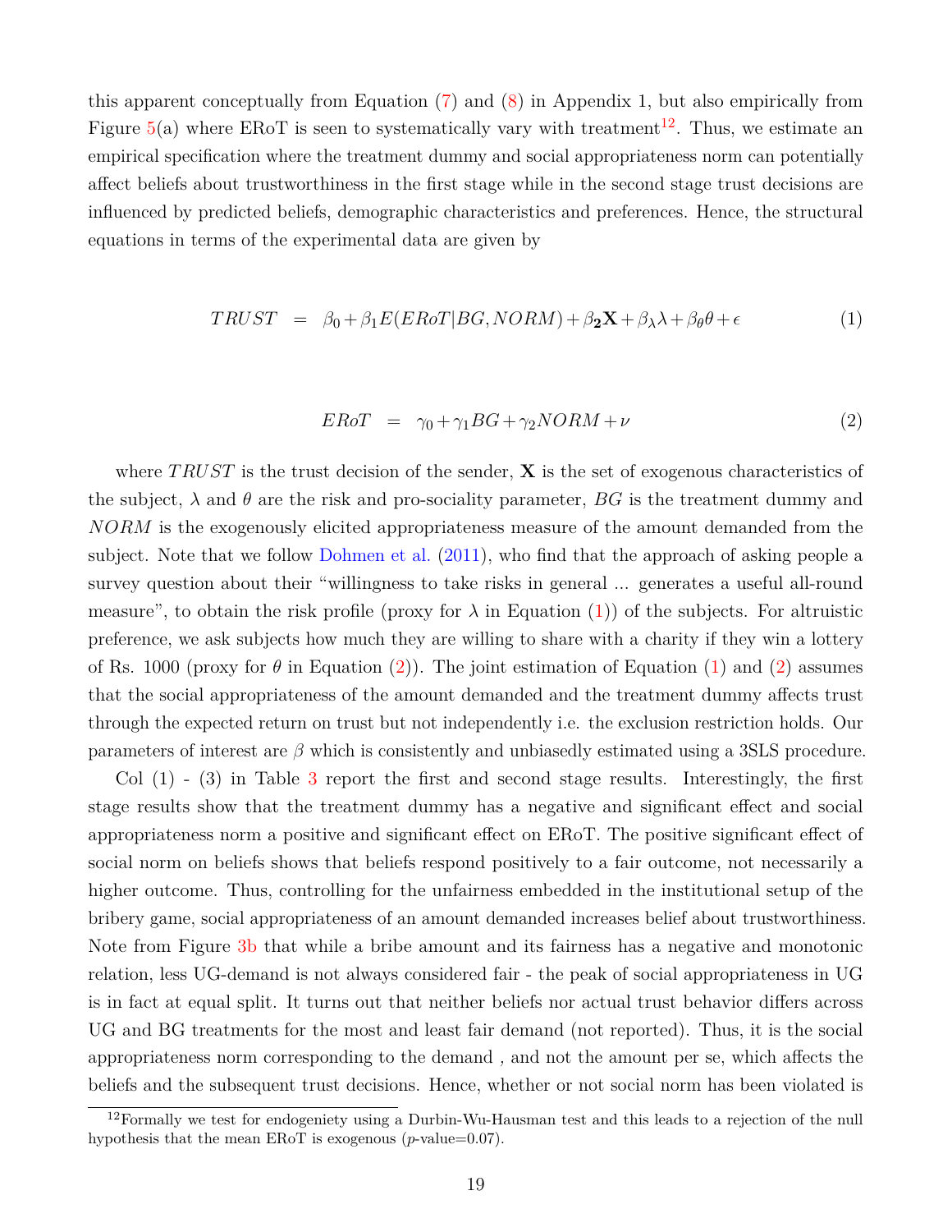this apparent conceptually from Equation (7) and (8) in Appendix 1, but also empirically from Figure 5(a) where ERoT is seen to systematically vary with treatment[12]. Thus, we estimate an empirical specification where the treatment dummy and social appropriateness norm can potentially affect beliefs about trustworthiness in the first stage while in the second stage trust decisions are influenced by predicted beliefs, demographic characteristics and preferences. Hence, the structural equations in terms of the experimental data are given by

$$TRUST = \beta_0 + \beta_1 E(ERoT|BG, NORM) + \beta_{\mathbf{2}}\mathbf{X} + \beta_\lambda \lambda + \beta_\theta \theta + \epsilon \tag{1}$$

$$ERoT = \gamma_0 + \gamma_1 BG + \gamma_2 NORM + \nu \tag{2}$$

where $TRUST$ is the trust decision of the sender, $\mathbf{X}$ is the set of exogenous characteristics of the subject, $\lambda$ and $\theta$ are the risk and pro-sociality parameter, $BG$ is the treatment dummy and $NORM$ is the exogenously elicited appropriateness measure of the amount demanded from the subject. Note that we follow Dohmen et al. (2011), who find that the approach of asking people a survey question about their "willingness to take risks in general ... generates a useful all-round measure", to obtain the risk profile (proxy for $\lambda$ in Equation (1)) of the subjects. For altruistic preference, we ask subjects how much they are willing to share with a charity if they win a lottery of Rs. 1000 (proxy for $\theta$ in Equation (2)). The joint estimation of Equation (1) and (2) assumes that the social appropriateness of the amount demanded and the treatment dummy affects trust through the expected return on trust but not independently i.e. the exclusion restriction holds. Our parameters of interest are $\beta$ which is consistently and unbiasedly estimated using a 3SLS procedure.

Col (1) - (3) in Table 3 report the first and second stage results. Interestingly, the first stage results show that the treatment dummy has a negative and significant effect and social appropriateness norm a positive and significant effect on ERoT. The positive significant effect of social norm on beliefs shows that beliefs respond positively to a fair outcome, not necessarily a higher outcome. Thus, controlling for the unfairness embedded in the institutional setup of the bribery game, social appropriateness of an amount demanded increases belief about trustworthiness. Note from Figure 3b that while a bribe amount and its fairness has a negative and monotonic relation, less UG-demand is not always considered fair - the peak of social appropriateness in UG is in fact at equal split. It turns out that neither beliefs nor actual trust behavior differs across UG and BG treatments for the most and least fair demand (not reported). Thus, it is the social appropriateness norm corresponding to the demand , and not the amount per se, which affects the beliefs and the subsequent trust decisions. Hence, whether or not social norm has been violated is

[12]Formally we test for endogeniety using a Durbin-Wu-Hausman test and this leads to a rejection of the null hypothesis that the mean ERoT is exogenous ($p$-value=0.07).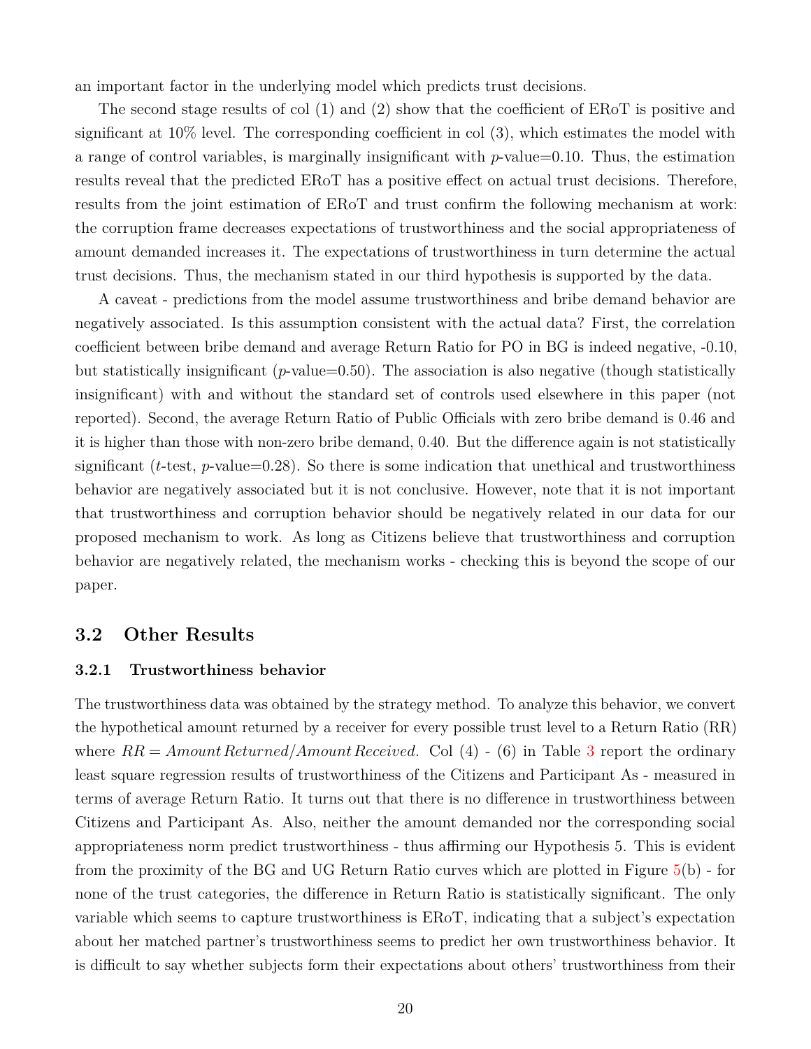an important factor in the underlying model which predicts trust decisions.

The second stage results of col (1) and (2) show that the coefficient of ERoT is positive and significant at 10% level. The corresponding coefficient in col (3), which estimates the model with a range of control variables, is marginally insignificant with $p$-value=0.10. Thus, the estimation results reveal that the predicted ERoT has a positive effect on actual trust decisions. Therefore, results from the joint estimation of ERoT and trust confirm the following mechanism at work: the corruption frame decreases expectations of trustworthiness and the social appropriateness of amount demanded increases it. The expectations of trustworthiness in turn determine the actual trust decisions. Thus, the mechanism stated in our third hypothesis is supported by the data.

A caveat - predictions from the model assume trustworthiness and bribe demand behavior are negatively associated. Is this assumption consistent with the actual data? First, the correlation coefficient between bribe demand and average Return Ratio for PO in BG is indeed negative, -0.10, but statistically insignificant ($p$-value=0.50). The association is also negative (though statistically insignificant) with and without the standard set of controls used elsewhere in this paper (not reported). Second, the average Return Ratio of Public Officials with zero bribe demand is 0.46 and it is higher than those with non-zero bribe demand, 0.40. But the difference again is not statistically significant ($t$-test, $p$-value=0.28). So there is some indication that unethical and trustworthiness behavior are negatively associated but it is not conclusive. However, note that it is not important that trustworthiness and corruption behavior should be negatively related in our data for our proposed mechanism to work. As long as Citizens believe that trustworthiness and corruption behavior are negatively related, the mechanism works - checking this is beyond the scope of our paper.

## 3.2 Other Results

### 3.2.1 Trustworthiness behavior

The trustworthiness data was obtained by the strategy method. To analyze this behavior, we convert the hypothetical amount returned by a receiver for every possible trust level to a Return Ratio (RR) where $RR = Amount\,Returned/Amount\,Received$. Col (4) - (6) in Table 3 report the ordinary least square regression results of trustworthiness of the Citizens and Participant As - measured in terms of average Return Ratio. It turns out that there is no difference in trustworthiness between Citizens and Participant As. Also, neither the amount demanded nor the corresponding social appropriateness norm predict trustworthiness - thus affirming our Hypothesis 5. This is evident from the proximity of the BG and UG Return Ratio curves which are plotted in Figure 5(b) - for none of the trust categories, the difference in Return Ratio is statistically significant. The only variable which seems to capture trustworthiness is ERoT, indicating that a subject's expectation about her matched partner's trustworthiness seems to predict her own trustworthiness behavior. It is difficult to say whether subjects form their expectations about others' trustworthiness from their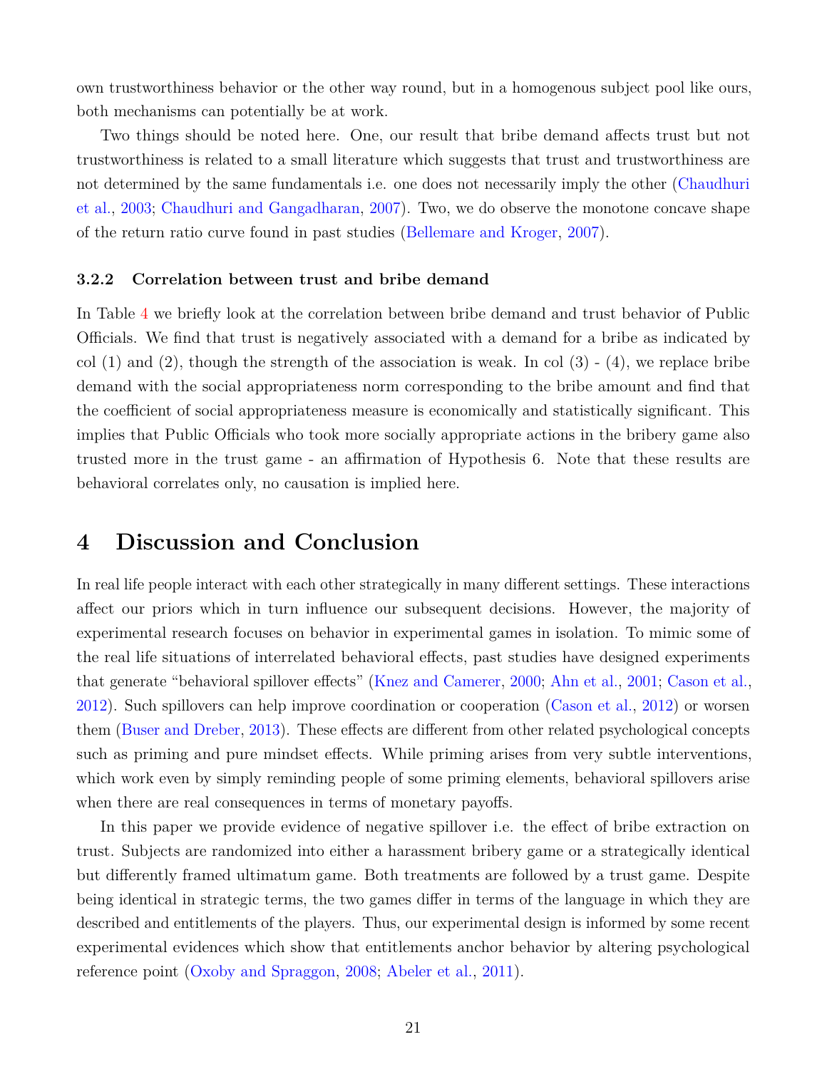own trustworthiness behavior or the other way round, but in a homogenous subject pool like ours, both mechanisms can potentially be at work.

Two things should be noted here. One, our result that bribe demand affects trust but not trustworthiness is related to a small literature which suggests that trust and trustworthiness are not determined by the same fundamentals i.e. one does not necessarily imply the other (Chaudhuri et al., 2003; Chaudhuri and Gangadharan, 2007). Two, we do observe the monotone concave shape of the return ratio curve found in past studies (Bellemare and Kroger, 2007).

### 3.2.2 Correlation between trust and bribe demand

In Table 4 we briefly look at the correlation between bribe demand and trust behavior of Public Officials. We find that trust is negatively associated with a demand for a bribe as indicated by col (1) and (2), though the strength of the association is weak. In col (3) - (4), we replace bribe demand with the social appropriateness norm corresponding to the bribe amount and find that the coefficient of social appropriateness measure is economically and statistically significant. This implies that Public Officials who took more socially appropriate actions in the bribery game also trusted more in the trust game - an affirmation of Hypothesis 6. Note that these results are behavioral correlates only, no causation is implied here.

# 4 Discussion and Conclusion

In real life people interact with each other strategically in many different settings. These interactions affect our priors which in turn influence our subsequent decisions. However, the majority of experimental research focuses on behavior in experimental games in isolation. To mimic some of the real life situations of interrelated behavioral effects, past studies have designed experiments that generate "behavioral spillover effects" (Knez and Camerer, 2000; Ahn et al., 2001; Cason et al., 2012). Such spillovers can help improve coordination or cooperation (Cason et al., 2012) or worsen them (Buser and Dreber, 2013). These effects are different from other related psychological concepts such as priming and pure mindset effects. While priming arises from very subtle interventions, which work even by simply reminding people of some priming elements, behavioral spillovers arise when there are real consequences in terms of monetary payoffs.

In this paper we provide evidence of negative spillover i.e. the effect of bribe extraction on trust. Subjects are randomized into either a harassment bribery game or a strategically identical but differently framed ultimatum game. Both treatments are followed by a trust game. Despite being identical in strategic terms, the two games differ in terms of the language in which they are described and entitlements of the players. Thus, our experimental design is informed by some recent experimental evidences which show that entitlements anchor behavior by altering psychological reference point (Oxoby and Spraggon, 2008; Abeler et al., 2011).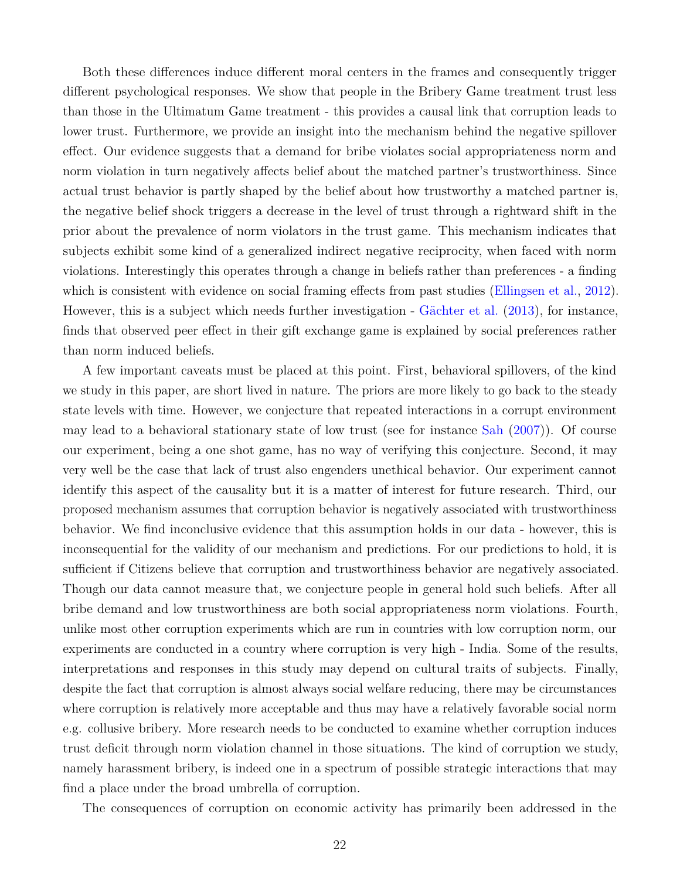Both these differences induce different moral centers in the frames and consequently trigger different psychological responses. We show that people in the Bribery Game treatment trust less than those in the Ultimatum Game treatment - this provides a causal link that corruption leads to lower trust. Furthermore, we provide an insight into the mechanism behind the negative spillover effect. Our evidence suggests that a demand for bribe violates social appropriateness norm and norm violation in turn negatively affects belief about the matched partner's trustworthiness. Since actual trust behavior is partly shaped by the belief about how trustworthy a matched partner is, the negative belief shock triggers a decrease in the level of trust through a rightward shift in the prior about the prevalence of norm violators in the trust game. This mechanism indicates that subjects exhibit some kind of a generalized indirect negative reciprocity, when faced with norm violations. Interestingly this operates through a change in beliefs rather than preferences - a finding which is consistent with evidence on social framing effects from past studies (Ellingsen et al., 2012). However, this is a subject which needs further investigation - Gächter et al. (2013), for instance, finds that observed peer effect in their gift exchange game is explained by social preferences rather than norm induced beliefs.

A few important caveats must be placed at this point. First, behavioral spillovers, of the kind we study in this paper, are short lived in nature. The priors are more likely to go back to the steady state levels with time. However, we conjecture that repeated interactions in a corrupt environment may lead to a behavioral stationary state of low trust (see for instance Sah (2007)). Of course our experiment, being a one shot game, has no way of verifying this conjecture. Second, it may very well be the case that lack of trust also engenders unethical behavior. Our experiment cannot identify this aspect of the causality but it is a matter of interest for future research. Third, our proposed mechanism assumes that corruption behavior is negatively associated with trustworthiness behavior. We find inconclusive evidence that this assumption holds in our data - however, this is inconsequential for the validity of our mechanism and predictions. For our predictions to hold, it is sufficient if Citizens believe that corruption and trustworthiness behavior are negatively associated. Though our data cannot measure that, we conjecture people in general hold such beliefs. After all bribe demand and low trustworthiness are both social appropriateness norm violations. Fourth, unlike most other corruption experiments which are run in countries with low corruption norm, our experiments are conducted in a country where corruption is very high - India. Some of the results, interpretations and responses in this study may depend on cultural traits of subjects. Finally, despite the fact that corruption is almost always social welfare reducing, there may be circumstances where corruption is relatively more acceptable and thus may have a relatively favorable social norm e.g. collusive bribery. More research needs to be conducted to examine whether corruption induces trust deficit through norm violation channel in those situations. The kind of corruption we study, namely harassment bribery, is indeed one in a spectrum of possible strategic interactions that may find a place under the broad umbrella of corruption.

The consequences of corruption on economic activity has primarily been addressed in the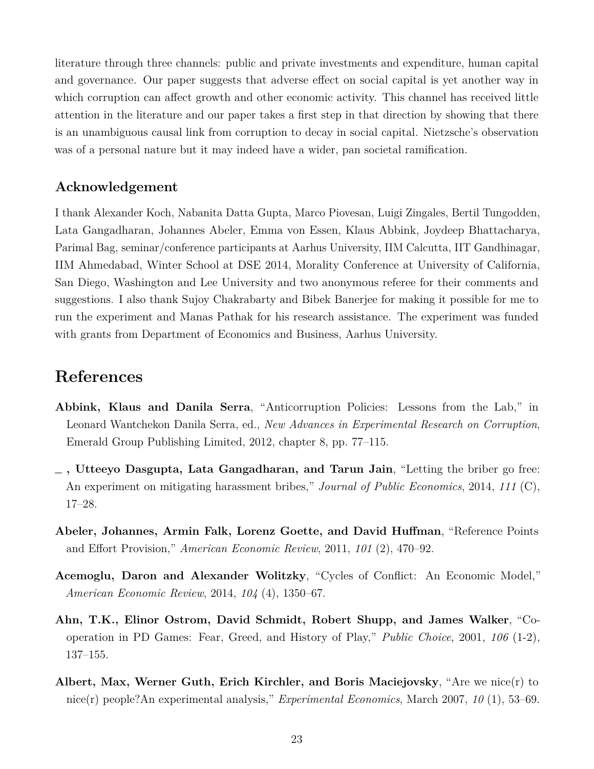literature through three channels: public and private investments and expenditure, human capital and governance. Our paper suggests that adverse effect on social capital is yet another way in which corruption can affect growth and other economic activity. This channel has received little attention in the literature and our paper takes a first step in that direction by showing that there is an unambiguous causal link from corruption to decay in social capital. Nietzsche's observation was of a personal nature but it may indeed have a wider, pan societal ramification.

## Acknowledgement

I thank Alexander Koch, Nabanita Datta Gupta, Marco Piovesan, Luigi Zingales, Bertil Tungodden, Lata Gangadharan, Johannes Abeler, Emma von Essen, Klaus Abbink, Joydeep Bhattacharya, Parimal Bag, seminar/conference participants at Aarhus University, IIM Calcutta, IIT Gandhinagar, IIM Ahmedabad, Winter School at DSE 2014, Morality Conference at University of California, San Diego, Washington and Lee University and two anonymous referee for their comments and suggestions. I also thank Sujoy Chakrabarty and Bibek Banerjee for making it possible for me to run the experiment and Manas Pathak for his research assistance. The experiment was funded with grants from Department of Economics and Business, Aarhus University.

# References

**Abbink, Klaus and Danila Serra**, "Anticorruption Policies: Lessons from the Lab," in Leonard Wantchekon Danila Serra, ed., *New Advances in Experimental Research on Corruption*, Emerald Group Publishing Limited, 2012, chapter 8, pp. 77–115.

**_ , Utteeyo Dasgupta, Lata Gangadharan, and Tarun Jain**, "Letting the briber go free: An experiment on mitigating harassment bribes," *Journal of Public Economics*, 2014, *111* (C), 17–28.

**Abeler, Johannes, Armin Falk, Lorenz Goette, and David Huffman**, "Reference Points and Effort Provision," *American Economic Review*, 2011, *101* (2), 470–92.

**Acemoglu, Daron and Alexander Wolitzky**, "Cycles of Conflict: An Economic Model," *American Economic Review*, 2014, *104* (4), 1350–67.

**Ahn, T.K., Elinor Ostrom, David Schmidt, Robert Shupp, and James Walker**, "Cooperation in PD Games: Fear, Greed, and History of Play," *Public Choice*, 2001, *106* (1-2), 137–155.

**Albert, Max, Werner Guth, Erich Kirchler, and Boris Maciejovsky**, "Are we nice(r) to nice(r) people?An experimental analysis," *Experimental Economics*, March 2007, *10* (1), 53–69.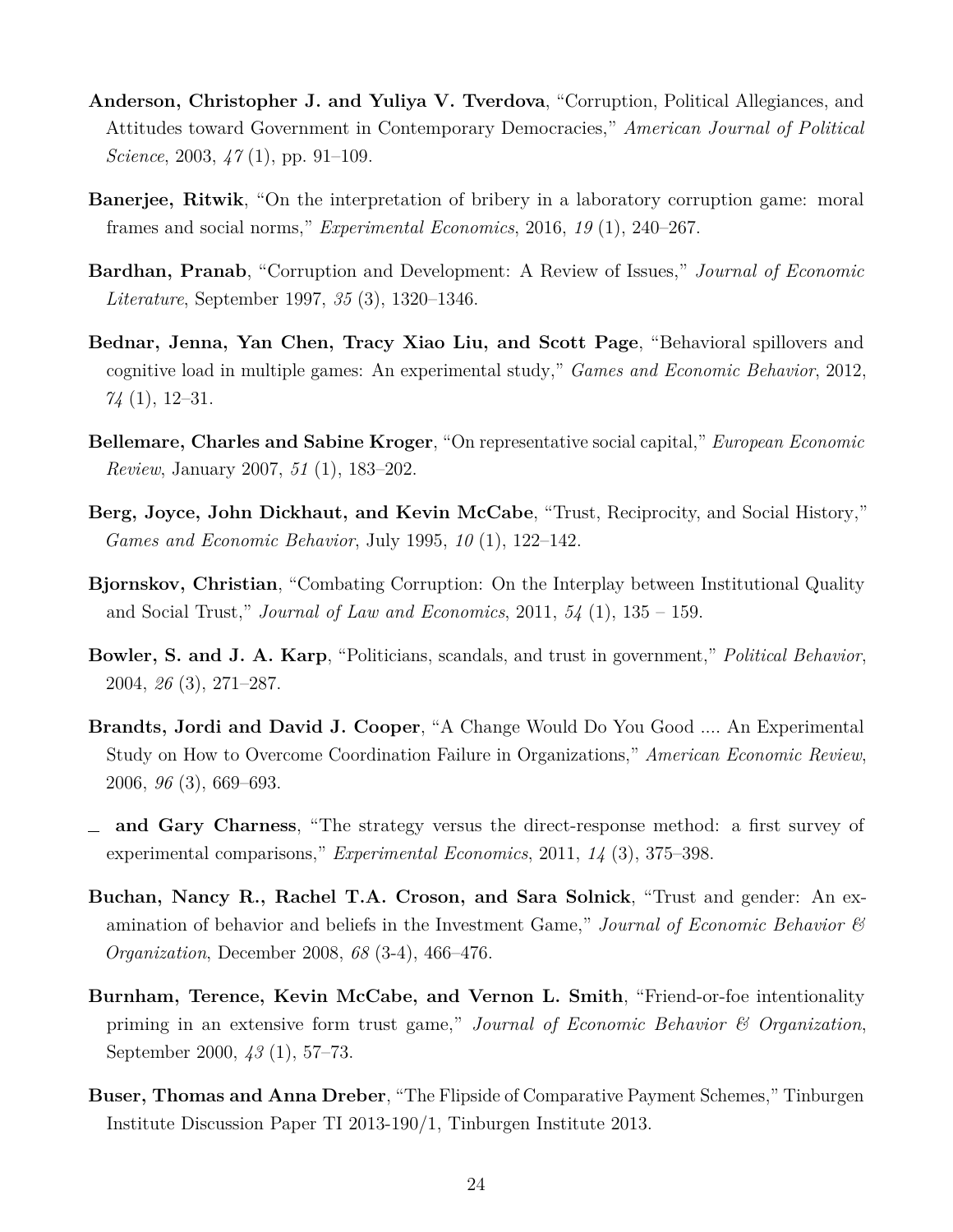**Anderson, Christopher J. and Yuliya V. Tverdova**, “Corruption, Political Allegiances, and Attitudes toward Government in Contemporary Democracies,” *American Journal of Political Science*, 2003, *47* (1), pp. 91–109.

**Banerjee, Ritwik**, “On the interpretation of bribery in a laboratory corruption game: moral frames and social norms,” *Experimental Economics*, 2016, *19* (1), 240–267.

**Bardhan, Pranab**, “Corruption and Development: A Review of Issues,” *Journal of Economic Literature*, September 1997, *35* (3), 1320–1346.

**Bednar, Jenna, Yan Chen, Tracy Xiao Liu, and Scott Page**, “Behavioral spillovers and cognitive load in multiple games: An experimental study,” *Games and Economic Behavior*, 2012, *74* (1), 12–31.

**Bellemare, Charles and Sabine Kroger**, “On representative social capital,” *European Economic Review*, January 2007, *51* (1), 183–202.

**Berg, Joyce, John Dickhaut, and Kevin McCabe**, “Trust, Reciprocity, and Social History,” *Games and Economic Behavior*, July 1995, *10* (1), 122–142.

**Bjornskov, Christian**, “Combating Corruption: On the Interplay between Institutional Quality and Social Trust,” *Journal of Law and Economics*, 2011, *54* (1), 135 – 159.

**Bowler, S. and J. A. Karp**, “Politicians, scandals, and trust in government,” *Political Behavior*, 2004, *26* (3), 271–287.

**Brandts, Jordi and David J. Cooper**, “A Change Would Do You Good .... An Experimental Study on How to Overcome Coordination Failure in Organizations,” *American Economic Review*, 2006, *96* (3), 669–693.

_ **and Gary Charness**, “The strategy versus the direct-response method: a first survey of experimental comparisons,” *Experimental Economics*, 2011, *14* (3), 375–398.

**Buchan, Nancy R., Rachel T.A. Croson, and Sara Solnick**, “Trust and gender: An examination of behavior and beliefs in the Investment Game,” *Journal of Economic Behavior & Organization*, December 2008, *68* (3-4), 466–476.

**Burnham, Terence, Kevin McCabe, and Vernon L. Smith**, “Friend-or-foe intentionality priming in an extensive form trust game,” *Journal of Economic Behavior & Organization*, September 2000, *43* (1), 57–73.

**Buser, Thomas and Anna Dreber**, “The Flipside of Comparative Payment Schemes,” Tinburgen Institute Discussion Paper TI 2013-190/1, Tinburgen Institute 2013.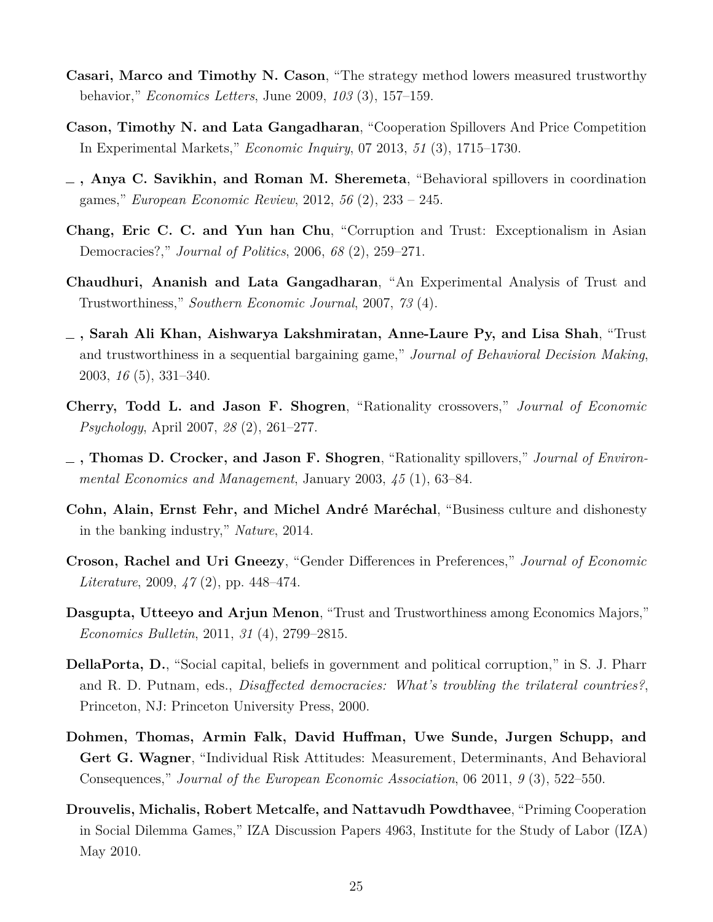**Casari, Marco and Timothy N. Cason**, "The strategy method lowers measured trustworthy behavior," *Economics Letters*, June 2009, *103* (3), 157–159.

**Cason, Timothy N. and Lata Gangadharan**, "Cooperation Spillovers And Price Competition In Experimental Markets," *Economic Inquiry*, 07 2013, *51* (3), 1715–1730.

**_ , Anya C. Savikhin, and Roman M. Sheremeta**, "Behavioral spillovers in coordination games," *European Economic Review*, 2012, *56* (2), 233 – 245.

**Chang, Eric C. C. and Yun han Chu**, "Corruption and Trust: Exceptionalism in Asian Democracies?," *Journal of Politics*, 2006, *68* (2), 259–271.

**Chaudhuri, Ananish and Lata Gangadharan**, "An Experimental Analysis of Trust and Trustworthiness," *Southern Economic Journal*, 2007, *73* (4).

**_ , Sarah Ali Khan, Aishwarya Lakshmiratan, Anne-Laure Py, and Lisa Shah**, "Trust and trustworthiness in a sequential bargaining game," *Journal of Behavioral Decision Making*, 2003, *16* (5), 331–340.

**Cherry, Todd L. and Jason F. Shogren**, "Rationality crossovers," *Journal of Economic Psychology*, April 2007, *28* (2), 261–277.

**_ , Thomas D. Crocker, and Jason F. Shogren**, "Rationality spillovers," *Journal of Environmental Economics and Management*, January 2003, *45* (1), 63–84.

**Cohn, Alain, Ernst Fehr, and Michel André Maréchal**, "Business culture and dishonesty in the banking industry," *Nature*, 2014.

**Croson, Rachel and Uri Gneezy**, "Gender Differences in Preferences," *Journal of Economic Literature*, 2009, *47* (2), pp. 448–474.

**Dasgupta, Utteeyo and Arjun Menon**, "Trust and Trustworthiness among Economics Majors," *Economics Bulletin*, 2011, *31* (4), 2799–2815.

**DellaPorta, D.**, "Social capital, beliefs in government and political corruption," in S. J. Pharr and R. D. Putnam, eds., *Disaffected democracies: What's troubling the trilateral countries?*, Princeton, NJ: Princeton University Press, 2000.

**Dohmen, Thomas, Armin Falk, David Huffman, Uwe Sunde, Jurgen Schupp, and Gert G. Wagner**, "Individual Risk Attitudes: Measurement, Determinants, And Behavioral Consequences," *Journal of the European Economic Association*, 06 2011, *9* (3), 522–550.

**Drouvelis, Michalis, Robert Metcalfe, and Nattavudh Powdthavee**, "Priming Cooperation in Social Dilemma Games," IZA Discussion Papers 4963, Institute for the Study of Labor (IZA) May 2010.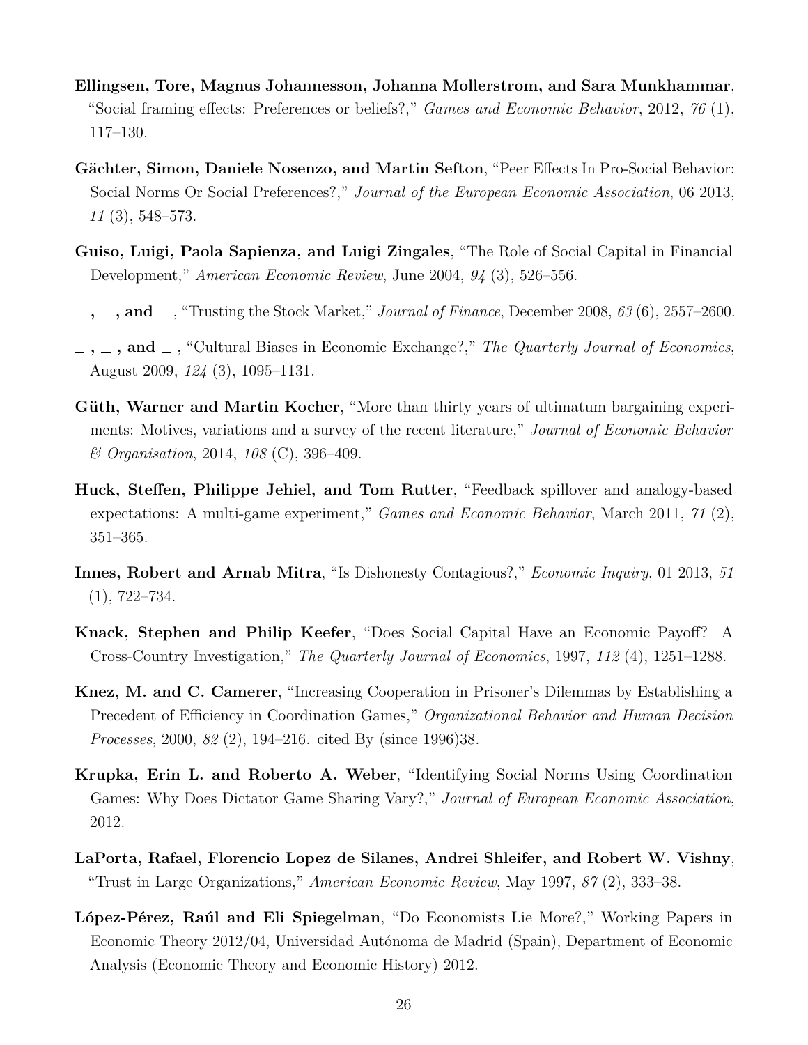**Ellingsen, Tore, Magnus Johannesson, Johanna Mollerstrom, and Sara Munkhammar**, "Social framing effects: Preferences or beliefs?," *Games and Economic Behavior*, 2012, *76* (1), 117–130.

**Gächter, Simon, Daniele Nosenzo, and Martin Sefton**, "Peer Effects In Pro-Social Behavior: Social Norms Or Social Preferences?," *Journal of the European Economic Association*, 06 2013, *11* (3), 548–573.

**Guiso, Luigi, Paola Sapienza, and Luigi Zingales**, "The Role of Social Capital in Financial Development," *American Economic Review*, June 2004, *94* (3), 526–556.

**_ , _ , and _** , "Trusting the Stock Market," *Journal of Finance*, December 2008, *63* (6), 2557–2600.

**_ , _ , and _** , "Cultural Biases in Economic Exchange?," *The Quarterly Journal of Economics*, August 2009, *124* (3), 1095–1131.

**Güth, Warner and Martin Kocher**, "More than thirty years of ultimatum bargaining experiments: Motives, variations and a survey of the recent literature," *Journal of Economic Behavior & Organisation*, 2014, *108* (C), 396–409.

**Huck, Steffen, Philippe Jehiel, and Tom Rutter**, "Feedback spillover and analogy-based expectations: A multi-game experiment," *Games and Economic Behavior*, March 2011, *71* (2), 351–365.

**Innes, Robert and Arnab Mitra**, "Is Dishonesty Contagious?," *Economic Inquiry*, 01 2013, *51* (1), 722–734.

**Knack, Stephen and Philip Keefer**, "Does Social Capital Have an Economic Payoff? A Cross-Country Investigation," *The Quarterly Journal of Economics*, 1997, *112* (4), 1251–1288.

**Knez, M. and C. Camerer**, "Increasing Cooperation in Prisoner's Dilemmas by Establishing a Precedent of Efficiency in Coordination Games," *Organizational Behavior and Human Decision Processes*, 2000, *82* (2), 194–216. cited By (since 1996)38.

**Krupka, Erin L. and Roberto A. Weber**, "Identifying Social Norms Using Coordination Games: Why Does Dictator Game Sharing Vary?," *Journal of European Economic Association*, 2012.

**LaPorta, Rafael, Florencio Lopez de Silanes, Andrei Shleifer, and Robert W. Vishny**, "Trust in Large Organizations," *American Economic Review*, May 1997, *87* (2), 333–38.

**López-Pérez, Raúl and Eli Spiegelman**, "Do Economists Lie More?," Working Papers in Economic Theory 2012/04, Universidad Autónoma de Madrid (Spain), Department of Economic Analysis (Economic Theory and Economic History) 2012.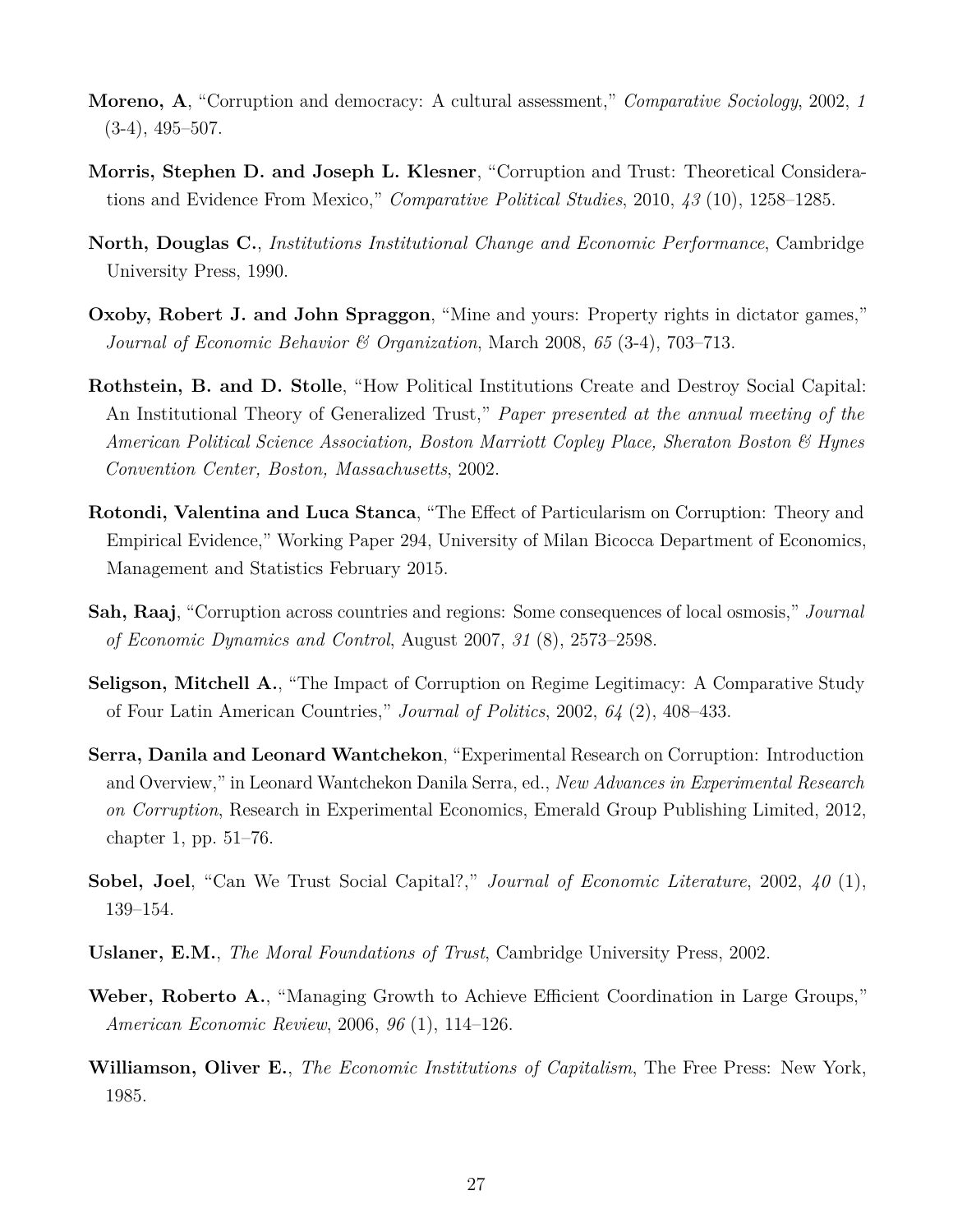**Moreno, A**, "Corruption and democracy: A cultural assessment," *Comparative Sociology*, 2002, *1* (3-4), 495–507.

**Morris, Stephen D. and Joseph L. Klesner**, "Corruption and Trust: Theoretical Considerations and Evidence From Mexico," *Comparative Political Studies*, 2010, *43* (10), 1258–1285.

**North, Douglas C.**, *Institutions Institutional Change and Economic Performance*, Cambridge University Press, 1990.

**Oxoby, Robert J. and John Spraggon**, "Mine and yours: Property rights in dictator games," *Journal of Economic Behavior & Organization*, March 2008, *65* (3-4), 703–713.

**Rothstein, B. and D. Stolle**, "How Political Institutions Create and Destroy Social Capital: An Institutional Theory of Generalized Trust," *Paper presented at the annual meeting of the American Political Science Association, Boston Marriott Copley Place, Sheraton Boston & Hynes Convention Center, Boston, Massachusetts*, 2002.

**Rotondi, Valentina and Luca Stanca**, "The Effect of Particularism on Corruption: Theory and Empirical Evidence," Working Paper 294, University of Milan Bicocca Department of Economics, Management and Statistics February 2015.

**Sah, Raaj**, "Corruption across countries and regions: Some consequences of local osmosis," *Journal of Economic Dynamics and Control*, August 2007, *31* (8), 2573–2598.

**Seligson, Mitchell A.**, "The Impact of Corruption on Regime Legitimacy: A Comparative Study of Four Latin American Countries," *Journal of Politics*, 2002, *64* (2), 408–433.

**Serra, Danila and Leonard Wantchekon**, "Experimental Research on Corruption: Introduction and Overview," in Leonard Wantchekon Danila Serra, ed., *New Advances in Experimental Research on Corruption*, Research in Experimental Economics, Emerald Group Publishing Limited, 2012, chapter 1, pp. 51–76.

**Sobel, Joel**, "Can We Trust Social Capital?," *Journal of Economic Literature*, 2002, *40* (1), 139–154.

**Uslaner, E.M.**, *The Moral Foundations of Trust*, Cambridge University Press, 2002.

**Weber, Roberto A.**, "Managing Growth to Achieve Efficient Coordination in Large Groups," *American Economic Review*, 2006, *96* (1), 114–126.

**Williamson, Oliver E.**, *The Economic Institutions of Capitalism*, The Free Press: New York, 1985.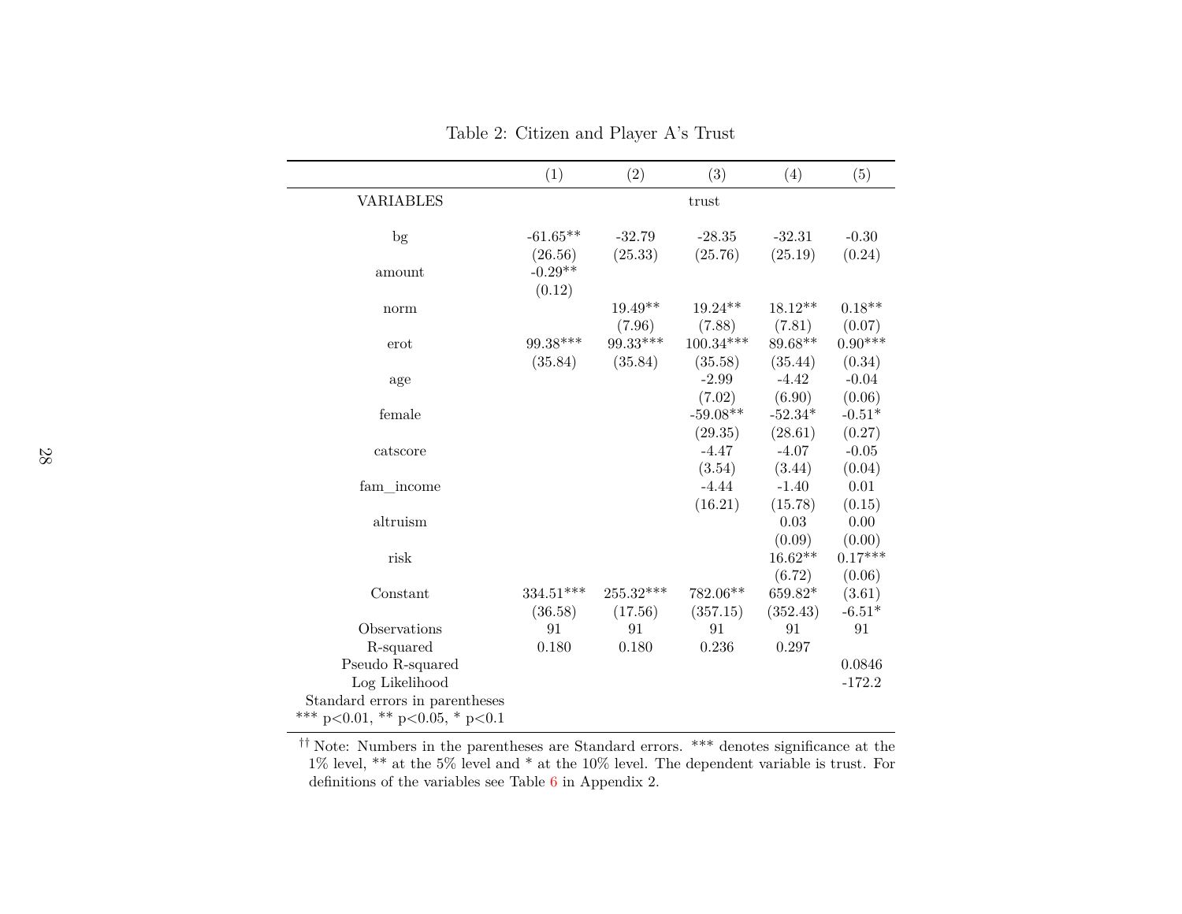Table 2: Citizen and Player A's Trust

| | (1) | (2) | (3) | (4) | (5) |
|---|---|---|---|---|---|
| VARIABLES | | | trust | | |
| bg | -61.65** | -32.79 | -28.35 | -32.31 | -0.30 |
| | (26.56) | (25.33) | (25.76) | (25.19) | (0.24) |
| amount | -0.29** | | | | |
| | (0.12) | | | | |
| norm | | 19.49** | 19.24** | 18.12** | 0.18** |
| | | (7.96) | (7.88) | (7.81) | (0.07) |
| erot | 99.38*** | 99.33*** | 100.34*** | 89.68** | 0.90*** |
| | (35.84) | (35.84) | (35.58) | (35.44) | (0.34) |
| age | | | -2.99 | -4.42 | -0.04 |
| | | | (7.02) | (6.90) | (0.06) |
| female | | | -59.08** | -52.34* | -0.51* |
| | | | (29.35) | (28.61) | (0.27) |
| catscore | | | -4.47 | -4.07 | -0.05 |
| | | | (3.54) | (3.44) | (0.04) |
| fam_income | | | -4.44 | -1.40 | 0.01 |
| | | | (16.21) | (15.78) | (0.15) |
| altruism | | | | 0.03 | 0.00 |
| | | | | (0.09) | (0.00) |
| risk | | | | 16.62** | 0.17*** |
| | | | | (6.72) | (0.06) |
| Constant | 334.51*** | 255.32*** | 782.06** | 659.82* | (3.61) |
| | (36.58) | (17.56) | (357.15) | (352.43) | -6.51* |
| Observations | 91 | 91 | 91 | 91 | 91 |
| R-squared | 0.180 | 0.180 | 0.236 | 0.297 | |
| Pseudo R-squared | | | | | 0.0846 |
| Log Likelihood | | | | | -172.2 |

Standard errors in parentheses
*** p<0.01, ** p<0.05, * p<0.1

†† Note: Numbers in the parentheses are Standard errors. *** denotes significance at the 1% level, ** at the 5% level and * at the 10% level. The dependent variable is trust. For definitions of the variables see Table 6 in Appendix 2.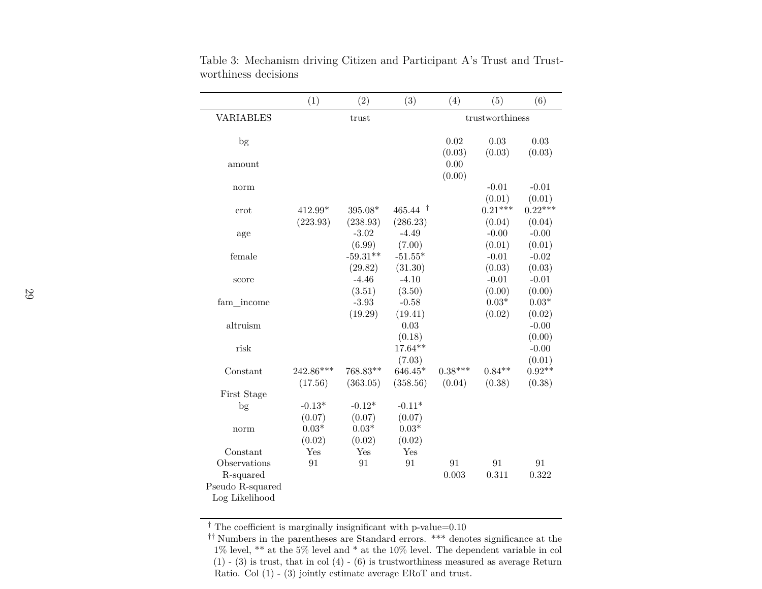Table 3: Mechanism driving Citizen and Participant A's Trust and Trustworthiness decisions

| | (1) | (2) | (3) | (4) | (5) | (6) |
|---|---|---|---|---|---|---|
| VARIABLES | | trust | | | trustworthiness | |
| bg | | | | 0.02 | 0.03 | 0.03 |
| | | | | (0.03) | (0.03) | (0.03) |
| amount | | | | 0.00 | | |
| | | | | (0.00) | | |
| norm | | | | | -0.01 | -0.01 |
| | | | | | (0.01) | (0.01) |
| erot | 412.99* | 395.08* | 465.44 † | | 0.21*** | 0.22*** |
| | (223.93) | (238.93) | (286.23) | | (0.04) | (0.04) |
| age | | -3.02 | -4.49 | | -0.00 | -0.00 |
| | | (6.99) | (7.00) | | (0.01) | (0.01) |
| female | | -59.31** | -51.55* | | -0.01 | -0.02 |
| | | (29.82) | (31.30) | | (0.03) | (0.03) |
| score | | -4.46 | -4.10 | | -0.01 | -0.01 |
| | | (3.51) | (3.50) | | (0.00) | (0.00) |
| fam_income | | -3.93 | -0.58 | | 0.03* | 0.03* |
| | | (19.29) | (19.41) | | (0.02) | (0.02) |
| altruism | | | 0.03 | | | -0.00 |
| | | | (0.18) | | | (0.00) |
| risk | | | 17.64** | | | -0.00 |
| | | | (7.03) | | | (0.01) |
| Constant | 242.86*** | 768.83** | 646.45* | 0.38*** | 0.84** | 0.92** |
| | (17.56) | (363.05) | (358.56) | (0.04) | (0.38) | (0.38) |
| First Stage | | | | | | |
| bg | -0.13* | -0.12* | -0.11* | | | |
| | (0.07) | (0.07) | (0.07) | | | |
| norm | 0.03* | 0.03* | 0.03* | | | |
| | (0.02) | (0.02) | (0.02) | | | |
| Constant | Yes | Yes | Yes | | | |
| Observations | 91 | 91 | 91 | 91 | 91 | 91 |
| R-squared | | | | 0.003 | 0.311 | 0.322 |
| Pseudo R-squared | | | | | | |
| Log Likelihood | | | | | | |

† The coefficient is marginally insignificant with p-value=0.10

†† Numbers in the parentheses are Standard errors. *** denotes significance at the 1% level, ** at the 5% level and * at the 10% level. The dependent variable in col (1) - (3) is trust, that in col (4) - (6) is trustworthiness measured as average Return Ratio. Col (1) - (3) jointly estimate average ERoT and trust.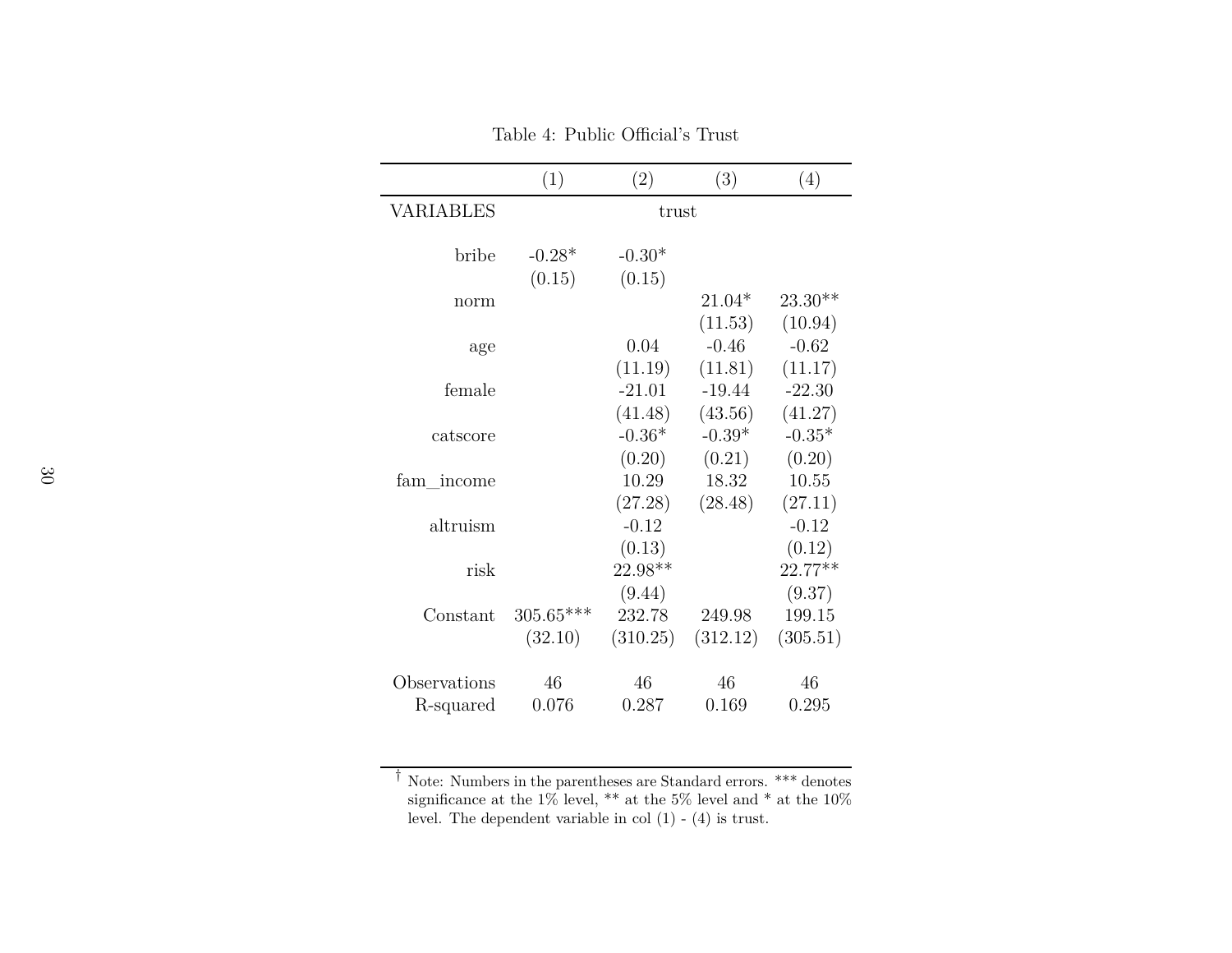Table 4: Public Official's Trust

| | (1) | (2) | (3) | (4) |
|---|---|---|---|---|
| VARIABLES | trust | | | |
| bribe | -0.28* | -0.30* | | |
| | (0.15) | (0.15) | | |
| norm | | | 21.04* | 23.30** |
| | | | (11.53) | (10.94) |
| age | | 0.04 | -0.46 | -0.62 |
| | | (11.19) | (11.81) | (11.17) |
| female | | -21.01 | -19.44 | -22.30 |
| | | (41.48) | (43.56) | (41.27) |
| catscore | | -0.36* | -0.39* | -0.35* |
| | | (0.20) | (0.21) | (0.20) |
| fam_income | | 10.29 | 18.32 | 10.55 |
| | | (27.28) | (28.48) | (27.11) |
| altruism | | -0.12 | | -0.12 |
| | | (0.13) | | (0.12) |
| risk | | 22.98** | | 22.77** |
| | | (9.44) | | (9.37) |
| Constant | 305.65*** | 232.78 | 249.98 | 199.15 |
| | (32.10) | (310.25) | (312.12) | (305.51) |
| Observations | 46 | 46 | 46 | 46 |
| R-squared | 0.076 | 0.287 | 0.169 | 0.295 |

† Note: Numbers in the parentheses are Standard errors. *** denotes significance at the 1% level, ** at the 5% level and * at the 10% level. The dependent variable in col (1) - (4) is trust.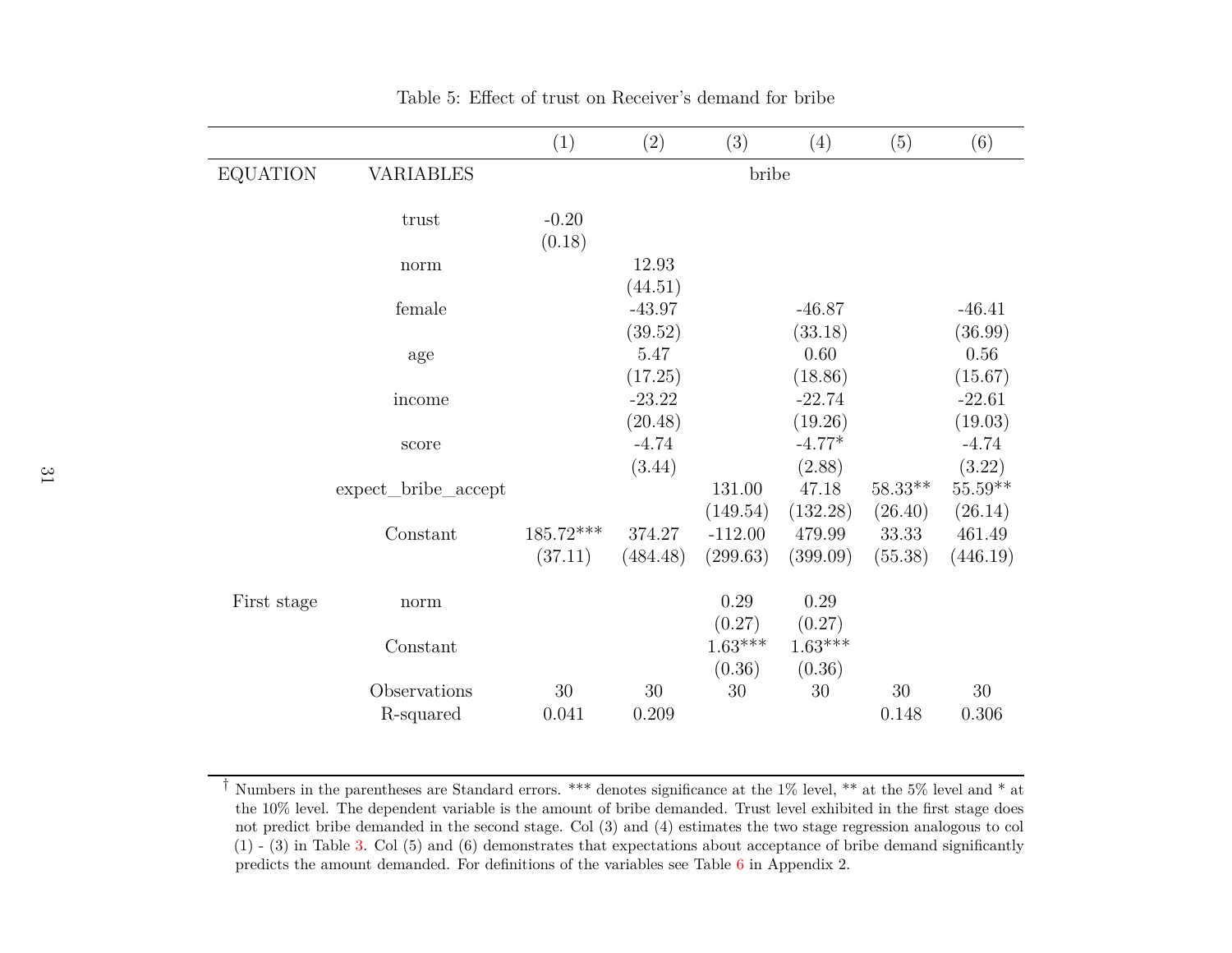Table 5: Effect of trust on Receiver's demand for bribe

| | | (1) | (2) | (3) | (4) | (5) | (6) |
|---|---|---|---|---|---|---|---|
| EQUATION | VARIABLES | | | bribe | | | |
| | trust | -0.20 | | | | | |
| | | (0.18) | | | | | |
| | norm | | 12.93 | | | | |
| | | | (44.51) | | | | |
| | female | | -43.97 | | -46.87 | | -46.41 |
| | | | (39.52) | | (33.18) | | (36.99) |
| | age | | 5.47 | | 0.60 | | 0.56 |
| | | | (17.25) | | (18.86) | | (15.67) |
| | income | | -23.22 | | -22.74 | | -22.61 |
| | | | (20.48) | | (19.26) | | (19.03) |
| | score | | -4.74 | | -4.77* | | -4.74 |
| | | | (3.44) | | (2.88) | | (3.22) |
| | expect_bribe_accept | | | 131.00 | 47.18 | 58.33** | 55.59** |
| | | | | (149.54) | (132.28) | (26.40) | (26.14) |
| | Constant | 185.72*** | 374.27 | -112.00 | 479.99 | 33.33 | 461.49 |
| | | (37.11) | (484.48) | (299.63) | (399.09) | (55.38) | (446.19) |
| First stage | norm | | | 0.29 | 0.29 | | |
| | | | | (0.27) | (0.27) | | |
| | Constant | | | 1.63*** | 1.63*** | | |
| | | | | (0.36) | (0.36) | | |
| | Observations | 30 | 30 | 30 | 30 | 30 | 30 |
| | R-squared | 0.041 | 0.209 | | | 0.148 | 0.306 |

† Numbers in the parentheses are Standard errors. *** denotes significance at the 1% level, ** at the 5% level and * at the 10% level. The dependent variable is the amount of bribe demanded. Trust level exhibited in the first stage does not predict bribe demanded in the second stage. Col (3) and (4) estimates the two stage regression analogous to col (1) - (3) in Table 3. Col (5) and (6) demonstrates that expectations about acceptance of bribe demand significantly predicts the amount demanded. For definitions of the variables see Table 6 in Appendix 2.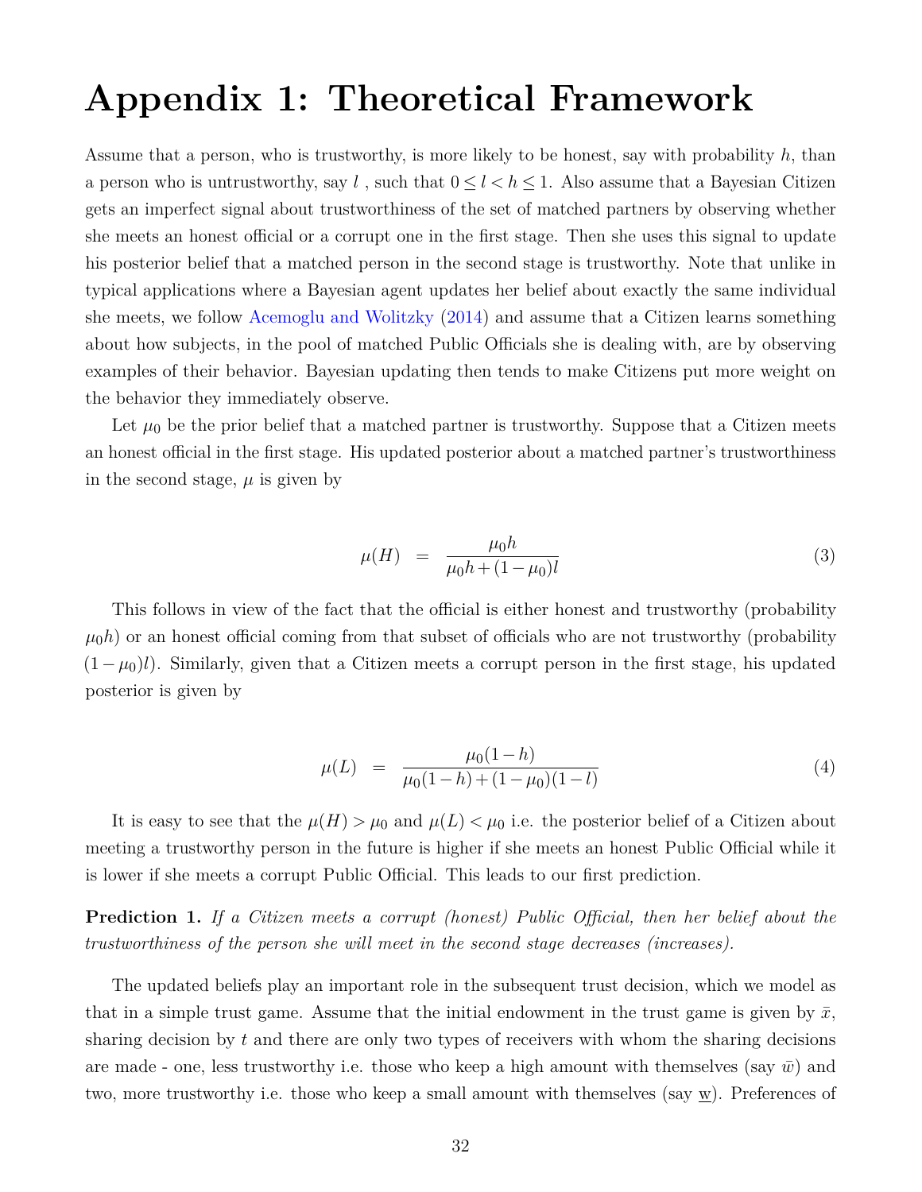# Appendix 1: Theoretical Framework

Assume that a person, who is trustworthy, is more likely to be honest, say with probability $h$, than a person who is untrustworthy, say $l$ , such that $0 \leq l < h \leq 1$. Also assume that a Bayesian Citizen gets an imperfect signal about trustworthiness of the set of matched partners by observing whether she meets an honest official or a corrupt one in the first stage. Then she uses this signal to update his posterior belief that a matched person in the second stage is trustworthy. Note that unlike in typical applications where a Bayesian agent updates her belief about exactly the same individual she meets, we follow Acemoglu and Wolitzky (2014) and assume that a Citizen learns something about how subjects, in the pool of matched Public Officials she is dealing with, are by observing examples of their behavior. Bayesian updating then tends to make Citizens put more weight on the behavior they immediately observe.

Let $\mu_0$ be the prior belief that a matched partner is trustworthy. Suppose that a Citizen meets an honest official in the first stage. His updated posterior about a matched partner's trustworthiness in the second stage, $\mu$ is given by

$$\mu(H) \quad = \quad \frac{\mu_0 h}{\mu_0 h + (1-\mu_0) l} \tag{3}$$

This follows in view of the fact that the official is either honest and trustworthy (probability $\mu_0 h$) or an honest official coming from that subset of officials who are not trustworthy (probability $(1-\mu_0)l$). Similarly, given that a Citizen meets a corrupt person in the first stage, his updated posterior is given by

$$\mu(L) \quad = \quad \frac{\mu_0(1-h)}{\mu_0(1-h) + (1-\mu_0)(1-l)} \tag{4}$$

It is easy to see that the $\mu(H) > \mu_0$ and $\mu(L) < \mu_0$ i.e. the posterior belief of a Citizen about meeting a trustworthy person in the future is higher if she meets an honest Public Official while it is lower if she meets a corrupt Public Official. This leads to our first prediction.

**Prediction 1.** *If a Citizen meets a corrupt (honest) Public Official, then her belief about the trustworthiness of the person she will meet in the second stage decreases (increases).*

The updated beliefs play an important role in the subsequent trust decision, which we model as that in a simple trust game. Assume that the initial endowment in the trust game is given by $\bar{x}$, sharing decision by $t$ and there are only two types of receivers with whom the sharing decisions are made - one, less trustworthy i.e. those who keep a high amount with themselves (say $\bar{w}$) and two, more trustworthy i.e. those who keep a small amount with themselves (say $\underline{w}$). Preferences of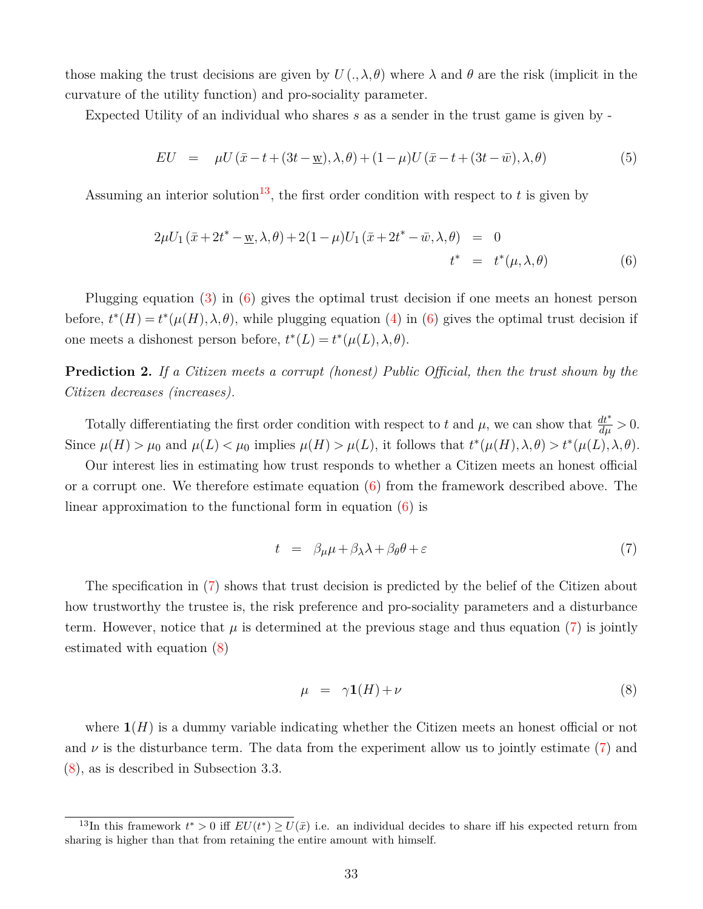those making the trust decisions are given by $U(.,\lambda,\theta)$ where $\lambda$ and $\theta$ are the risk (implicit in the curvature of the utility function) and pro-sociality parameter.

Expected Utility of an individual who shares $s$ as a sender in the trust game is given by -

$$EU = \mu U(\bar{x} - t + (3t - \underline{w}), \lambda, \theta) + (1-\mu) U(\bar{x} - t + (3t - \bar{w}), \lambda, \theta) \tag{5}$$

Assuming an interior solution[13], the first order condition with respect to $t$ is given by

$$\begin{aligned} 2\mu U_1(\bar{x} + 2t^* - \underline{w}, \lambda, \theta) + 2(1-\mu) U_1(\bar{x} + 2t^* - \bar{w}, \lambda, \theta) &= 0 \\ t^* &= t^*(\mu, \lambda, \theta) \end{aligned} \tag{6}$$

Plugging equation (3) in (6) gives the optimal trust decision if one meets an honest person before, $t^*(H) = t^*(\mu(H), \lambda, \theta)$, while plugging equation (4) in (6) gives the optimal trust decision if one meets a dishonest person before, $t^*(L) = t^*(\mu(L), \lambda, \theta)$.

**Prediction 2.** *If a Citizen meets a corrupt (honest) Public Official, then the trust shown by the Citizen decreases (increases).*

Totally differentiating the first order condition with respect to $t$ and $\mu$, we can show that $\frac{dt^*}{d\mu} > 0$. Since $\mu(H) > \mu_0$ and $\mu(L) < \mu_0$ implies $\mu(H) > \mu(L)$, it follows that $t^*(\mu(H), \lambda, \theta) > t^*(\mu(L), \lambda, \theta)$.

Our interest lies in estimating how trust responds to whether a Citizen meets an honest official or a corrupt one. We therefore estimate equation (6) from the framework described above. The linear approximation to the functional form in equation (6) is

$$t = \beta_\mu \mu + \beta_\lambda \lambda + \beta_\theta \theta + \varepsilon \tag{7}$$

The specification in (7) shows that trust decision is predicted by the belief of the Citizen about how trustworthy the trustee is, the risk preference and pro-sociality parameters and a disturbance term. However, notice that $\mu$ is determined at the previous stage and thus equation (7) is jointly estimated with equation (8)

$$\mu = \gamma \mathbf{1}(H) + \nu \tag{8}$$

where $\mathbf{1}(H)$ is a dummy variable indicating whether the Citizen meets an honest official or not and $\nu$ is the disturbance term. The data from the experiment allow us to jointly estimate (7) and (8), as is described in Subsection 3.3.

[13] In this framework $t^* > 0$ iff $EU(t^*) \geq U(\bar{x})$ i.e. an individual decides to share iff his expected return from sharing is higher than that from retaining the entire amount with himself.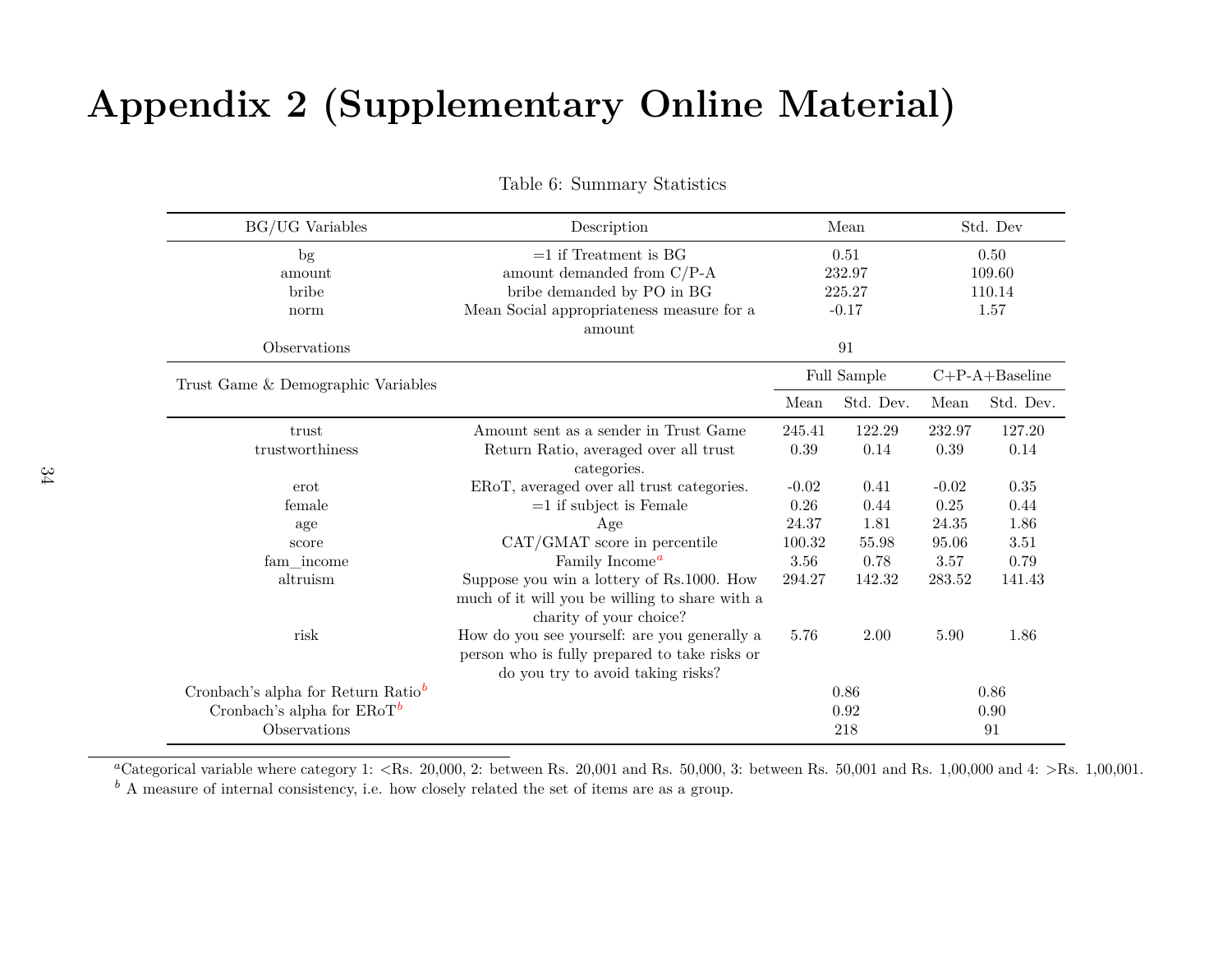# Appendix 2 (Supplementary Online Material)

Table 6: Summary Statistics

| BG/UG Variables | Description | Mean | | Std. Dev | |
|---|---|---|---|---|---|
| bg | =1 if Treatment is BG | 0.51 | | 0.50 | |
| amount | amount demanded from C/P-A | 232.97 | | 109.60 | |
| bribe | bribe demanded by PO in BG | 225.27 | | 110.14 | |
| norm | Mean Social appropriateness measure for a amount | -0.17 | | 1.57 | |
| Observations | | 91 | | | |
| **Trust Game & Demographic Variables** | | **Full Sample** | | **C+P-A+Baseline** | |
| | | Mean | Std. Dev. | Mean | Std. Dev. |
| trust | Amount sent as a sender in Trust Game | 245.41 | 122.29 | 232.97 | 127.20 |
| trustworthiness | Return Ratio, averaged over all trust categories. | 0.39 | 0.14 | 0.39 | 0.14 |
| erot | ERoT, averaged over all trust categories. | -0.02 | 0.41 | -0.02 | 0.35 |
| female | =1 if subject is Female | 0.26 | 0.44 | 0.25 | 0.44 |
| age | Age | 24.37 | 1.81 | 24.35 | 1.86 |
| score | CAT/GMAT score in percentile | 100.32 | 55.98 | 95.06 | 3.51 |
| fam_income | Family Income[a] | 3.56 | 0.78 | 3.57 | 0.79 |
| altruism | Suppose you win a lottery of Rs.1000. How much of it will you be willing to share with a charity of your choice? | 294.27 | 142.32 | 283.52 | 141.43 |
| risk | How do you see yourself: are you generally a person who is fully prepared to take risks or do you try to avoid taking risks? | 5.76 | 2.00 | 5.90 | 1.86 |
| Cronbach's alpha for Return Ratio[b] | | 0.86 | | 0.86 | |
| Cronbach's alpha for ERoT[b] | | 0.92 | | 0.90 | |
| Observations | | 218 | | 91 | |

[a] Categorical variable where category 1: <Rs. 20,000, 2: between Rs. 20,001 and Rs. 50,000, 3: between Rs. 50,001 and Rs. 1,00,000 and 4: >Rs. 1,00,001.

[b] A measure of internal consistency, i.e. how closely related the set of items are as a group.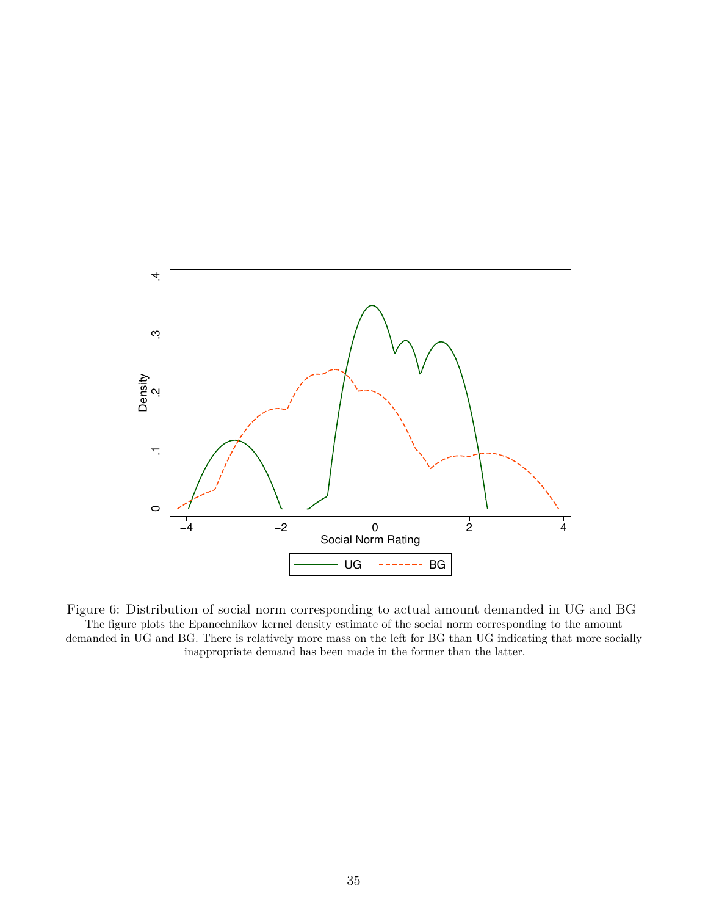Figure 6: Distribution of social norm corresponding to actual amount demanded in UG and BG

The figure plots the Epanechnikov kernel density estimate of the social norm corresponding to the amount demanded in UG and BG. There is relatively more mass on the left for BG than UG indicating that more socially inappropriate demand has been made in the former than the latter.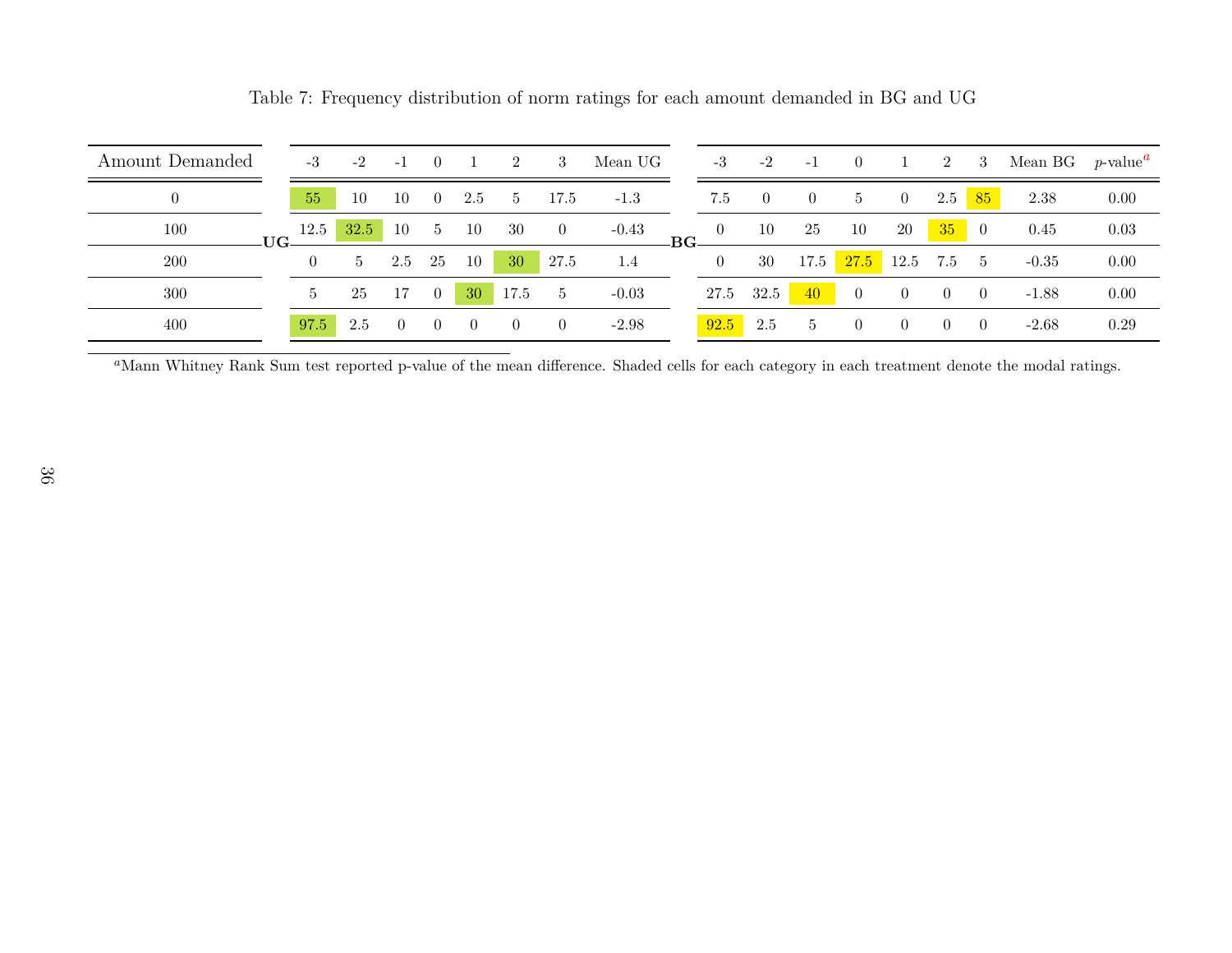Table 7: Frequency distribution of norm ratings for each amount demanded in BG and UG

| Amount Demanded | | UG -3 | UG -2 | UG -1 | UG 0 | UG 1 | UG 2 | UG 3 | Mean UG | | BG -3 | BG -2 | BG -1 | BG 0 | BG 1 | BG 2 | BG 3 | Mean BG | *p*-value[a] |
|---|---|---|---|---|---|---|---|---|---|---|---|---|---|---|---|---|---|---|---|
| 0 | UG | 55 | 10 | 10 | 0 | 2.5 | 5 | 17.5 | -1.3 | BG | 7.5 | 0 | 0 | 5 | 0 | 2.5 | 85 | 2.38 | 0.00 |
| 100 | UG | 12.5 | 32.5 | 10 | 5 | 10 | 30 | 0 | -0.43 | BG | 0 | 10 | 25 | 10 | 20 | 35 | 0 | 0.45 | 0.03 |
| 200 | UG | 0 | 5 | 2.5 | 25 | 10 | 30 | 27.5 | 1.4 | BG | 0 | 30 | 17.5 | 27.5 | 12.5 | 7.5 | 5 | -0.35 | 0.00 |
| 300 | UG | 5 | 25 | 17 | 0 | 30 | 17.5 | 5 | -0.03 | BG | 27.5 | 32.5 | 40 | 0 | 0 | 0 | 0 | -1.88 | 0.00 |
| 400 | UG | 97.5 | 2.5 | 0 | 0 | 0 | 0 | 0 | -2.98 | BG | 92.5 | 2.5 | 5 | 0 | 0 | 0 | 0 | -2.68 | 0.29 |

[a]Mann Whitney Rank Sum test reported p-value of the mean difference. Shaded cells for each category in each treatment denote the modal ratings.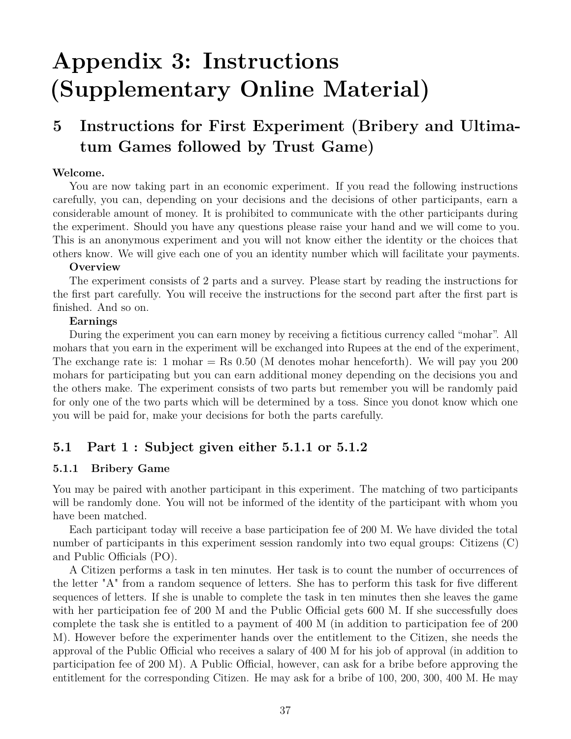# Appendix 3: Instructions (Supplementary Online Material)

## 5 Instructions for First Experiment (Bribery and Ultimatum Games followed by Trust Game)

**Welcome.**

You are now taking part in an economic experiment. If you read the following instructions carefully, you can, depending on your decisions and the decisions of other participants, earn a considerable amount of money. It is prohibited to communicate with the other participants during the experiment. Should you have any questions please raise your hand and we will come to you. This is an anonymous experiment and you will not know either the identity or the choices that others know. We will give each one of you an identity number which will facilitate your payments.

**Overview**

The experiment consists of 2 parts and a survey. Please start by reading the instructions for the first part carefully. You will receive the instructions for the second part after the first part is finished. And so on.

**Earnings**

During the experiment you can earn money by receiving a fictitious currency called "mohar". All mohars that you earn in the experiment will be exchanged into Rupees at the end of the experiment, The exchange rate is: 1 mohar = Rs 0.50 (M denotes mohar henceforth). We will pay you 200 mohars for participating but you can earn additional money depending on the decisions you and the others make. The experiment consists of two parts but remember you will be randomly paid for only one of the two parts which will be determined by a toss. Since you donot know which one you will be paid for, make your decisions for both the parts carefully.

### 5.1 Part 1 : Subject given either 5.1.1 or 5.1.2

#### 5.1.1 Bribery Game

You may be paired with another participant in this experiment. The matching of two participants will be randomly done. You will not be informed of the identity of the participant with whom you have been matched.

Each participant today will receive a base participation fee of 200 M. We have divided the total number of participants in this experiment session randomly into two equal groups: Citizens (C) and Public Officials (PO).

A Citizen performs a task in ten minutes. Her task is to count the number of occurrences of the letter "A" from a random sequence of letters. She has to perform this task for five different sequences of letters. If she is unable to complete the task in ten minutes then she leaves the game with her participation fee of 200 M and the Public Official gets 600 M. If she successfully does complete the task she is entitled to a payment of 400 M (in addition to participation fee of 200 M). However before the experimenter hands over the entitlement to the Citizen, she needs the approval of the Public Official who receives a salary of 400 M for his job of approval (in addition to participation fee of 200 M). A Public Official, however, can ask for a bribe before approving the entitlement for the corresponding Citizen. He may ask for a bribe of 100, 200, 300, 400 M. He may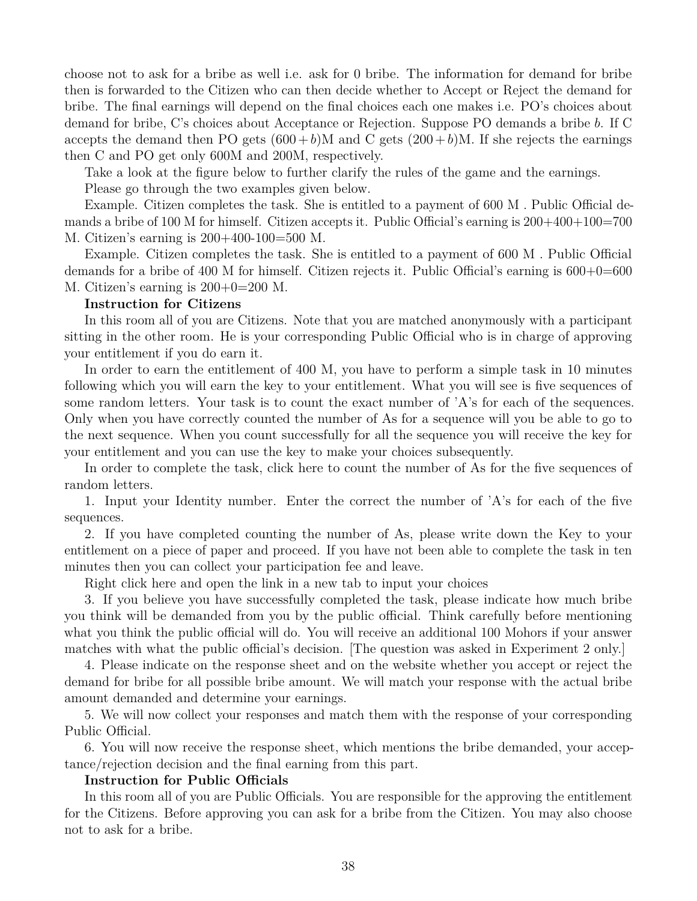choose not to ask for a bribe as well i.e. ask for 0 bribe. The information for demand for bribe then is forwarded to the Citizen who can then decide whether to Accept or Reject the demand for bribe. The final earnings will depend on the final choices each one makes i.e. PO's choices about demand for bribe, C's choices about Acceptance or Rejection. Suppose PO demands a bribe $b$. If C accepts the demand then PO gets $(600 + b)$M and C gets $(200 + b)$M. If she rejects the earnings then C and PO get only 600M and 200M, respectively.

Take a look at the figure below to further clarify the rules of the game and the earnings.

Please go through the two examples given below.

Example. Citizen completes the task. She is entitled to a payment of 600 M . Public Official demands a bribe of 100 M for himself. Citizen accepts it. Public Official's earning is 200+400+100=700 M. Citizen's earning is 200+400-100=500 M.

Example. Citizen completes the task. She is entitled to a payment of 600 M . Public Official demands for a bribe of 400 M for himself. Citizen rejects it. Public Official's earning is 600+0=600 M. Citizen's earning is 200+0=200 M.

**Instruction for Citizens**

In this room all of you are Citizens. Note that you are matched anonymously with a participant sitting in the other room. He is your corresponding Public Official who is in charge of approving your entitlement if you do earn it.

In order to earn the entitlement of 400 M, you have to perform a simple task in 10 minutes following which you will earn the key to your entitlement. What you will see is five sequences of some random letters. Your task is to count the exact number of 'A's for each of the sequences. Only when you have correctly counted the number of As for a sequence will you be able to go to the next sequence. When you count successfully for all the sequence you will receive the key for your entitlement and you can use the key to make your choices subsequently.

In order to complete the task, click here to count the number of As for the five sequences of random letters.

1. Input your Identity number. Enter the correct the number of 'A's for each of the five sequences.

2. If you have completed counting the number of As, please write down the Key to your entitlement on a piece of paper and proceed. If you have not been able to complete the task in ten minutes then you can collect your participation fee and leave.

Right click here and open the link in a new tab to input your choices

3. If you believe you have successfully completed the task, please indicate how much bribe you think will be demanded from you by the public official. Think carefully before mentioning what you think the public official will do. You will receive an additional 100 Mohors if your answer matches with what the public official's decision. [The question was asked in Experiment 2 only.]

4. Please indicate on the response sheet and on the website whether you accept or reject the demand for bribe for all possible bribe amount. We will match your response with the actual bribe amount demanded and determine your earnings.

5. We will now collect your responses and match them with the response of your corresponding Public Official.

6. You will now receive the response sheet, which mentions the bribe demanded, your acceptance/rejection decision and the final earning from this part.

**Instruction for Public Officials**

In this room all of you are Public Officials. You are responsible for the approving the entitlement for the Citizens. Before approving you can ask for a bribe from the Citizen. You may also choose not to ask for a bribe.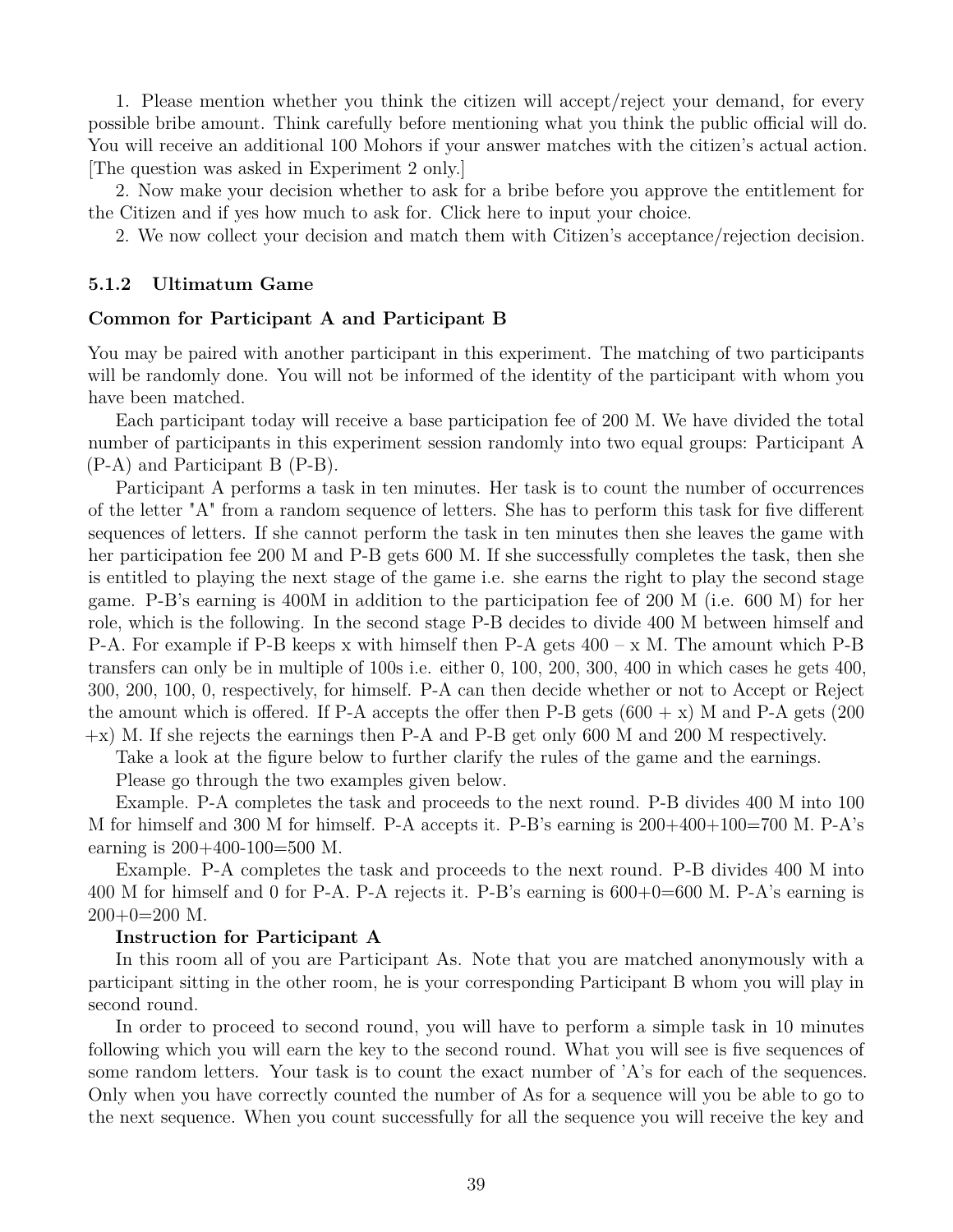1. Please mention whether you think the citizen will accept/reject your demand, for every possible bribe amount. Think carefully before mentioning what you think the public official will do. You will receive an additional 100 Mohors if your answer matches with the citizen's actual action. [The question was asked in Experiment 2 only.]

2. Now make your decision whether to ask for a bribe before you approve the entitlement for the Citizen and if yes how much to ask for. Click here to input your choice.

2. We now collect your decision and match them with Citizen's acceptance/rejection decision.

### 5.1.2 Ultimatum Game

**Common for Participant A and Participant B**

You may be paired with another participant in this experiment. The matching of two participants will be randomly done. You will not be informed of the identity of the participant with whom you have been matched.

Each participant today will receive a base participation fee of 200 M. We have divided the total number of participants in this experiment session randomly into two equal groups: Participant A (P-A) and Participant B (P-B).

Participant A performs a task in ten minutes. Her task is to count the number of occurrences of the letter "A" from a random sequence of letters. She has to perform this task for five different sequences of letters. If she cannot perform the task in ten minutes then she leaves the game with her participation fee 200 M and P-B gets 600 M. If she successfully completes the task, then she is entitled to playing the next stage of the game i.e. she earns the right to play the second stage game. P-B's earning is 400M in addition to the participation fee of 200 M (i.e. 600 M) for her role, which is the following. In the second stage P-B decides to divide 400 M between himself and P-A. For example if P-B keeps x with himself then P-A gets 400 – x M. The amount which P-B transfers can only be in multiple of 100s i.e. either 0, 100, 200, 300, 400 in which cases he gets 400, 300, 200, 100, 0, respectively, for himself. P-A can then decide whether or not to Accept or Reject the amount which is offered. If P-A accepts the offer then P-B gets (600 + x) M and P-A gets (200 +x) M. If she rejects the earnings then P-A and P-B get only 600 M and 200 M respectively.

Take a look at the figure below to further clarify the rules of the game and the earnings.

Please go through the two examples given below.

Example. P-A completes the task and proceeds to the next round. P-B divides 400 M into 100 M for himself and 300 M for himself. P-A accepts it. P-B's earning is 200+400+100=700 M. P-A's earning is 200+400-100=500 M.

Example. P-A completes the task and proceeds to the next round. P-B divides 400 M into 400 M for himself and 0 for P-A. P-A rejects it. P-B's earning is 600+0=600 M. P-A's earning is 200+0=200 M.

**Instruction for Participant A**

In this room all of you are Participant As. Note that you are matched anonymously with a participant sitting in the other room, he is your corresponding Participant B whom you will play in second round.

In order to proceed to second round, you will have to perform a simple task in 10 minutes following which you will earn the key to the second round. What you will see is five sequences of some random letters. Your task is to count the exact number of 'A's for each of the sequences. Only when you have correctly counted the number of As for a sequence will you be able to go to the next sequence. When you count successfully for all the sequence you will receive the key and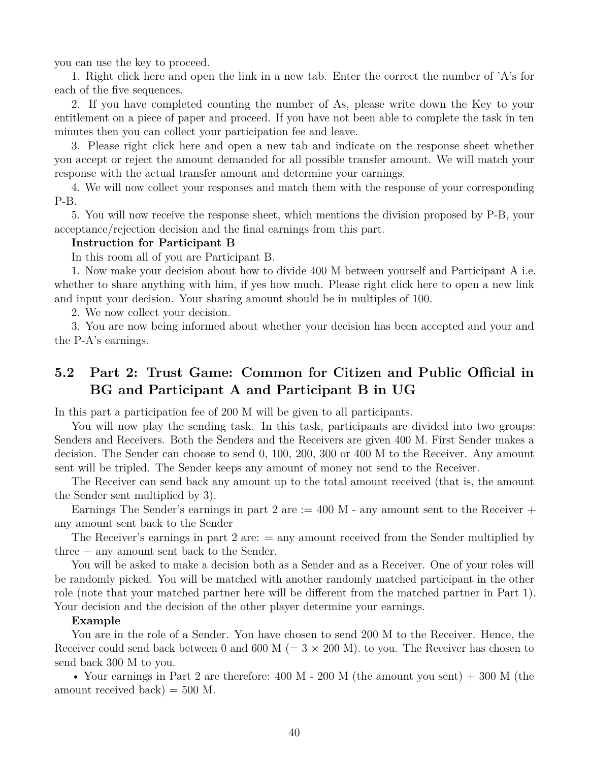you can use the key to proceed.

1. Right click here and open the link in a new tab. Enter the correct the number of 'A's for each of the five sequences.

2. If you have completed counting the number of As, please write down the Key to your entitlement on a piece of paper and proceed. If you have not been able to complete the task in ten minutes then you can collect your participation fee and leave.

3. Please right click here and open a new tab and indicate on the response sheet whether you accept or reject the amount demanded for all possible transfer amount. We will match your response with the actual transfer amount and determine your earnings.

4. We will now collect your responses and match them with the response of your corresponding P-B.

5. You will now receive the response sheet, which mentions the division proposed by P-B, your acceptance/rejection decision and the final earnings from this part.

**Instruction for Participant B**

In this room all of you are Participant B.

1. Now make your decision about how to divide 400 M between yourself and Participant A i.e. whether to share anything with him, if yes how much. Please right click here to open a new link and input your decision. Your sharing amount should be in multiples of 100.

2. We now collect your decision.

3. You are now being informed about whether your decision has been accepted and your and the P-A's earnings.

## 5.2 Part 2: Trust Game: Common for Citizen and Public Official in BG and Participant A and Participant B in UG

In this part a participation fee of 200 M will be given to all participants.

You will now play the sending task. In this task, participants are divided into two groups: Senders and Receivers. Both the Senders and the Receivers are given 400 M. First Sender makes a decision. The Sender can choose to send 0, 100, 200, 300 or 400 M to the Receiver. Any amount sent will be tripled. The Sender keeps any amount of money not send to the Receiver.

The Receiver can send back any amount up to the total amount received (that is, the amount the Sender sent multiplied by 3).

Earnings The Sender's earnings in part 2 are := 400 M - any amount sent to the Receiver + any amount sent back to the Sender

The Receiver's earnings in part 2 are: = any amount received from the Sender multiplied by three − any amount sent back to the Sender.

You will be asked to make a decision both as a Sender and as a Receiver. One of your roles will be randomly picked. You will be matched with another randomly matched participant in the other role (note that your matched partner here will be different from the matched partner in Part 1). Your decision and the decision of the other player determine your earnings.

**Example**

You are in the role of a Sender. You have chosen to send 200 M to the Receiver. Hence, the Receiver could send back between 0 and 600 M (= 3 × 200 M). to you. The Receiver has chosen to send back 300 M to you.

- Your earnings in Part 2 are therefore: 400 M - 200 M (the amount you sent) + 300 M (the amount received back) = 500 M.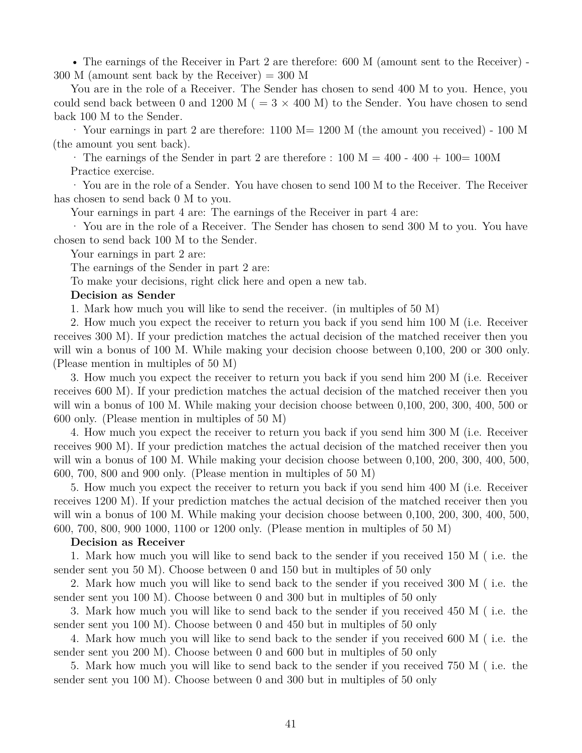- The earnings of the Receiver in Part 2 are therefore: 600 M (amount sent to the Receiver) - 300 M (amount sent back by the Receiver) = 300 M

You are in the role of a Receiver. The Sender has chosen to send 400 M to you. Hence, you could send back between 0 and 1200 M ( = 3 × 400 M) to the Sender. You have chosen to send back 100 M to the Sender.

· Your earnings in part 2 are therefore: 1100 M= 1200 M (the amount you received) - 100 M (the amount you sent back).

· The earnings of the Sender in part 2 are therefore : 100 M = 400 - 400 + 100= 100M

Practice exercise.

· You are in the role of a Sender. You have chosen to send 100 M to the Receiver. The Receiver has chosen to send back 0 M to you.

Your earnings in part 4 are: The earnings of the Receiver in part 4 are:

· You are in the role of a Receiver. The Sender has chosen to send 300 M to you. You have chosen to send back 100 M to the Sender.

Your earnings in part 2 are:

The earnings of the Sender in part 2 are:

To make your decisions, right click here and open a new tab.

**Decision as Sender**

1. Mark how much you will like to send the receiver. (in multiples of 50 M)
2. How much you expect the receiver to return you back if you send him 100 M (i.e. Receiver receives 300 M). If your prediction matches the actual decision of the matched receiver then you will win a bonus of 100 M. While making your decision choose between 0,100, 200 or 300 only. (Please mention in multiples of 50 M)
3. How much you expect the receiver to return you back if you send him 200 M (i.e. Receiver receives 600 M). If your prediction matches the actual decision of the matched receiver then you will win a bonus of 100 M. While making your decision choose between 0,100, 200, 300, 400, 500 or 600 only. (Please mention in multiples of 50 M)
4. How much you expect the receiver to return you back if you send him 300 M (i.e. Receiver receives 900 M). If your prediction matches the actual decision of the matched receiver then you will win a bonus of 100 M. While making your decision choose between 0,100, 200, 300, 400, 500, 600, 700, 800 and 900 only. (Please mention in multiples of 50 M)
5. How much you expect the receiver to return you back if you send him 400 M (i.e. Receiver receives 1200 M). If your prediction matches the actual decision of the matched receiver then you will win a bonus of 100 M. While making your decision choose between 0,100, 200, 300, 400, 500, 600, 700, 800, 900 1000, 1100 or 1200 only. (Please mention in multiples of 50 M)

**Decision as Receiver**

1. Mark how much you will like to send back to the sender if you received 150 M ( i.e. the sender sent you 50 M). Choose between 0 and 150 but in multiples of 50 only
2. Mark how much you will like to send back to the sender if you received 300 M ( i.e. the sender sent you 100 M). Choose between 0 and 300 but in multiples of 50 only
3. Mark how much you will like to send back to the sender if you received 450 M ( i.e. the sender sent you 100 M). Choose between 0 and 450 but in multiples of 50 only
4. Mark how much you will like to send back to the sender if you received 600 M ( i.e. the sender sent you 200 M). Choose between 0 and 600 but in multiples of 50 only
5. Mark how much you will like to send back to the sender if you received 750 M ( i.e. the sender sent you 100 M). Choose between 0 and 300 but in multiples of 50 only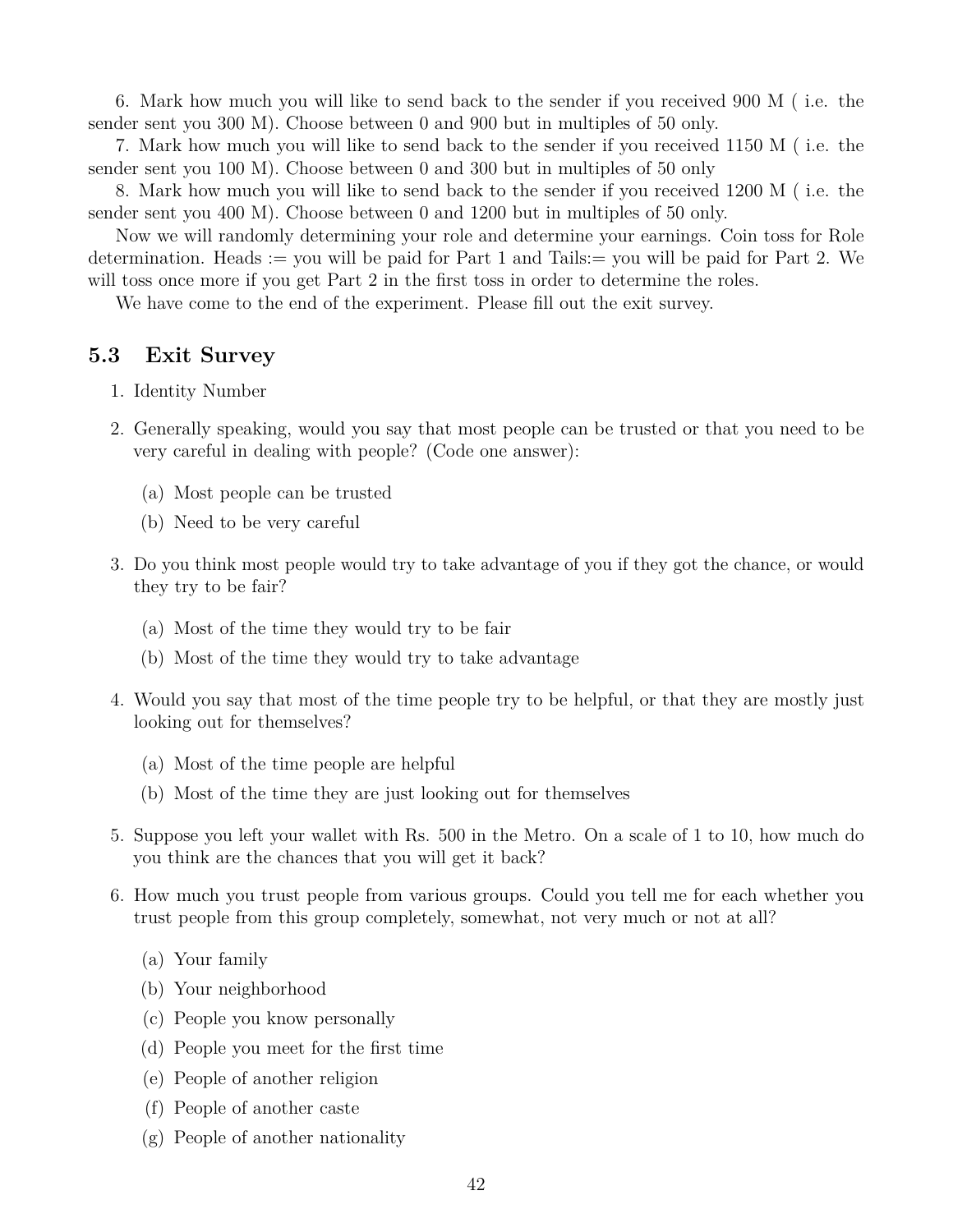6. Mark how much you will like to send back to the sender if you received 900 M ( i.e. the sender sent you 300 M). Choose between 0 and 900 but in multiples of 50 only.

7. Mark how much you will like to send back to the sender if you received 1150 M ( i.e. the sender sent you 100 M). Choose between 0 and 300 but in multiples of 50 only

8. Mark how much you will like to send back to the sender if you received 1200 M ( i.e. the sender sent you 400 M). Choose between 0 and 1200 but in multiples of 50 only.

Now we will randomly determining your role and determine your earnings. Coin toss for Role determination. Heads := you will be paid for Part 1 and Tails:= you will be paid for Part 2. We will toss once more if you get Part 2 in the first toss in order to determine the roles.

We have come to the end of the experiment. Please fill out the exit survey.

### 5.3 Exit Survey

1. Identity Number
2. Generally speaking, would you say that most people can be trusted or that you need to be very careful in dealing with people? (Code one answer):
   (a) Most people can be trusted
   (b) Need to be very careful
3. Do you think most people would try to take advantage of you if they got the chance, or would they try to be fair?
   (a) Most of the time they would try to be fair
   (b) Most of the time they would try to take advantage
4. Would you say that most of the time people try to be helpful, or that they are mostly just looking out for themselves?
   (a) Most of the time people are helpful
   (b) Most of the time they are just looking out for themselves
5. Suppose you left your wallet with Rs. 500 in the Metro. On a scale of 1 to 10, how much do you think are the chances that you will get it back?
6. How much you trust people from various groups. Could you tell me for each whether you trust people from this group completely, somewhat, not very much or not at all?
   (a) Your family
   (b) Your neighborhood
   (c) People you know personally
   (d) People you meet for the first time
   (e) People of another religion
   (f) People of another caste
   (g) People of another nationality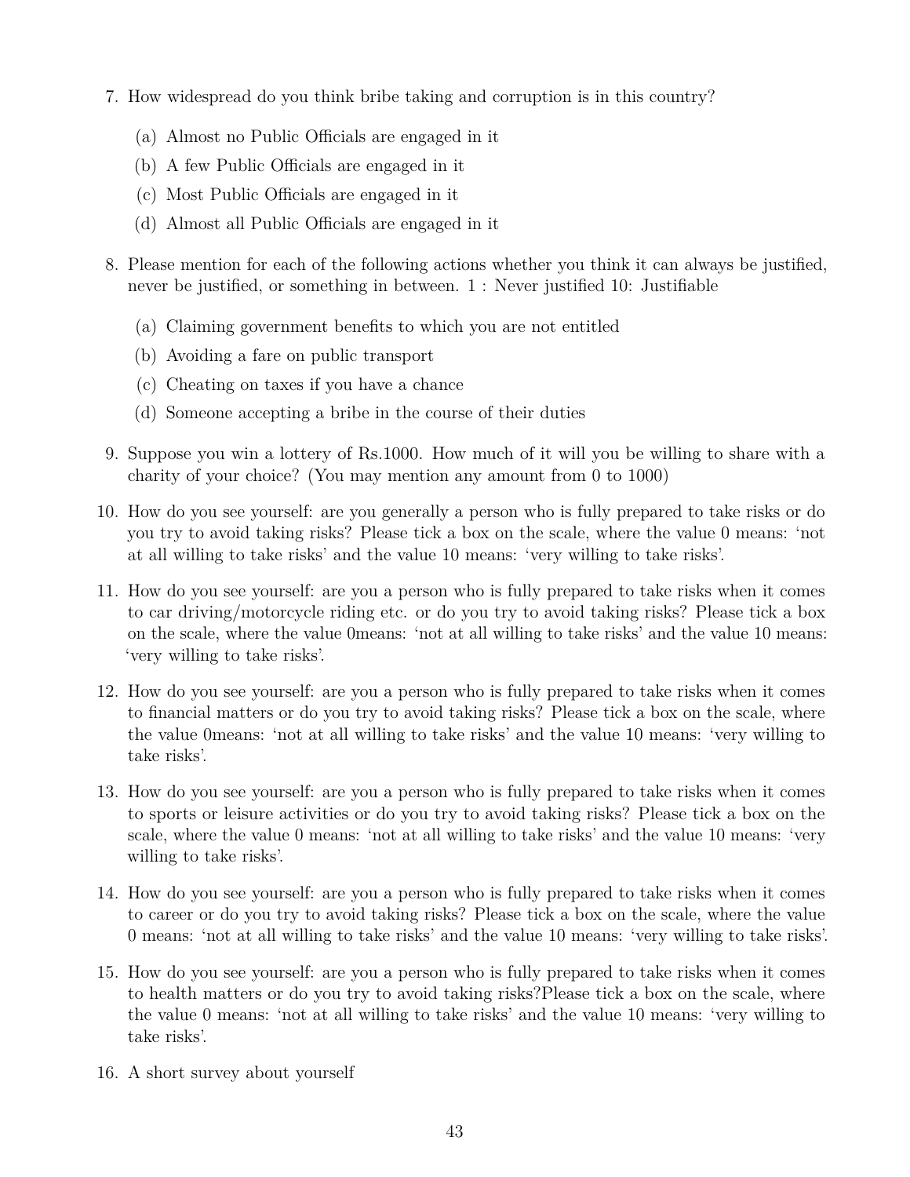7. How widespread do you think bribe taking and corruption is in this country?

   (a) Almost no Public Officials are engaged in it

   (b) A few Public Officials are engaged in it

   (c) Most Public Officials are engaged in it

   (d) Almost all Public Officials are engaged in it

8. Please mention for each of the following actions whether you think it can always be justified, never be justified, or something in between. 1 : Never justified 10: Justifiable

   (a) Claiming government benefits to which you are not entitled

   (b) Avoiding a fare on public transport

   (c) Cheating on taxes if you have a chance

   (d) Someone accepting a bribe in the course of their duties

9. Suppose you win a lottery of Rs.1000. How much of it will you be willing to share with a charity of your choice? (You may mention any amount from 0 to 1000)

10. How do you see yourself: are you generally a person who is fully prepared to take risks or do you try to avoid taking risks? Please tick a box on the scale, where the value 0 means: 'not at all willing to take risks' and the value 10 means: 'very willing to take risks'.

11. How do you see yourself: are you a person who is fully prepared to take risks when it comes to car driving/motorcycle riding etc. or do you try to avoid taking risks? Please tick a box on the scale, where the value 0means: 'not at all willing to take risks' and the value 10 means: 'very willing to take risks'.

12. How do you see yourself: are you a person who is fully prepared to take risks when it comes to financial matters or do you try to avoid taking risks? Please tick a box on the scale, where the value 0means: 'not at all willing to take risks' and the value 10 means: 'very willing to take risks'.

13. How do you see yourself: are you a person who is fully prepared to take risks when it comes to sports or leisure activities or do you try to avoid taking risks? Please tick a box on the scale, where the value 0 means: 'not at all willing to take risks' and the value 10 means: 'very willing to take risks'.

14. How do you see yourself: are you a person who is fully prepared to take risks when it comes to career or do you try to avoid taking risks? Please tick a box on the scale, where the value 0 means: 'not at all willing to take risks' and the value 10 means: 'very willing to take risks'.

15. How do you see yourself: are you a person who is fully prepared to take risks when it comes to health matters or do you try to avoid taking risks?Please tick a box on the scale, where the value 0 means: 'not at all willing to take risks' and the value 10 means: 'very willing to take risks'.

16. A short survey about yourself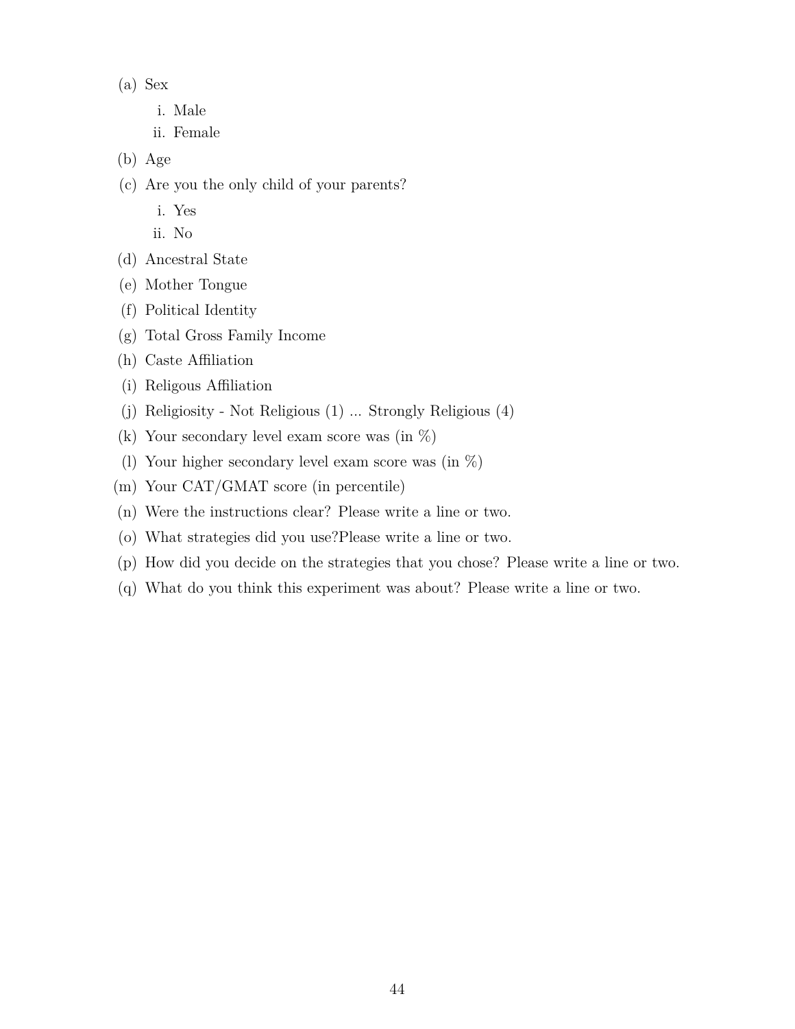(a) Sex

   i. Male

   ii. Female

(b) Age

(c) Are you the only child of your parents?

   i. Yes

   ii. No

(d) Ancestral State

(e) Mother Tongue

(f) Political Identity

(g) Total Gross Family Income

(h) Caste Affiliation

(i) Religous Affiliation

(j) Religiosity - Not Religious (1) ... Strongly Religious (4)

(k) Your secondary level exam score was (in %)

(l) Your higher secondary level exam score was (in %)

(m) Your CAT/GMAT score (in percentile)

(n) Were the instructions clear? Please write a line or two.

(o) What strategies did you use?Please write a line or two.

(p) How did you decide on the strategies that you chose? Please write a line or two.

(q) What do you think this experiment was about? Please write a line or two.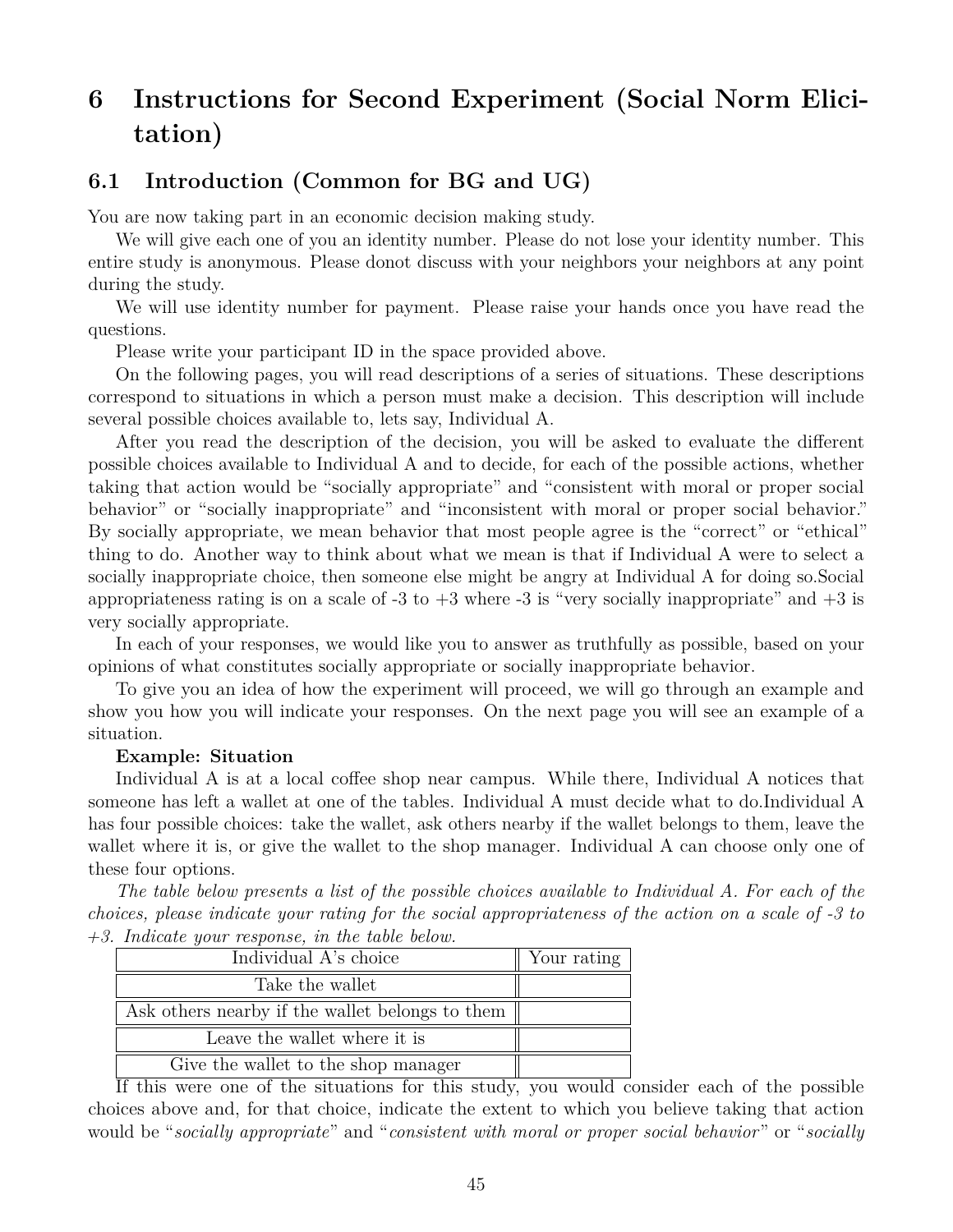# 6 Instructions for Second Experiment (Social Norm Elicitation)

## 6.1 Introduction (Common for BG and UG)

You are now taking part in an economic decision making study.

We will give each one of you an identity number. Please do not lose your identity number. This entire study is anonymous. Please donot discuss with your neighbors your neighbors at any point during the study.

We will use identity number for payment. Please raise your hands once you have read the questions.

Please write your participant ID in the space provided above.

On the following pages, you will read descriptions of a series of situations. These descriptions correspond to situations in which a person must make a decision. This description will include several possible choices available to, lets say, Individual A.

After you read the description of the decision, you will be asked to evaluate the different possible choices available to Individual A and to decide, for each of the possible actions, whether taking that action would be "socially appropriate" and "consistent with moral or proper social behavior" or "socially inappropriate" and "inconsistent with moral or proper social behavior." By socially appropriate, we mean behavior that most people agree is the "correct" or "ethical" thing to do. Another way to think about what we mean is that if Individual A were to select a socially inappropriate choice, then someone else might be angry at Individual A for doing so.Social appropriateness rating is on a scale of -3 to +3 where -3 is "very socially inappropriate" and +3 is very socially appropriate.

In each of your responses, we would like you to answer as truthfully as possible, based on your opinions of what constitutes socially appropriate or socially inappropriate behavior.

To give you an idea of how the experiment will proceed, we will go through an example and show you how you will indicate your responses. On the next page you will see an example of a situation.

**Example: Situation**

Individual A is at a local coffee shop near campus. While there, Individual A notices that someone has left a wallet at one of the tables. Individual A must decide what to do.Individual A has four possible choices: take the wallet, ask others nearby if the wallet belongs to them, leave the wallet where it is, or give the wallet to the shop manager. Individual A can choose only one of these four options.

*The table below presents a list of the possible choices available to Individual A. For each of the choices, please indicate your rating for the social appropriateness of the action on a scale of -3 to +3. Indicate your response, in the table below.*

| Individual A's choice | Your rating |
|---|---|
| Take the wallet | |
| Ask others nearby if the wallet belongs to them | |
| Leave the wallet where it is | |
| Give the wallet to the shop manager | |

If this were one of the situations for this study, you would consider each of the possible choices above and, for that choice, indicate the extent to which you believe taking that action would be "*socially appropriate*" and "*consistent with moral or proper social behavior*" or "*socially*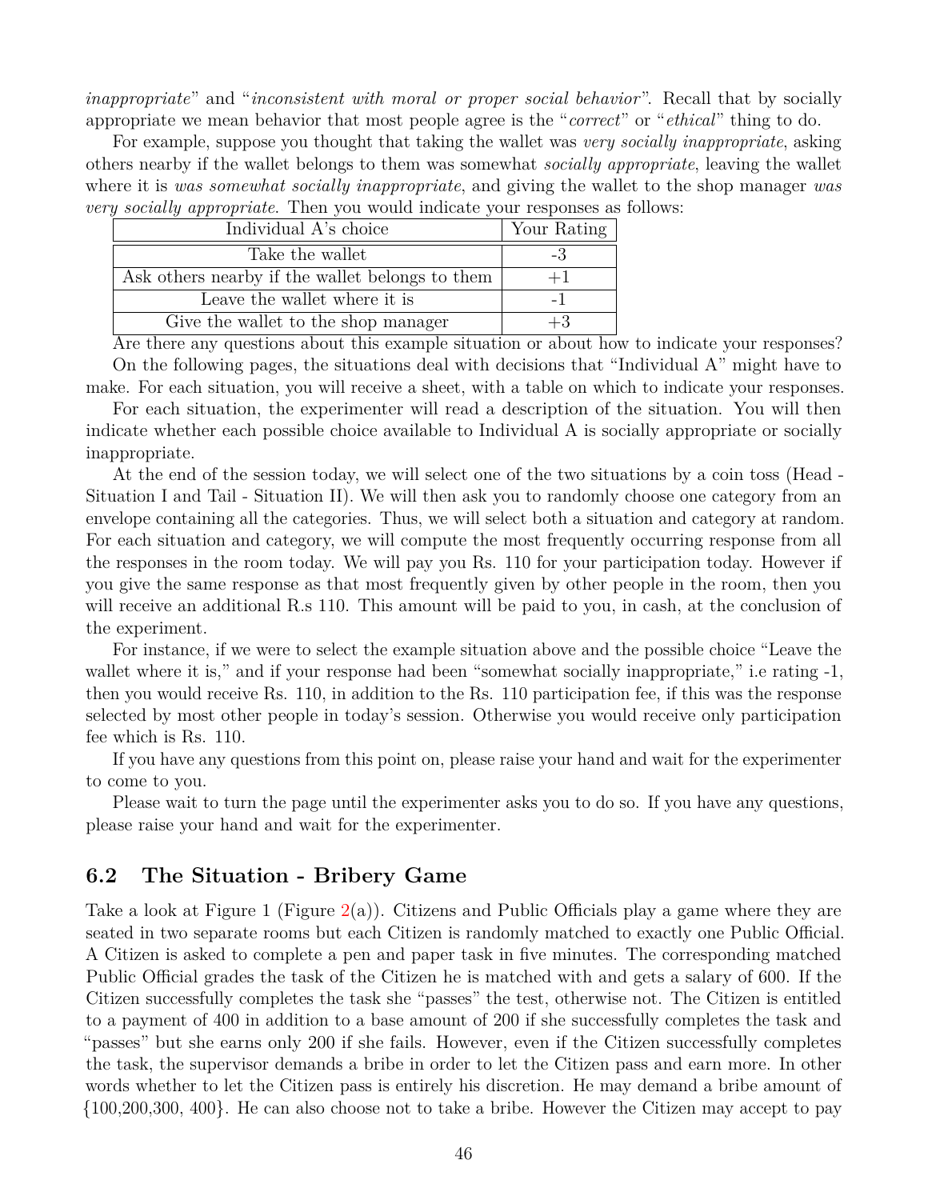*inappropriate*" and "*inconsistent with moral or proper social behavior*". Recall that by socially appropriate we mean behavior that most people agree is the "*correct*" or "*ethical*" thing to do.

For example, suppose you thought that taking the wallet was *very socially inappropriate*, asking others nearby if the wallet belongs to them was somewhat *socially appropriate*, leaving the wallet where it is *was somewhat socially inappropriate*, and giving the wallet to the shop manager *was very socially appropriate*. Then you would indicate your responses as follows:

| Individual A's choice | Your Rating |
|---|---|
| Take the wallet | -3 |
| Ask others nearby if the wallet belongs to them | +1 |
| Leave the wallet where it is | -1 |
| Give the wallet to the shop manager | +3 |

Are there any questions about this example situation or about how to indicate your responses?

On the following pages, the situations deal with decisions that "Individual A" might have to make. For each situation, you will receive a sheet, with a table on which to indicate your responses.

For each situation, the experimenter will read a description of the situation. You will then indicate whether each possible choice available to Individual A is socially appropriate or socially inappropriate.

At the end of the session today, we will select one of the two situations by a coin toss (Head - Situation I and Tail - Situation II). We will then ask you to randomly choose one category from an envelope containing all the categories. Thus, we will select both a situation and category at random. For each situation and category, we will compute the most frequently occurring response from all the responses in the room today. We will pay you Rs. 110 for your participation today. However if you give the same response as that most frequently given by other people in the room, then you will receive an additional R.s 110. This amount will be paid to you, in cash, at the conclusion of the experiment.

For instance, if we were to select the example situation above and the possible choice "Leave the wallet where it is," and if your response had been "somewhat socially inappropriate," i.e rating -1, then you would receive Rs. 110, in addition to the Rs. 110 participation fee, if this was the response selected by most other people in today's session. Otherwise you would receive only participation fee which is Rs. 110.

If you have any questions from this point on, please raise your hand and wait for the experimenter to come to you.

Please wait to turn the page until the experimenter asks you to do so. If you have any questions, please raise your hand and wait for the experimenter.

## 6.2 The Situation - Bribery Game

Take a look at Figure 1 (Figure 2(a)). Citizens and Public Officials play a game where they are seated in two separate rooms but each Citizen is randomly matched to exactly one Public Official. A Citizen is asked to complete a pen and paper task in five minutes. The corresponding matched Public Official grades the task of the Citizen he is matched with and gets a salary of 600. If the Citizen successfully completes the task she "passes" the test, otherwise not. The Citizen is entitled to a payment of 400 in addition to a base amount of 200 if she successfully completes the task and "passes" but she earns only 200 if she fails. However, even if the Citizen successfully completes the task, the supervisor demands a bribe in order to let the Citizen pass and earn more. In other words whether to let the Citizen pass is entirely his discretion. He may demand a bribe amount of {100,200,300, 400}. He can also choose not to take a bribe. However the Citizen may accept to pay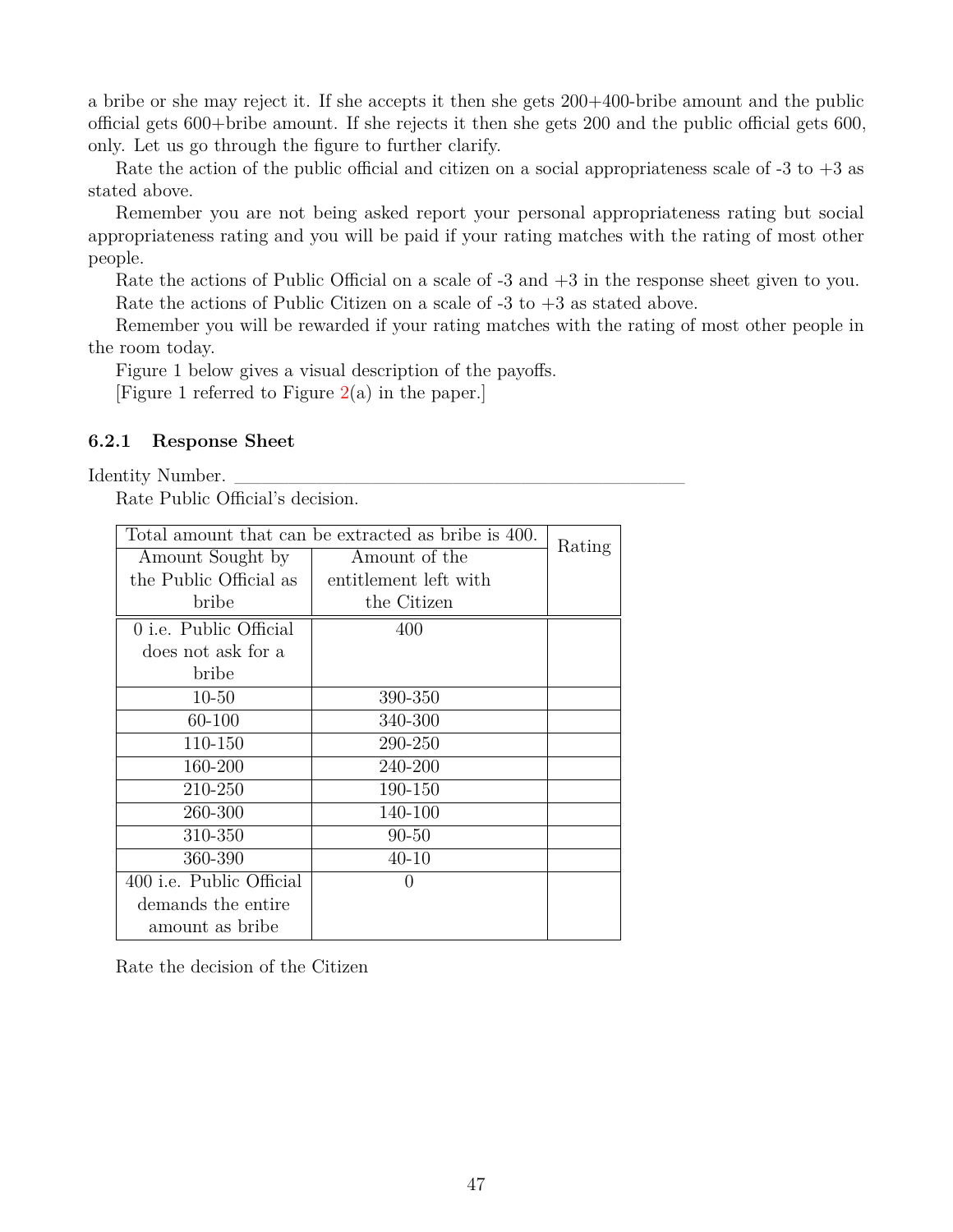a bribe or she may reject it. If she accepts it then she gets 200+400-bribe amount and the public official gets 600+bribe amount. If she rejects it then she gets 200 and the public official gets 600, only. Let us go through the figure to further clarify.

Rate the action of the public official and citizen on a social appropriateness scale of -3 to +3 as stated above.

Remember you are not being asked report your personal appropriateness rating but social appropriateness rating and you will be paid if your rating matches with the rating of most other people.

Rate the actions of Public Official on a scale of -3 and +3 in the response sheet given to you.

Rate the actions of Public Citizen on a scale of -3 to +3 as stated above.

Remember you will be rewarded if your rating matches with the rating of most other people in the room today.

Figure 1 below gives a visual description of the payoffs.

[Figure 1 referred to Figure 2(a) in the paper.]

### 6.2.1 Response Sheet

Identity Number. ______________________________________________

Rate Public Official's decision.

| Total amount that can be extracted as bribe is 400. | | Rating |
|---|---|---|
| Amount Sought by the Public Official as bribe | Amount of the entitlement left with the Citizen | |
| 0 i.e. Public Official does not ask for a bribe | 400 | |
| 10-50 | 390-350 | |
| 60-100 | 340-300 | |
| 110-150 | 290-250 | |
| 160-200 | 240-200 | |
| 210-250 | 190-150 | |
| 260-300 | 140-100 | |
| 310-350 | 90-50 | |
| 360-390 | 40-10 | |
| 400 i.e. Public Official demands the entire amount as bribe | 0 | |

Rate the decision of the Citizen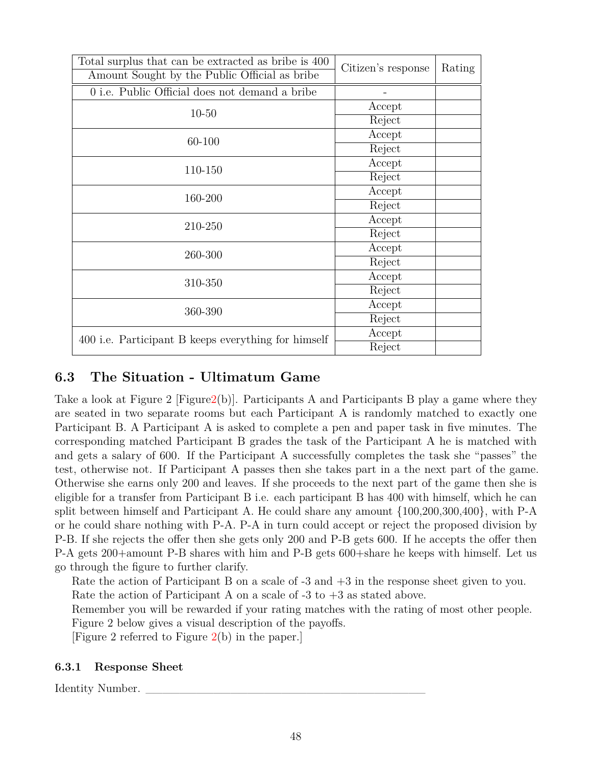| Total surplus that can be extracted as bribe is 400<br>Amount Sought by the Public Official as bribe | Citizen's response | Rating |
|---|---|---|
| 0 i.e. Public Official does not demand a bribe | - | |
| 10-50 | Accept | |
| | Reject | |
| 60-100 | Accept | |
| | Reject | |
| 110-150 | Accept | |
| | Reject | |
| 160-200 | Accept | |
| | Reject | |
| 210-250 | Accept | |
| | Reject | |
| 260-300 | Accept | |
| | Reject | |
| 310-350 | Accept | |
| | Reject | |
| 360-390 | Accept | |
| | Reject | |
| 400 i.e. Participant B keeps everything for himself | Accept | |
| | Reject | |

## 6.3 The Situation - Ultimatum Game

Take a look at Figure 2 [Figure2(b)]. Participants A and Participants B play a game where they are seated in two separate rooms but each Participant A is randomly matched to exactly one Participant B. A Participant A is asked to complete a pen and paper task in five minutes. The corresponding matched Participant B grades the task of the Participant A he is matched with and gets a salary of 600. If the Participant A successfully completes the task she "passes" the test, otherwise not. If Participant A passes then she takes part in a the next part of the game. Otherwise she earns only 200 and leaves. If she proceeds to the next part of the game then she is eligible for a transfer from Participant B i.e. each participant B has 400 with himself, which he can split between himself and Participant A. He could share any amount {100,200,300,400}, with P-A or he could share nothing with P-A. P-A in turn could accept or reject the proposed division by P-B. If she rejects the offer then she gets only 200 and P-B gets 600. If he accepts the offer then P-A gets 200+amount P-B shares with him and P-B gets 600+share he keeps with himself. Let us go through the figure to further clarify.

Rate the action of Participant B on a scale of -3 and +3 in the response sheet given to you.

Rate the action of Participant A on a scale of -3 to +3 as stated above.

Remember you will be rewarded if your rating matches with the rating of most other people.

Figure 2 below gives a visual description of the payoffs.

[Figure 2 referred to Figure 2(b) in the paper.]

### 6.3.1 Response Sheet

Identity Number. ____________________________________________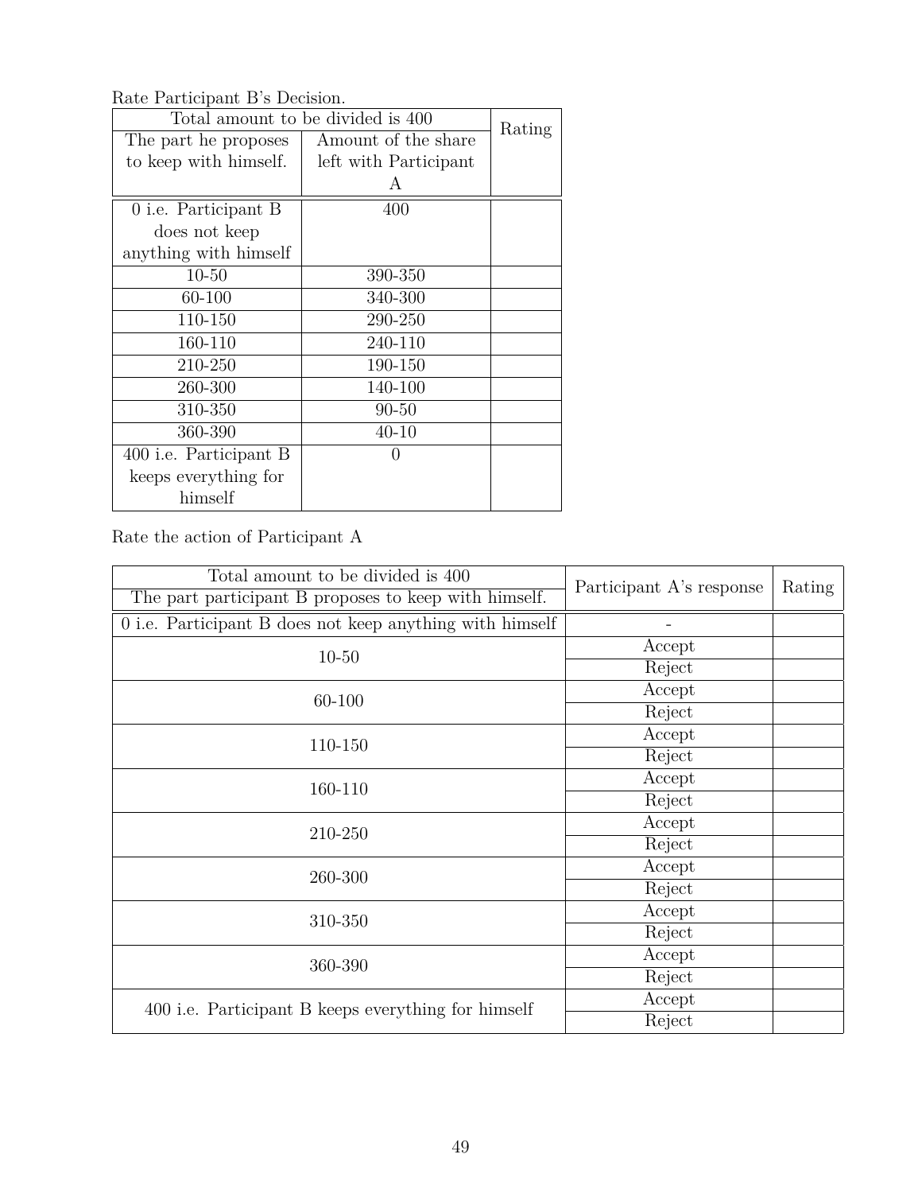Rate Participant B's Decision.

| Total amount to be divided is 400 | | Rating |
|---|---|---|
| The part he proposes to keep with himself. | Amount of the share left with Participant A | |
| 0 i.e. Participant B does not keep anything with himself | 400 | |
| 10-50 | 390-350 | |
| 60-100 | 340-300 | |
| 110-150 | 290-250 | |
| 160-110 | 240-110 | |
| 210-250 | 190-150 | |
| 260-300 | 140-100 | |
| 310-350 | 90-50 | |
| 360-390 | 40-10 | |
| 400 i.e. Participant B keeps everything for himself | 0 | |

Rate the action of Participant A

| Total amount to be divided is 400 | Participant A's response | Rating |
|---|---|---|
| The part participant B proposes to keep with himself. | | |
| 0 i.e. Participant B does not keep anything with himself | - | |
| 10-50 | Accept | |
| | Reject | |
| 60-100 | Accept | |
| | Reject | |
| 110-150 | Accept | |
| | Reject | |
| 160-110 | Accept | |
| | Reject | |
| 210-250 | Accept | |
| | Reject | |
| 260-300 | Accept | |
| | Reject | |
| 310-350 | Accept | |
| | Reject | |
| 360-390 | Accept | |
| | Reject | |
| 400 i.e. Participant B keeps everything for himself | Accept | |
| | Reject | |